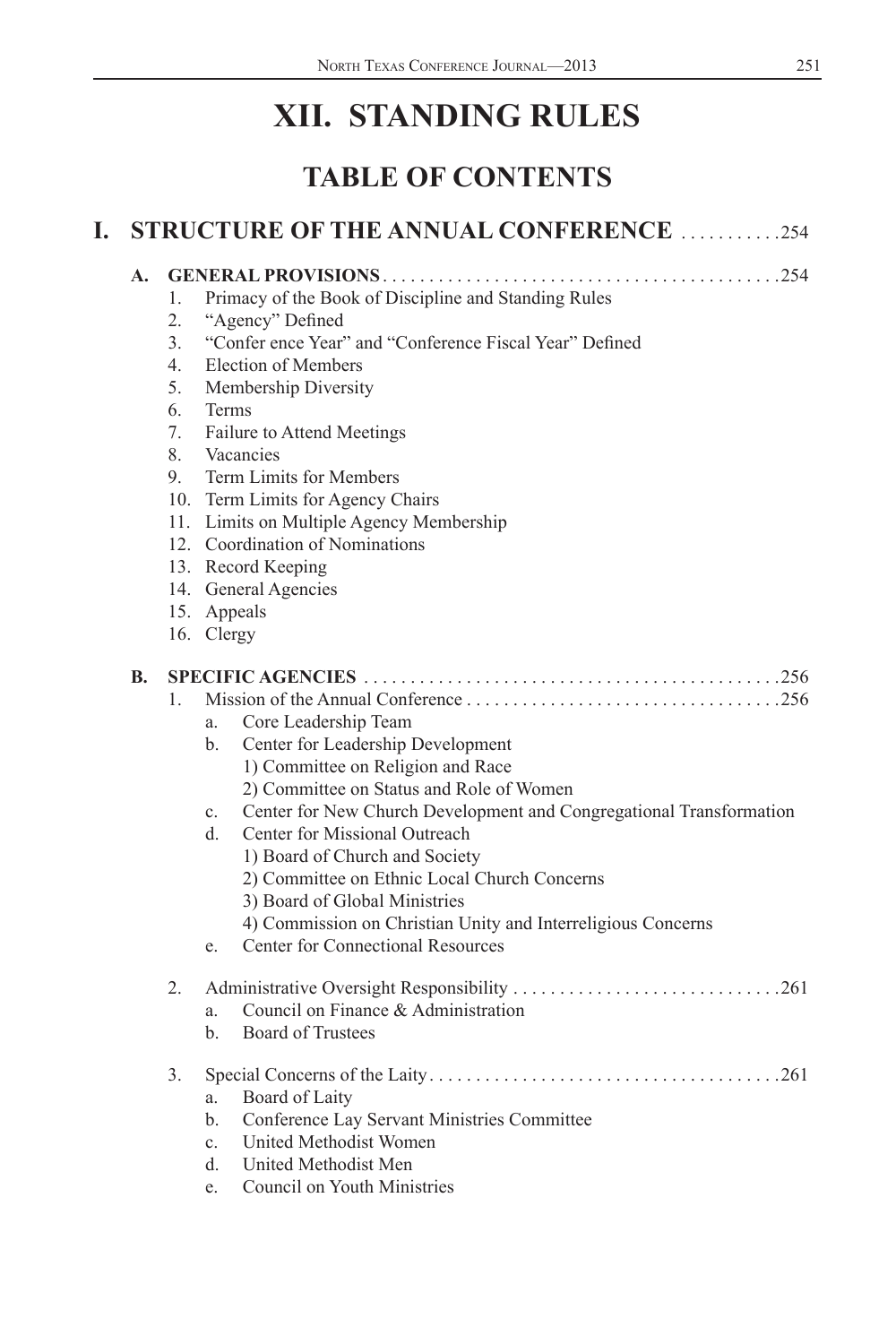# XII. STANDING RULES

## TABLE OF CONTENTS

### I. STRUCTURE OF THE ANNUAL CONFERENCE ..........254

**A. GENERAL PROVISIONS**..........254

1. Primacy of the Book of Discipline and Standing Rules
2. "Agency" Defined
3. "Confer ence Year" and "Conference Fiscal Year" Defined
4. Election of Members
5. Membership Diversity
6. Terms
7. Failure to Attend Meetings
8. Vacancies
9. Term Limits for Members
10. Term Limits for Agency Chairs
11. Limits on Multiple Agency Membership
12. Coordination of Nominations
13. Record Keeping
14. General Agencies
15. Appeals
16. Clergy

**B. SPECIFIC AGENCIES** ..........256

1. Mission of the Annual Conference ..........256
   - a. Core Leadership Team
   - b. Center for Leadership Development
     - 1) Committee on Religion and Race
     - 2) Committee on Status and Role of Women
   - c. Center for New Church Development and Congregational Transformation
   - d. Center for Missional Outreach
     - 1) Board of Church and Society
     - 2) Committee on Ethnic Local Church Concerns
     - 3) Board of Global Ministries
     - 4) Commission on Christian Unity and Interreligious Concerns
   - e. Center for Connectional Resources
2. Administrative Oversight Responsibility ..........261
   - a. Council on Finance & Administration
   - b. Board of Trustees
3. Special Concerns of the Laity..........261
   - a. Board of Laity
   - b. Conference Lay Servant Ministries Committee
   - c. United Methodist Women
   - d. United Methodist Men
   - e. Council on Youth Ministries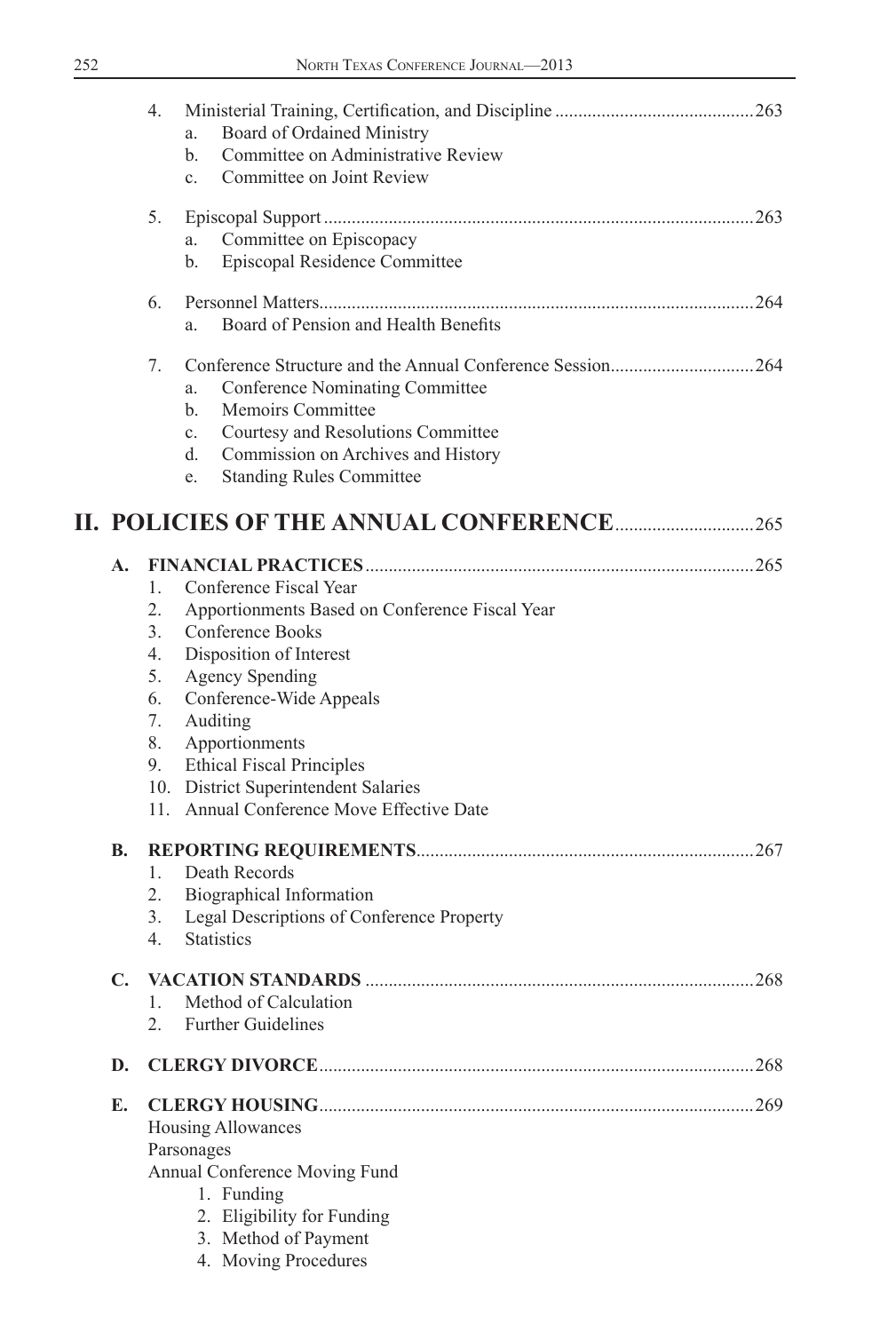4. Ministerial Training, Certification, and Discipline ..........................................263
   a. Board of Ordained Ministry
   b. Committee on Administrative Review
   c. Committee on Joint Review

5. Episcopal Support ..........................................................................................263
   a. Committee on Episcopacy
   b. Episcopal Residence Committee

6. Personnel Matters...........................................................................................264
   a. Board of Pension and Health Benefits

7. Conference Structure and the Annual Conference Session..............................264
   a. Conference Nominating Committee
   b. Memoirs Committee
   c. Courtesy and Resolutions Committee
   d. Commission on Archives and History
   e. Standing Rules Committee

# II. POLICIES OF THE ANNUAL CONFERENCE............................265

**A. FINANCIAL PRACTICES**..................................................................................265

1. Conference Fiscal Year
2. Apportionments Based on Conference Fiscal Year
3. Conference Books
4. Disposition of Interest
5. Agency Spending
6. Conference-Wide Appeals
7. Auditing
8. Apportionments
9. Ethical Fiscal Principles
10. District Superintendent Salaries
11. Annual Conference Move Effective Date

**B. REPORTING REQUIREMENTS**.......................................................................267

1. Death Records
2. Biographical Information
3. Legal Descriptions of Conference Property
4. Statistics

**C. VACATION STANDARDS** .................................................................................268

1. Method of Calculation
2. Further Guidelines

**D. CLERGY DIVORCE**...........................................................................................268

**E. CLERGY HOUSING**...........................................................................................269

Housing Allowances

Parsonages

Annual Conference Moving Fund

1. Funding
2. Eligibility for Funding
3. Method of Payment
4. Moving Procedures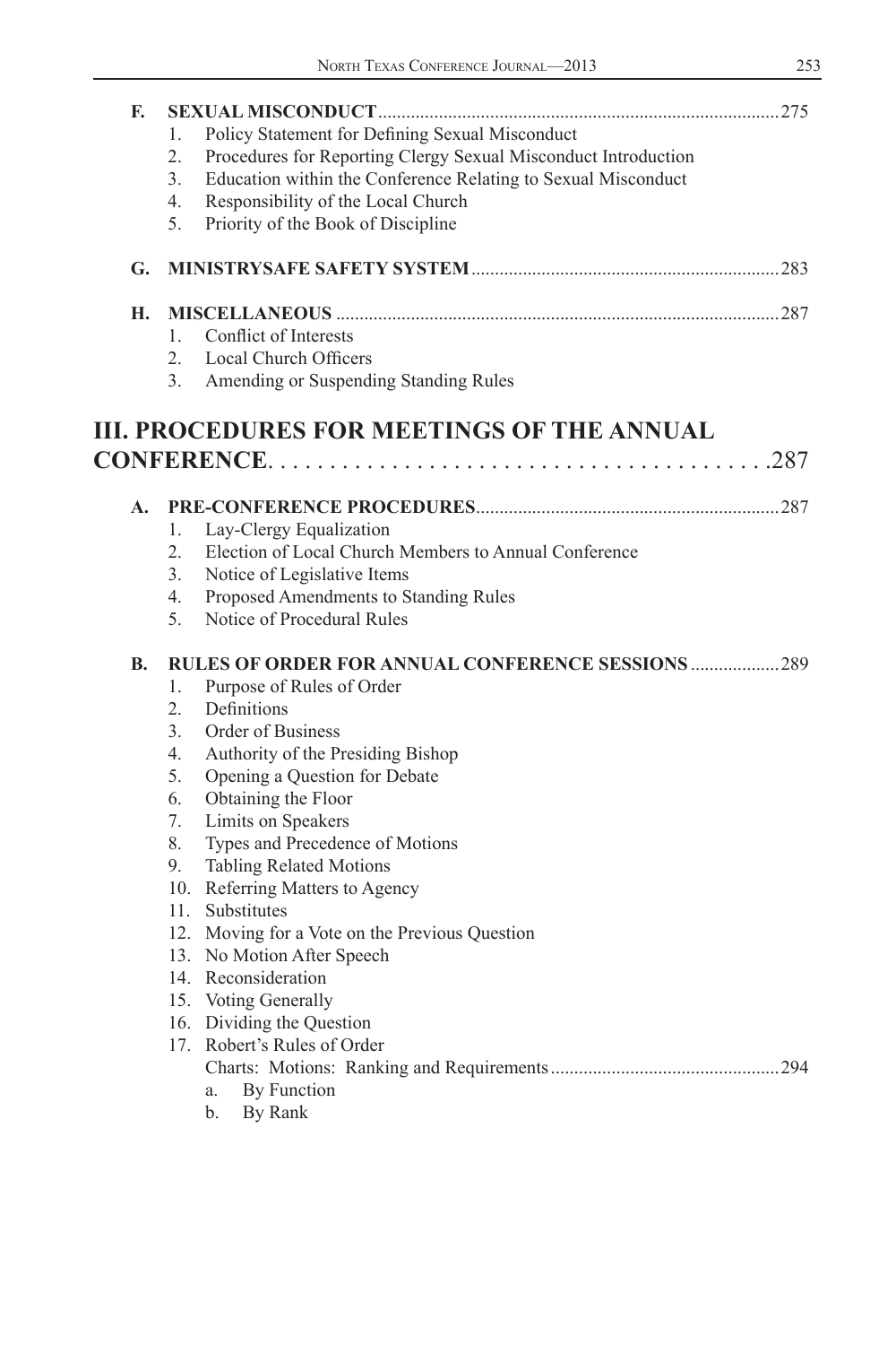**F. SEXUAL MISCONDUCT**.....................................................................................275

1. Policy Statement for Defining Sexual Misconduct
2. Procedures for Reporting Clergy Sexual Misconduct Introduction
3. Education within the Conference Relating to Sexual Misconduct
4. Responsibility of the Local Church
5. Priority of the Book of Discipline

**G. MINISTRYSAFE SAFETY SYSTEM**.................................................................283

**H. MISCELLANEOUS** ..............................................................................................287

1. Conflict of Interests
2. Local Church Officers
3. Amending or Suspending Standing Rules

## III. PROCEDURES FOR MEETINGS OF THE ANNUAL CONFERENCE. . . . . . . . . . . . . . . . . . . . . . . . . . . . . . . . . . . . . . . .287

**A. PRE-CONFERENCE PROCEDURES**.................................................................287

1. Lay-Clergy Equalization
2. Election of Local Church Members to Annual Conference
3. Notice of Legislative Items
4. Proposed Amendments to Standing Rules
5. Notice of Procedural Rules

**B. RULES OF ORDER FOR ANNUAL CONFERENCE SESSIONS** ...................289

1. Purpose of Rules of Order
2. Definitions
3. Order of Business
4. Authority of the Presiding Bishop
5. Opening a Question for Debate
6. Obtaining the Floor
7. Limits on Speakers
8. Types and Precedence of Motions
9. Tabling Related Motions
10. Referring Matters to Agency
11. Substitutes
12. Moving for a Vote on the Previous Question
13. No Motion After Speech
14. Reconsideration
15. Voting Generally
16. Dividing the Question
17. Robert's Rules of Order
    Charts: Motions: Ranking and Requirements.................................................294
    a. By Function
    b. By Rank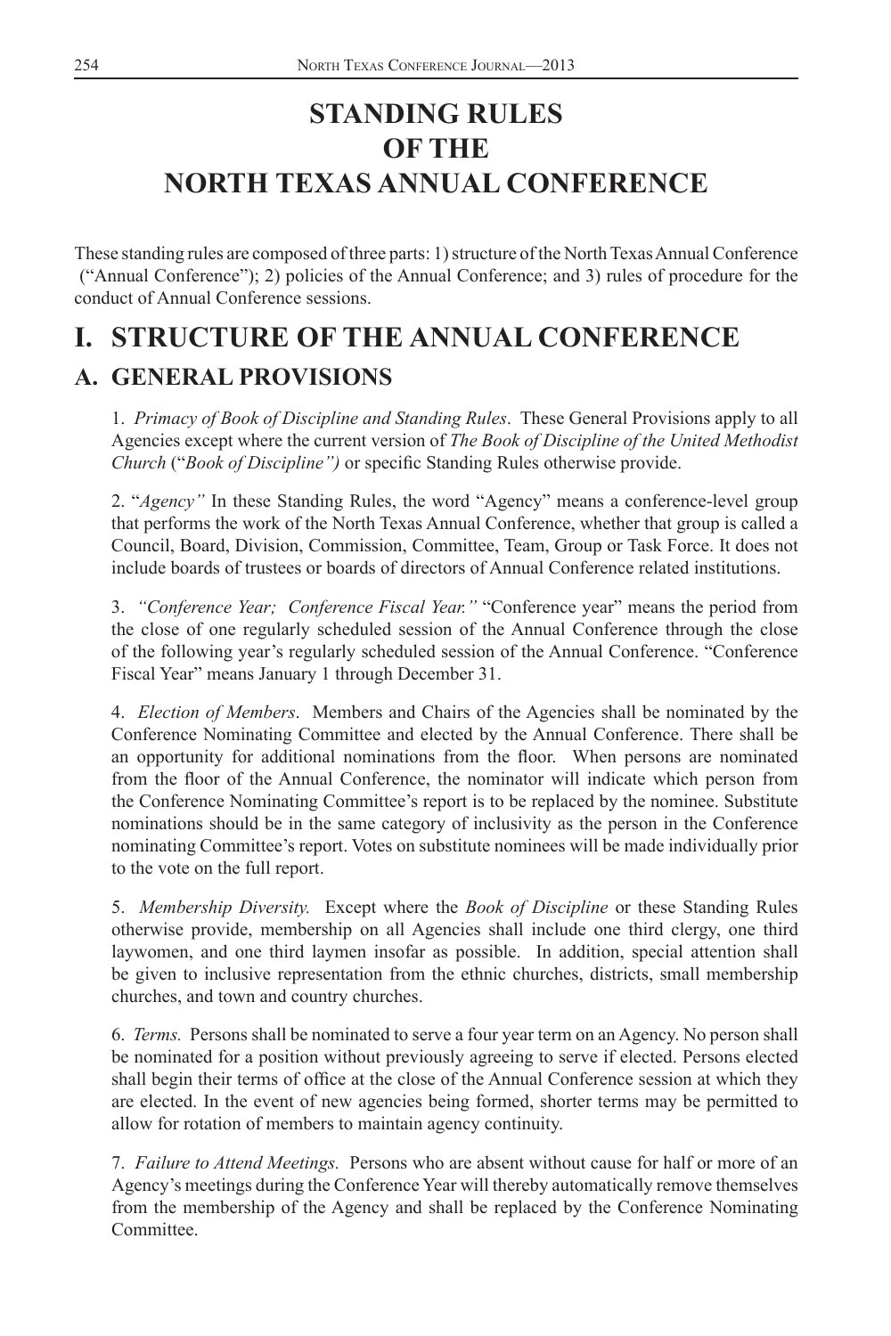# STANDING RULES OF THE NORTH TEXAS ANNUAL CONFERENCE

These standing rules are composed of three parts: 1) structure of the North Texas Annual Conference ("Annual Conference"); 2) policies of the Annual Conference; and 3) rules of procedure for the conduct of Annual Conference sessions.

# I. STRUCTURE OF THE ANNUAL CONFERENCE

## A. GENERAL PROVISIONS

1. *Primacy of Book of Discipline and Standing Rules*. These General Provisions apply to all Agencies except where the current version of *The Book of Discipline of the United Methodist Church* ("*Book of Discipline")* or specific Standing Rules otherwise provide.

2. "*Agency"* In these Standing Rules, the word "Agency" means a conference-level group that performs the work of the North Texas Annual Conference, whether that group is called a Council, Board, Division, Commission, Committee, Team, Group or Task Force. It does not include boards of trustees or boards of directors of Annual Conference related institutions.

3. *"Conference Year; Conference Fiscal Year."* "Conference year" means the period from the close of one regularly scheduled session of the Annual Conference through the close of the following year's regularly scheduled session of the Annual Conference. "Conference Fiscal Year" means January 1 through December 31.

4. *Election of Members*. Members and Chairs of the Agencies shall be nominated by the Conference Nominating Committee and elected by the Annual Conference. There shall be an opportunity for additional nominations from the floor. When persons are nominated from the floor of the Annual Conference, the nominator will indicate which person from the Conference Nominating Committee's report is to be replaced by the nominee. Substitute nominations should be in the same category of inclusivity as the person in the Conference nominating Committee's report. Votes on substitute nominees will be made individually prior to the vote on the full report.

5. *Membership Diversity.* Except where the *Book of Discipline* or these Standing Rules otherwise provide, membership on all Agencies shall include one third clergy, one third laywomen, and one third laymen insofar as possible. In addition, special attention shall be given to inclusive representation from the ethnic churches, districts, small membership churches, and town and country churches.

6. *Terms.* Persons shall be nominated to serve a four year term on an Agency. No person shall be nominated for a position without previously agreeing to serve if elected. Persons elected shall begin their terms of office at the close of the Annual Conference session at which they are elected. In the event of new agencies being formed, shorter terms may be permitted to allow for rotation of members to maintain agency continuity.

7. *Failure to Attend Meetings.* Persons who are absent without cause for half or more of an Agency's meetings during the Conference Year will thereby automatically remove themselves from the membership of the Agency and shall be replaced by the Conference Nominating Committee.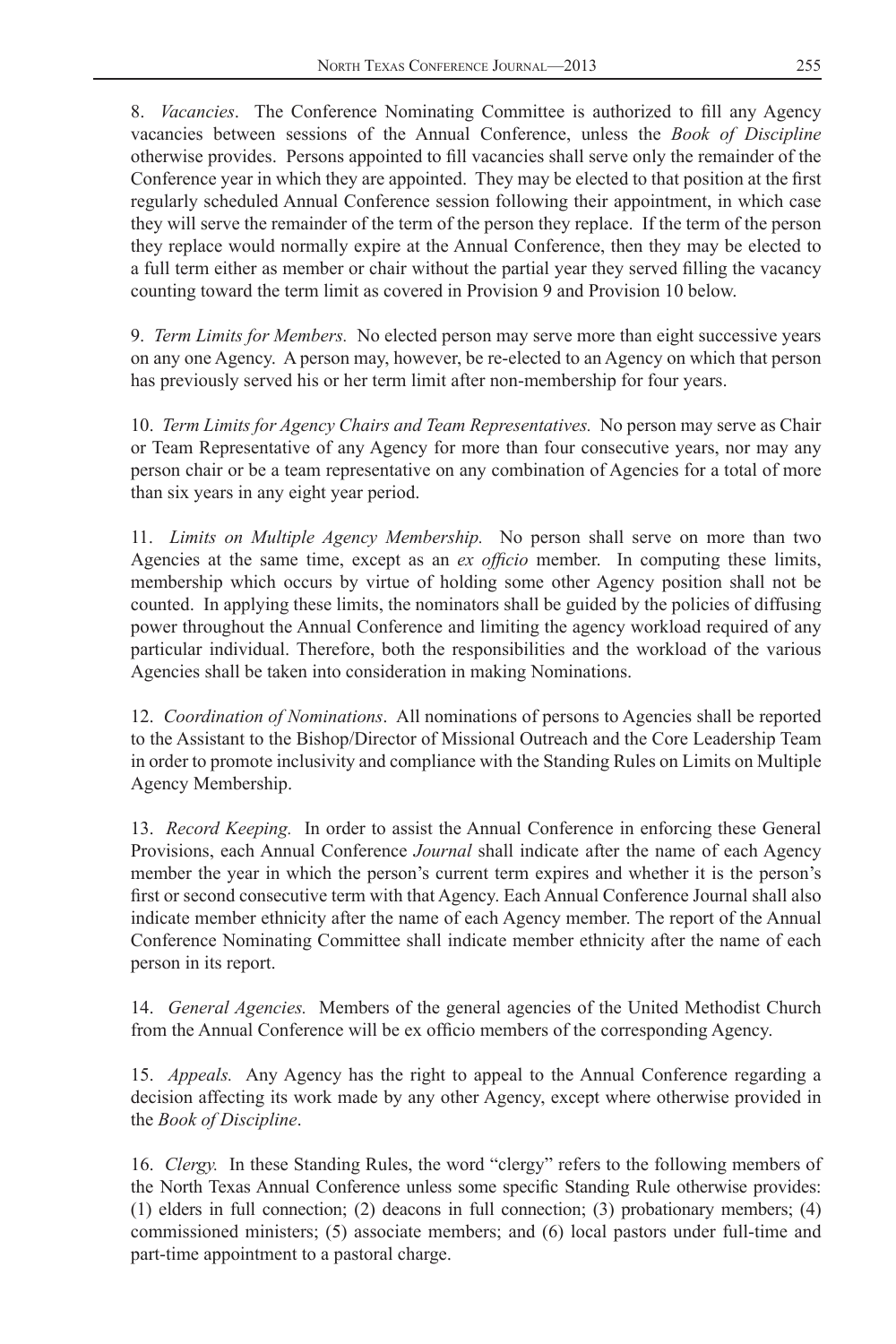8. *Vacancies*. The Conference Nominating Committee is authorized to fill any Agency vacancies between sessions of the Annual Conference, unless the *Book of Discipline* otherwise provides. Persons appointed to fill vacancies shall serve only the remainder of the Conference year in which they are appointed. They may be elected to that position at the first regularly scheduled Annual Conference session following their appointment, in which case they will serve the remainder of the term of the person they replace. If the term of the person they replace would normally expire at the Annual Conference, then they may be elected to a full term either as member or chair without the partial year they served filling the vacancy counting toward the term limit as covered in Provision 9 and Provision 10 below.

9. *Term Limits for Members.* No elected person may serve more than eight successive years on any one Agency. A person may, however, be re-elected to an Agency on which that person has previously served his or her term limit after non-membership for four years.

10. *Term Limits for Agency Chairs and Team Representatives.* No person may serve as Chair or Team Representative of any Agency for more than four consecutive years, nor may any person chair or be a team representative on any combination of Agencies for a total of more than six years in any eight year period.

11. *Limits on Multiple Agency Membership.* No person shall serve on more than two Agencies at the same time, except as an *ex officio* member. In computing these limits, membership which occurs by virtue of holding some other Agency position shall not be counted. In applying these limits, the nominators shall be guided by the policies of diffusing power throughout the Annual Conference and limiting the agency workload required of any particular individual. Therefore, both the responsibilities and the workload of the various Agencies shall be taken into consideration in making Nominations.

12. *Coordination of Nominations*. All nominations of persons to Agencies shall be reported to the Assistant to the Bishop/Director of Missional Outreach and the Core Leadership Team in order to promote inclusivity and compliance with the Standing Rules on Limits on Multiple Agency Membership.

13. *Record Keeping.* In order to assist the Annual Conference in enforcing these General Provisions, each Annual Conference *Journal* shall indicate after the name of each Agency member the year in which the person's current term expires and whether it is the person's first or second consecutive term with that Agency. Each Annual Conference Journal shall also indicate member ethnicity after the name of each Agency member. The report of the Annual Conference Nominating Committee shall indicate member ethnicity after the name of each person in its report.

14. *General Agencies.* Members of the general agencies of the United Methodist Church from the Annual Conference will be ex officio members of the corresponding Agency.

15. *Appeals.* Any Agency has the right to appeal to the Annual Conference regarding a decision affecting its work made by any other Agency, except where otherwise provided in the *Book of Discipline*.

16. *Clergy.* In these Standing Rules, the word "clergy" refers to the following members of the North Texas Annual Conference unless some specific Standing Rule otherwise provides: (1) elders in full connection; (2) deacons in full connection; (3) probationary members; (4) commissioned ministers; (5) associate members; and (6) local pastors under full-time and part-time appointment to a pastoral charge.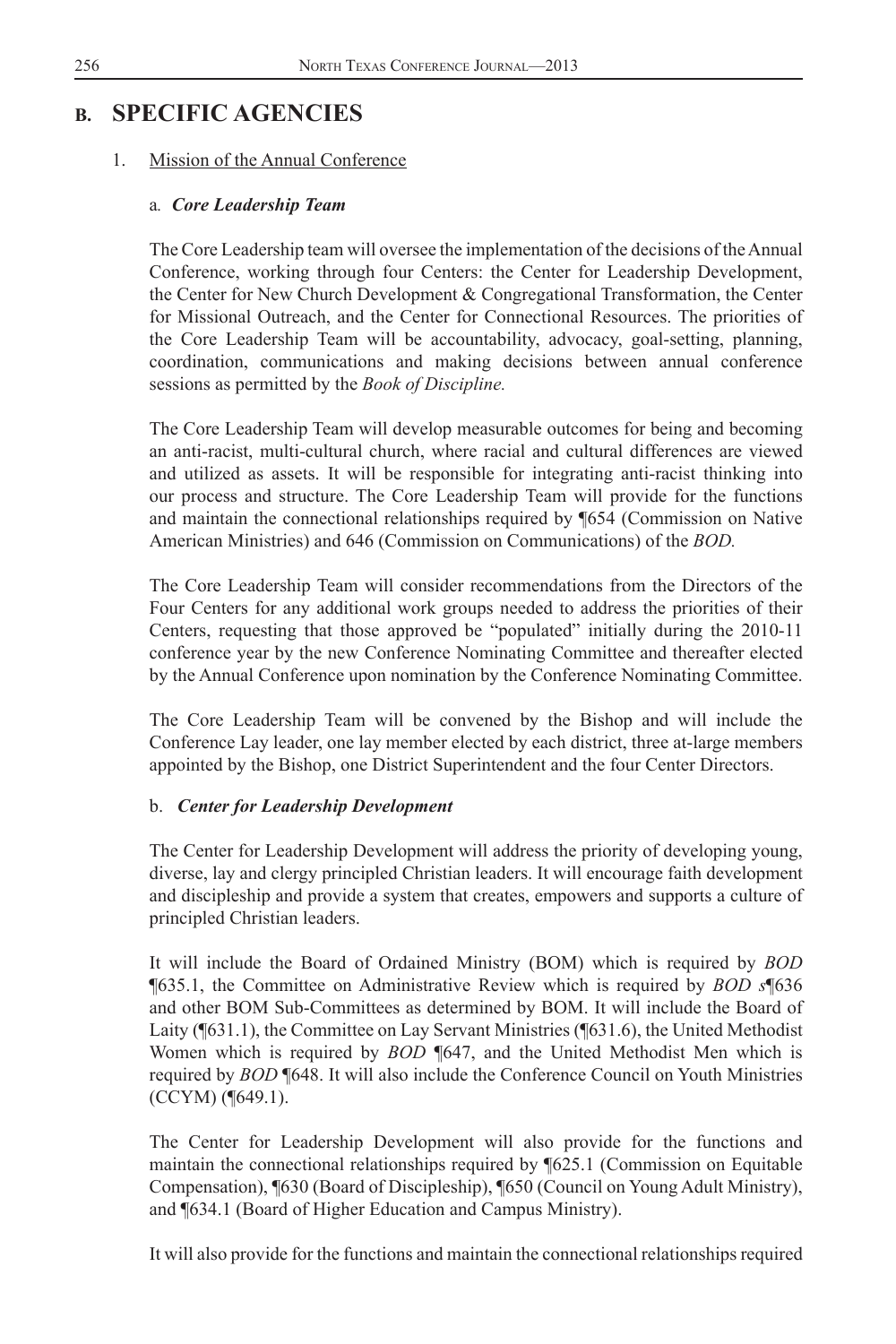# B. SPECIFIC AGENCIES

1. Mission of the Annual Conference

### a. *Core Leadership Team*

The Core Leadership team will oversee the implementation of the decisions of the Annual Conference, working through four Centers: the Center for Leadership Development, the Center for New Church Development & Congregational Transformation, the Center for Missional Outreach, and the Center for Connectional Resources. The priorities of the Core Leadership Team will be accountability, advocacy, goal-setting, planning, coordination, communications and making decisions between annual conference sessions as permitted by the *Book of Discipline.*

The Core Leadership Team will develop measurable outcomes for being and becoming an anti-racist, multi-cultural church, where racial and cultural differences are viewed and utilized as assets. It will be responsible for integrating anti-racist thinking into our process and structure. The Core Leadership Team will provide for the functions and maintain the connectional relationships required by ¶654 (Commission on Native American Ministries) and 646 (Commission on Communications) of the *BOD.*

The Core Leadership Team will consider recommendations from the Directors of the Four Centers for any additional work groups needed to address the priorities of their Centers, requesting that those approved be "populated" initially during the 2010-11 conference year by the new Conference Nominating Committee and thereafter elected by the Annual Conference upon nomination by the Conference Nominating Committee.

The Core Leadership Team will be convened by the Bishop and will include the Conference Lay leader, one lay member elected by each district, three at-large members appointed by the Bishop, one District Superintendent and the four Center Directors.

### b. *Center for Leadership Development*

The Center for Leadership Development will address the priority of developing young, diverse, lay and clergy principled Christian leaders. It will encourage faith development and discipleship and provide a system that creates, empowers and supports a culture of principled Christian leaders.

It will include the Board of Ordained Ministry (BOM) which is required by *BOD* ¶635.1, the Committee on Administrative Review which is required by *BOD s*¶636 and other BOM Sub-Committees as determined by BOM. It will include the Board of Laity (¶631.1), the Committee on Lay Servant Ministries (¶631.6), the United Methodist Women which is required by *BOD* ¶647, and the United Methodist Men which is required by *BOD* ¶648. It will also include the Conference Council on Youth Ministries (CCYM) (¶649.1).

The Center for Leadership Development will also provide for the functions and maintain the connectional relationships required by ¶625.1 (Commission on Equitable Compensation), ¶630 (Board of Discipleship), ¶650 (Council on Young Adult Ministry), and ¶634.1 (Board of Higher Education and Campus Ministry).

It will also provide for the functions and maintain the connectional relationships required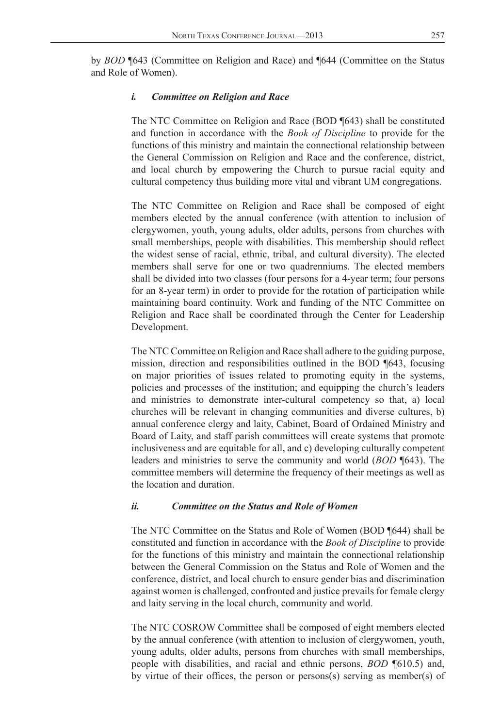by *BOD* ¶643 (Committee on Religion and Race) and ¶644 (Committee on the Status and Role of Women).

#### *i. Committee on Religion and Race*

The NTC Committee on Religion and Race (BOD ¶643) shall be constituted and function in accordance with the *Book of Discipline* to provide for the functions of this ministry and maintain the connectional relationship between the General Commission on Religion and Race and the conference, district, and local church by empowering the Church to pursue racial equity and cultural competency thus building more vital and vibrant UM congregations.

The NTC Committee on Religion and Race shall be composed of eight members elected by the annual conference (with attention to inclusion of clergywomen, youth, young adults, older adults, persons from churches with small memberships, people with disabilities. This membership should reflect the widest sense of racial, ethnic, tribal, and cultural diversity). The elected members shall serve for one or two quadrenniums. The elected members shall be divided into two classes (four persons for a 4-year term; four persons for an 8-year term) in order to provide for the rotation of participation while maintaining board continuity. Work and funding of the NTC Committee on Religion and Race shall be coordinated through the Center for Leadership Development.

The NTC Committee on Religion and Race shall adhere to the guiding purpose, mission, direction and responsibilities outlined in the BOD ¶643, focusing on major priorities of issues related to promoting equity in the systems, policies and processes of the institution; and equipping the church's leaders and ministries to demonstrate inter-cultural competency so that, a) local churches will be relevant in changing communities and diverse cultures, b) annual conference clergy and laity, Cabinet, Board of Ordained Ministry and Board of Laity, and staff parish committees will create systems that promote inclusiveness and are equitable for all, and c) developing culturally competent leaders and ministries to serve the community and world (*BOD* ¶643). The committee members will determine the frequency of their meetings as well as the location and duration.

#### *ii. Committee on the Status and Role of Women*

The NTC Committee on the Status and Role of Women (BOD ¶644) shall be constituted and function in accordance with the *Book of Discipline* to provide for the functions of this ministry and maintain the connectional relationship between the General Commission on the Status and Role of Women and the conference, district, and local church to ensure gender bias and discrimination against women is challenged, confronted and justice prevails for female clergy and laity serving in the local church, community and world.

The NTC COSROW Committee shall be composed of eight members elected by the annual conference (with attention to inclusion of clergywomen, youth, young adults, older adults, persons from churches with small memberships, people with disabilities, and racial and ethnic persons, *BOD* ¶610.5) and, by virtue of their offices, the person or persons(s) serving as member(s) of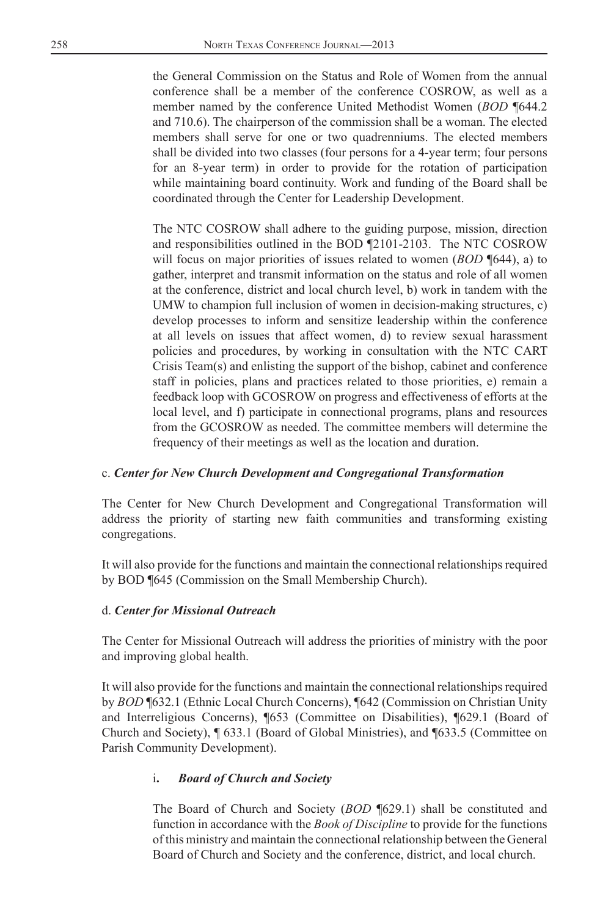the General Commission on the Status and Role of Women from the annual conference shall be a member of the conference COSROW, as well as a member named by the conference United Methodist Women (*BOD* ¶644.2 and 710.6). The chairperson of the commission shall be a woman. The elected members shall serve for one or two quadrenniums. The elected members shall be divided into two classes (four persons for a 4-year term; four persons for an 8-year term) in order to provide for the rotation of participation while maintaining board continuity. Work and funding of the Board shall be coordinated through the Center for Leadership Development.

The NTC COSROW shall adhere to the guiding purpose, mission, direction and responsibilities outlined in the BOD ¶2101-2103. The NTC COSROW will focus on major priorities of issues related to women (*BOD* ¶644), a) to gather, interpret and transmit information on the status and role of all women at the conference, district and local church level, b) work in tandem with the UMW to champion full inclusion of women in decision-making structures, c) develop processes to inform and sensitize leadership within the conference at all levels on issues that affect women, d) to review sexual harassment policies and procedures, by working in consultation with the NTC CART Crisis Team(s) and enlisting the support of the bishop, cabinet and conference staff in policies, plans and practices related to those priorities, e) remain a feedback loop with GCOSROW on progress and effectiveness of efforts at the local level, and f) participate in connectional programs, plans and resources from the GCOSROW as needed. The committee members will determine the frequency of their meetings as well as the location and duration.

c. ***Center for New Church Development and Congregational Transformation***

The Center for New Church Development and Congregational Transformation will address the priority of starting new faith communities and transforming existing congregations.

It will also provide for the functions and maintain the connectional relationships required by BOD ¶645 (Commission on the Small Membership Church).

d. ***Center for Missional Outreach***

The Center for Missional Outreach will address the priorities of ministry with the poor and improving global health.

It will also provide for the functions and maintain the connectional relationships required by *BOD* ¶632.1 (Ethnic Local Church Concerns), ¶642 (Commission on Christian Unity and Interreligious Concerns), ¶653 (Committee on Disabilities), ¶629.1 (Board of Church and Society), ¶ 633.1 (Board of Global Ministries), and ¶633.5 (Committee on Parish Community Development).

i. ***Board of Church and Society***

The Board of Church and Society (*BOD* ¶629.1) shall be constituted and function in accordance with the *Book of Discipline* to provide for the functions of this ministry and maintain the connectional relationship between the General Board of Church and Society and the conference, district, and local church.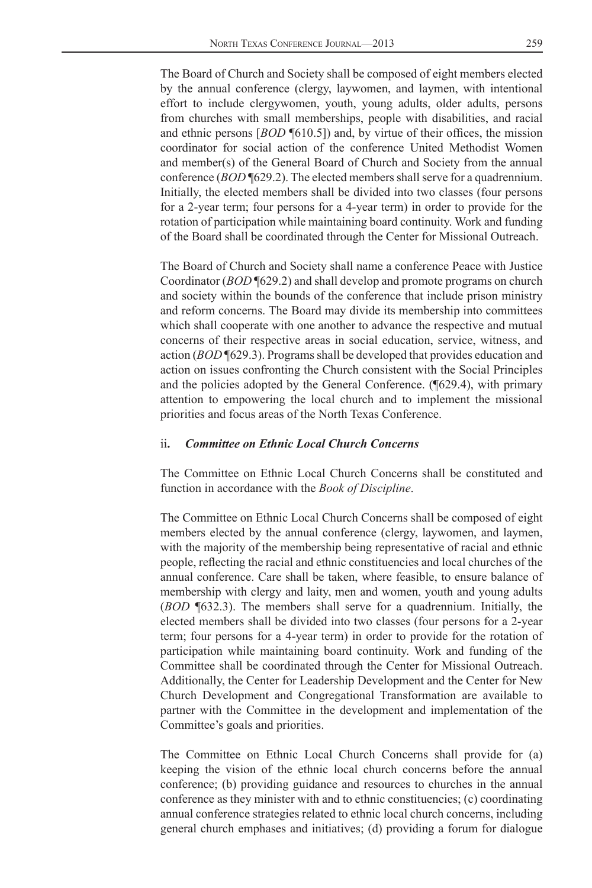The Board of Church and Society shall be composed of eight members elected by the annual conference (clergy, laywomen, and laymen, with intentional effort to include clergywomen, youth, young adults, older adults, persons from churches with small memberships, people with disabilities, and racial and ethnic persons [*BOD* ¶610.5]) and, by virtue of their offices, the mission coordinator for social action of the conference United Methodist Women and member(s) of the General Board of Church and Society from the annual conference (*BOD* ¶629.2). The elected members shall serve for a quadrennium. Initially, the elected members shall be divided into two classes (four persons for a 2-year term; four persons for a 4-year term) in order to provide for the rotation of participation while maintaining board continuity. Work and funding of the Board shall be coordinated through the Center for Missional Outreach.

The Board of Church and Society shall name a conference Peace with Justice Coordinator (*BOD* ¶629.2) and shall develop and promote programs on church and society within the bounds of the conference that include prison ministry and reform concerns. The Board may divide its membership into committees which shall cooperate with one another to advance the respective and mutual concerns of their respective areas in social education, service, witness, and action (*BOD* ¶629.3). Programs shall be developed that provides education and action on issues confronting the Church consistent with the Social Principles and the policies adopted by the General Conference. (¶629.4), with primary attention to empowering the local church and to implement the missional priorities and focus areas of the North Texas Conference.

ii**.** ***Committee on Ethnic Local Church Concerns***

The Committee on Ethnic Local Church Concerns shall be constituted and function in accordance with the *Book of Discipline*.

The Committee on Ethnic Local Church Concerns shall be composed of eight members elected by the annual conference (clergy, laywomen, and laymen, with the majority of the membership being representative of racial and ethnic people, reflecting the racial and ethnic constituencies and local churches of the annual conference. Care shall be taken, where feasible, to ensure balance of membership with clergy and laity, men and women, youth and young adults (*BOD* ¶632.3). The members shall serve for a quadrennium. Initially, the elected members shall be divided into two classes (four persons for a 2-year term; four persons for a 4-year term) in order to provide for the rotation of participation while maintaining board continuity. Work and funding of the Committee shall be coordinated through the Center for Missional Outreach. Additionally, the Center for Leadership Development and the Center for New Church Development and Congregational Transformation are available to partner with the Committee in the development and implementation of the Committee's goals and priorities.

The Committee on Ethnic Local Church Concerns shall provide for (a) keeping the vision of the ethnic local church concerns before the annual conference; (b) providing guidance and resources to churches in the annual conference as they minister with and to ethnic constituencies; (c) coordinating annual conference strategies related to ethnic local church concerns, including general church emphases and initiatives; (d) providing a forum for dialogue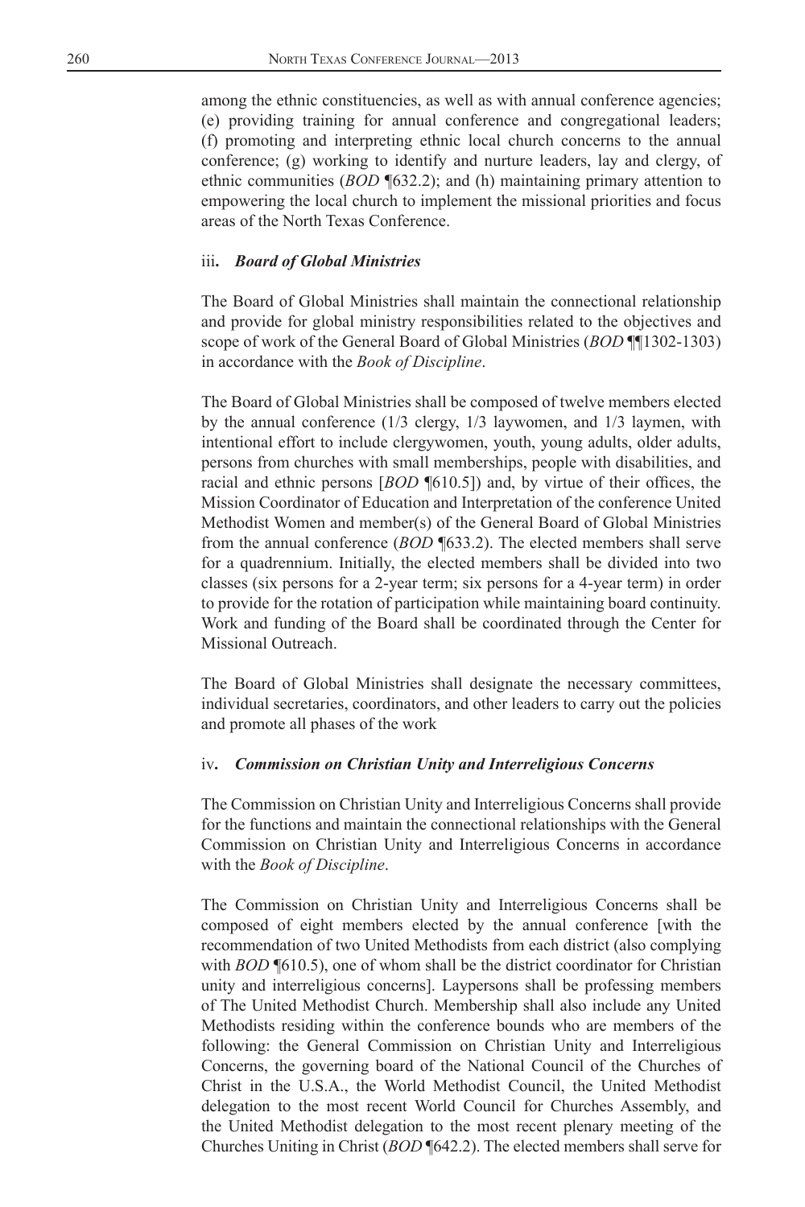among the ethnic constituencies, as well as with annual conference agencies; (e) providing training for annual conference and congregational leaders; (f) promoting and interpreting ethnic local church concerns to the annual conference; (g) working to identify and nurture leaders, lay and clergy, of ethnic communities (*BOD* ¶632.2); and (h) maintaining primary attention to empowering the local church to implement the missional priorities and focus areas of the North Texas Conference.

### iii. ***Board of Global Ministries***

The Board of Global Ministries shall maintain the connectional relationship and provide for global ministry responsibilities related to the objectives and scope of work of the General Board of Global Ministries (*BOD* ¶¶1302-1303) in accordance with the *Book of Discipline*.

The Board of Global Ministries shall be composed of twelve members elected by the annual conference (1/3 clergy, 1/3 laywomen, and 1/3 laymen, with intentional effort to include clergywomen, youth, young adults, older adults, persons from churches with small memberships, people with disabilities, and racial and ethnic persons [*BOD* ¶610.5]) and, by virtue of their offices, the Mission Coordinator of Education and Interpretation of the conference United Methodist Women and member(s) of the General Board of Global Ministries from the annual conference (*BOD* ¶633.2). The elected members shall serve for a quadrennium. Initially, the elected members shall be divided into two classes (six persons for a 2-year term; six persons for a 4-year term) in order to provide for the rotation of participation while maintaining board continuity. Work and funding of the Board shall be coordinated through the Center for Missional Outreach.

The Board of Global Ministries shall designate the necessary committees, individual secretaries, coordinators, and other leaders to carry out the policies and promote all phases of the work

### iv. ***Commission on Christian Unity and Interreligious Concerns***

The Commission on Christian Unity and Interreligious Concerns shall provide for the functions and maintain the connectional relationships with the General Commission on Christian Unity and Interreligious Concerns in accordance with the *Book of Discipline*.

The Commission on Christian Unity and Interreligious Concerns shall be composed of eight members elected by the annual conference [with the recommendation of two United Methodists from each district (also complying with *BOD* ¶610.5), one of whom shall be the district coordinator for Christian unity and interreligious concerns]. Laypersons shall be professing members of The United Methodist Church. Membership shall also include any United Methodists residing within the conference bounds who are members of the following: the General Commission on Christian Unity and Interreligious Concerns, the governing board of the National Council of the Churches of Christ in the U.S.A., the World Methodist Council, the United Methodist delegation to the most recent World Council for Churches Assembly, and the United Methodist delegation to the most recent plenary meeting of the Churches Uniting in Christ (*BOD* ¶642.2). The elected members shall serve for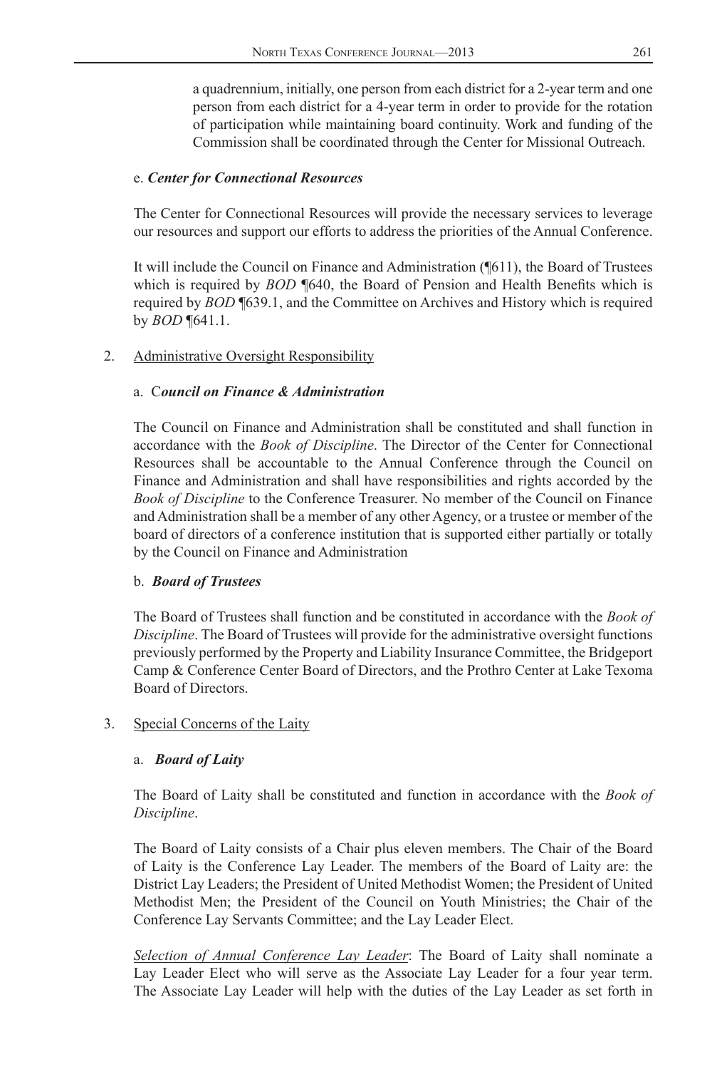a quadrennium, initially, one person from each district for a 2-year term and one person from each district for a 4-year term in order to provide for the rotation of participation while maintaining board continuity. Work and funding of the Commission shall be coordinated through the Center for Missional Outreach.

e. ***Center for Connectional Resources***

The Center for Connectional Resources will provide the necessary services to leverage our resources and support our efforts to address the priorities of the Annual Conference.

It will include the Council on Finance and Administration (¶611), the Board of Trustees which is required by *BOD* ¶640, the Board of Pension and Health Benefits which is required by *BOD* ¶639.1, and the Committee on Archives and History which is required by *BOD* ¶641.1.

2. Administrative Oversight Responsibility

a. C***ouncil on Finance & Administration***

The Council on Finance and Administration shall be constituted and shall function in accordance with the *Book of Discipline*. The Director of the Center for Connectional Resources shall be accountable to the Annual Conference through the Council on Finance and Administration and shall have responsibilities and rights accorded by the *Book of Discipline* to the Conference Treasurer. No member of the Council on Finance and Administration shall be a member of any other Agency, or a trustee or member of the board of directors of a conference institution that is supported either partially or totally by the Council on Finance and Administration

b. ***Board of Trustees***

The Board of Trustees shall function and be constituted in accordance with the *Book of Discipline*. The Board of Trustees will provide for the administrative oversight functions previously performed by the Property and Liability Insurance Committee, the Bridgeport Camp & Conference Center Board of Directors, and the Prothro Center at Lake Texoma Board of Directors.

3. Special Concerns of the Laity

a. ***Board of Laity***

The Board of Laity shall be constituted and function in accordance with the *Book of Discipline*.

The Board of Laity consists of a Chair plus eleven members. The Chair of the Board of Laity is the Conference Lay Leader. The members of the Board of Laity are: the District Lay Leaders; the President of United Methodist Women; the President of United Methodist Men; the President of the Council on Youth Ministries; the Chair of the Conference Lay Servants Committee; and the Lay Leader Elect.

*Selection of Annual Conference Lay Leader*: The Board of Laity shall nominate a Lay Leader Elect who will serve as the Associate Lay Leader for a four year term. The Associate Lay Leader will help with the duties of the Lay Leader as set forth in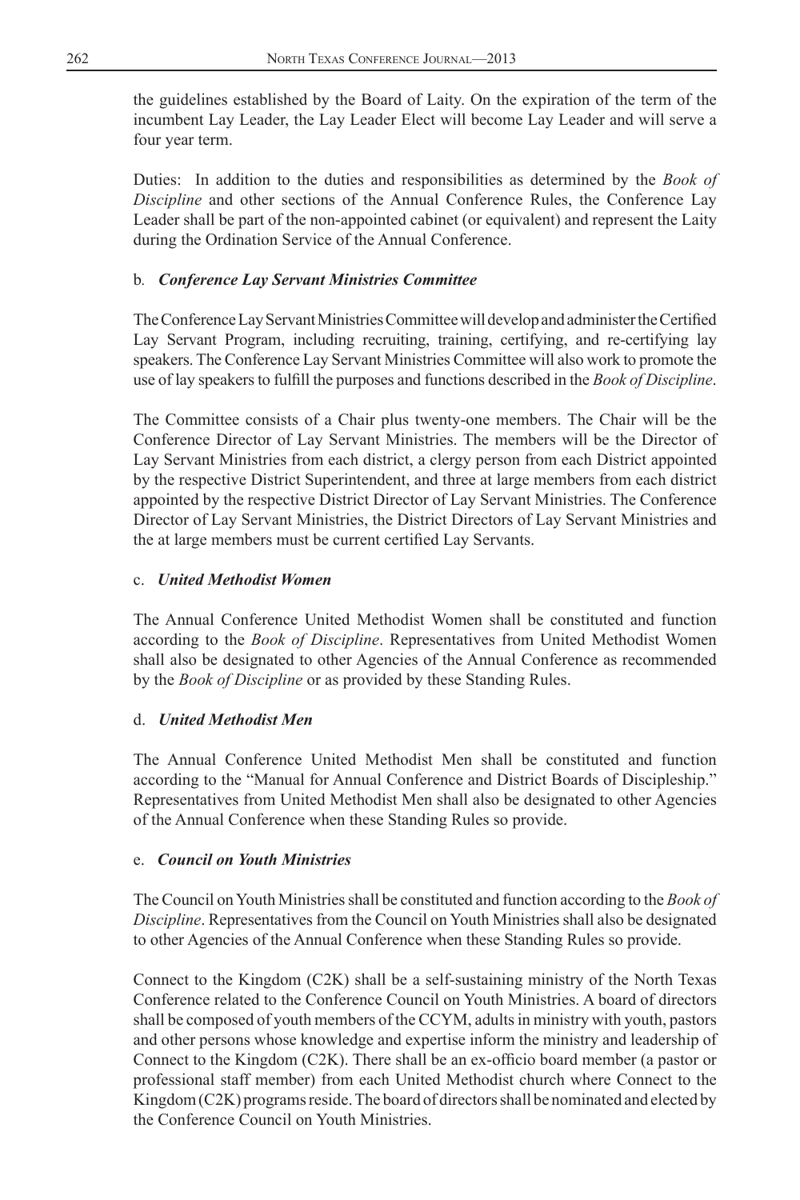the guidelines established by the Board of Laity. On the expiration of the term of the incumbent Lay Leader, the Lay Leader Elect will become Lay Leader and will serve a four year term.

Duties: In addition to the duties and responsibilities as determined by the *Book of Discipline* and other sections of the Annual Conference Rules, the Conference Lay Leader shall be part of the non-appointed cabinet (or equivalent) and represent the Laity during the Ordination Service of the Annual Conference.

b. ***Conference Lay Servant Ministries Committee***

The Conference Lay Servant Ministries Committee will develop and administer the Certified Lay Servant Program, including recruiting, training, certifying, and re-certifying lay speakers. The Conference Lay Servant Ministries Committee will also work to promote the use of lay speakers to fulfill the purposes and functions described in the *Book of Discipline*.

The Committee consists of a Chair plus twenty-one members. The Chair will be the Conference Director of Lay Servant Ministries. The members will be the Director of Lay Servant Ministries from each district, a clergy person from each District appointed by the respective District Superintendent, and three at large members from each district appointed by the respective District Director of Lay Servant Ministries. The Conference Director of Lay Servant Ministries, the District Directors of Lay Servant Ministries and the at large members must be current certified Lay Servants.

c. ***United Methodist Women***

The Annual Conference United Methodist Women shall be constituted and function according to the *Book of Discipline*. Representatives from United Methodist Women shall also be designated to other Agencies of the Annual Conference as recommended by the *Book of Discipline* or as provided by these Standing Rules.

d. ***United Methodist Men***

The Annual Conference United Methodist Men shall be constituted and function according to the "Manual for Annual Conference and District Boards of Discipleship." Representatives from United Methodist Men shall also be designated to other Agencies of the Annual Conference when these Standing Rules so provide.

e. ***Council on Youth Ministries***

The Council on Youth Ministries shall be constituted and function according to the *Book of Discipline*. Representatives from the Council on Youth Ministries shall also be designated to other Agencies of the Annual Conference when these Standing Rules so provide.

Connect to the Kingdom (C2K) shall be a self-sustaining ministry of the North Texas Conference related to the Conference Council on Youth Ministries. A board of directors shall be composed of youth members of the CCYM, adults in ministry with youth, pastors and other persons whose knowledge and expertise inform the ministry and leadership of Connect to the Kingdom (C2K). There shall be an ex-officio board member (a pastor or professional staff member) from each United Methodist church where Connect to the Kingdom (C2K) programs reside. The board of directors shall be nominated and elected by the Conference Council on Youth Ministries.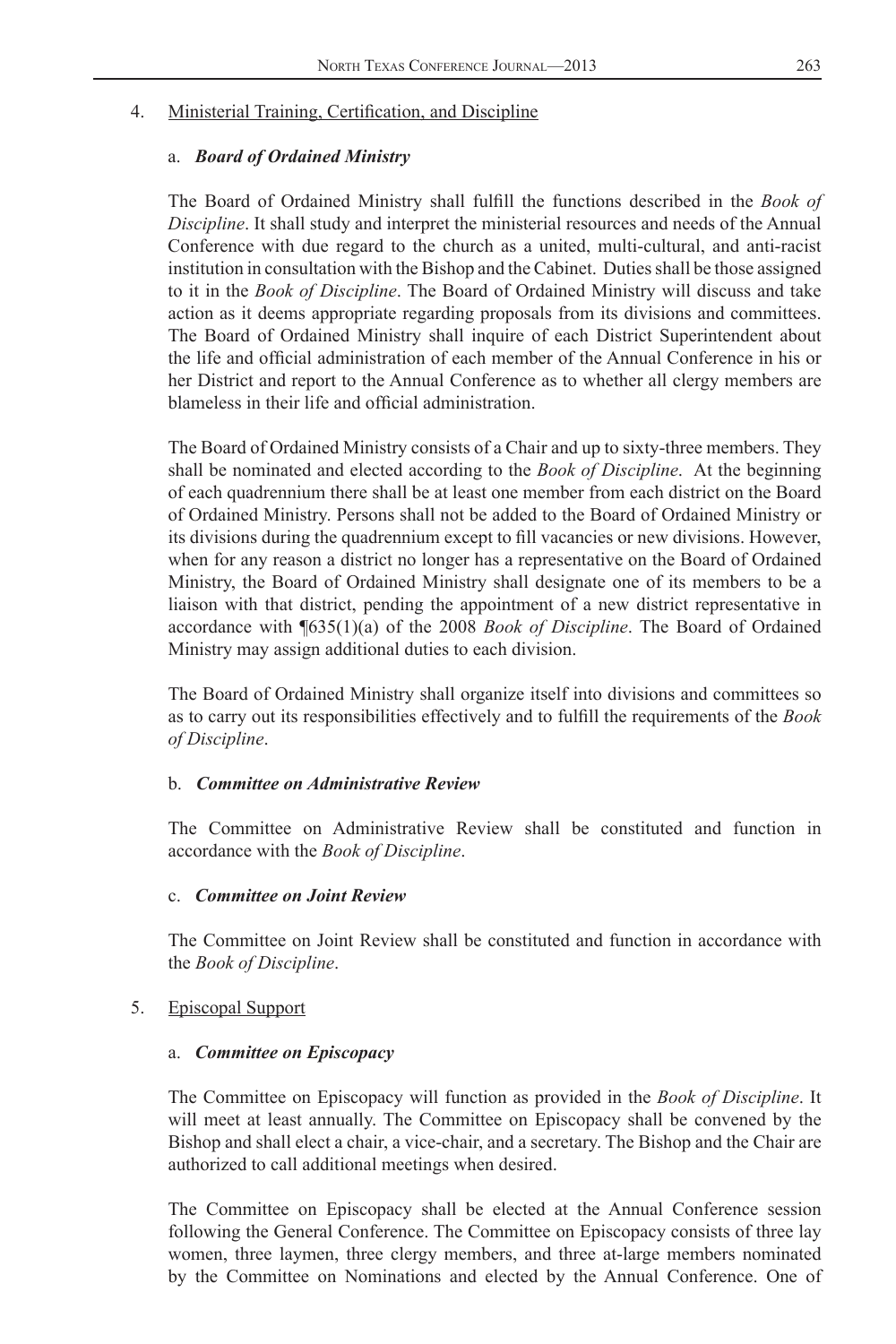4. Ministerial Training, Certification, and Discipline

a. ***Board of Ordained Ministry***

The Board of Ordained Ministry shall fulfill the functions described in the *Book of Discipline*. It shall study and interpret the ministerial resources and needs of the Annual Conference with due regard to the church as a united, multi-cultural, and anti-racist institution in consultation with the Bishop and the Cabinet. Duties shall be those assigned to it in the *Book of Discipline*. The Board of Ordained Ministry will discuss and take action as it deems appropriate regarding proposals from its divisions and committees. The Board of Ordained Ministry shall inquire of each District Superintendent about the life and official administration of each member of the Annual Conference in his or her District and report to the Annual Conference as to whether all clergy members are blameless in their life and official administration.

The Board of Ordained Ministry consists of a Chair and up to sixty-three members. They shall be nominated and elected according to the *Book of Discipline*. At the beginning of each quadrennium there shall be at least one member from each district on the Board of Ordained Ministry. Persons shall not be added to the Board of Ordained Ministry or its divisions during the quadrennium except to fill vacancies or new divisions. However, when for any reason a district no longer has a representative on the Board of Ordained Ministry, the Board of Ordained Ministry shall designate one of its members to be a liaison with that district, pending the appointment of a new district representative in accordance with ¶635(1)(a) of the 2008 *Book of Discipline*. The Board of Ordained Ministry may assign additional duties to each division.

The Board of Ordained Ministry shall organize itself into divisions and committees so as to carry out its responsibilities effectively and to fulfill the requirements of the *Book of Discipline*.

b. ***Committee on Administrative Review***

The Committee on Administrative Review shall be constituted and function in accordance with the *Book of Discipline*.

c. ***Committee on Joint Review***

The Committee on Joint Review shall be constituted and function in accordance with the *Book of Discipline*.

5. Episcopal Support

a. ***Committee on Episcopacy***

The Committee on Episcopacy will function as provided in the *Book of Discipline*. It will meet at least annually. The Committee on Episcopacy shall be convened by the Bishop and shall elect a chair, a vice-chair, and a secretary. The Bishop and the Chair are authorized to call additional meetings when desired.

The Committee on Episcopacy shall be elected at the Annual Conference session following the General Conference. The Committee on Episcopacy consists of three lay women, three laymen, three clergy members, and three at-large members nominated by the Committee on Nominations and elected by the Annual Conference. One of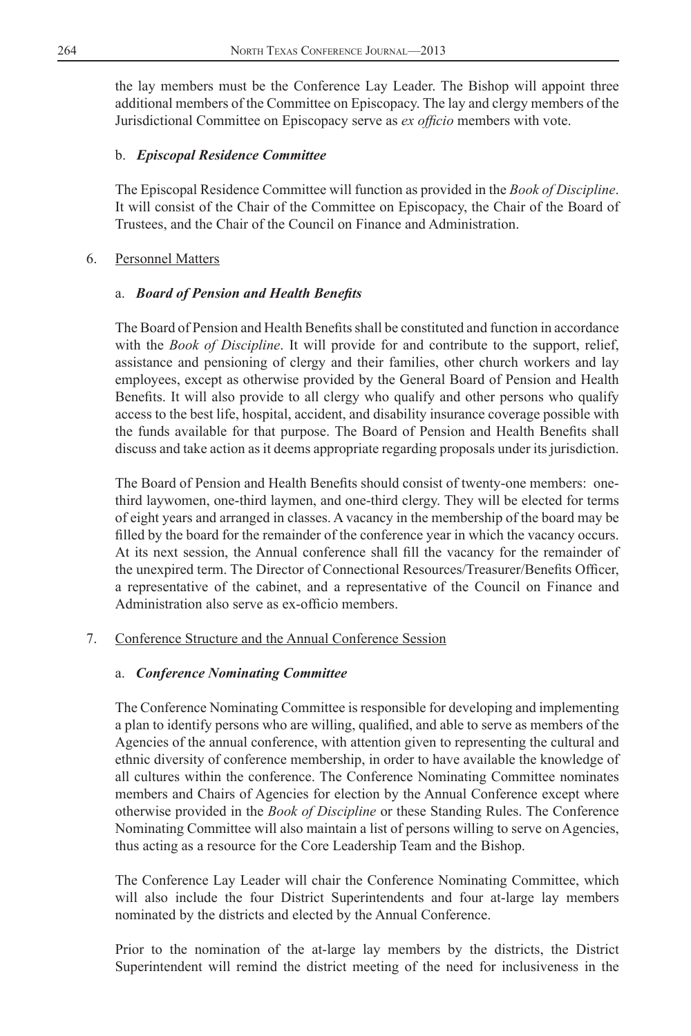the lay members must be the Conference Lay Leader. The Bishop will appoint three additional members of the Committee on Episcopacy. The lay and clergy members of the Jurisdictional Committee on Episcopacy serve as *ex officio* members with vote.

b. ***Episcopal Residence Committee***

The Episcopal Residence Committee will function as provided in the *Book of Discipline*. It will consist of the Chair of the Committee on Episcopacy, the Chair of the Board of Trustees, and the Chair of the Council on Finance and Administration.

6. Personnel Matters

a. ***Board of Pension and Health Benefits***

The Board of Pension and Health Benefits shall be constituted and function in accordance with the *Book of Discipline*. It will provide for and contribute to the support, relief, assistance and pensioning of clergy and their families, other church workers and lay employees, except as otherwise provided by the General Board of Pension and Health Benefits. It will also provide to all clergy who qualify and other persons who qualify access to the best life, hospital, accident, and disability insurance coverage possible with the funds available for that purpose. The Board of Pension and Health Benefits shall discuss and take action as it deems appropriate regarding proposals under its jurisdiction.

The Board of Pension and Health Benefits should consist of twenty-one members: one-third laywomen, one-third laymen, and one-third clergy. They will be elected for terms of eight years and arranged in classes. A vacancy in the membership of the board may be filled by the board for the remainder of the conference year in which the vacancy occurs. At its next session, the Annual conference shall fill the vacancy for the remainder of the unexpired term. The Director of Connectional Resources/Treasurer/Benefits Officer, a representative of the cabinet, and a representative of the Council on Finance and Administration also serve as ex-officio members.

7. Conference Structure and the Annual Conference Session

a. ***Conference Nominating Committee***

The Conference Nominating Committee is responsible for developing and implementing a plan to identify persons who are willing, qualified, and able to serve as members of the Agencies of the annual conference, with attention given to representing the cultural and ethnic diversity of conference membership, in order to have available the knowledge of all cultures within the conference. The Conference Nominating Committee nominates members and Chairs of Agencies for election by the Annual Conference except where otherwise provided in the *Book of Discipline* or these Standing Rules. The Conference Nominating Committee will also maintain a list of persons willing to serve on Agencies, thus acting as a resource for the Core Leadership Team and the Bishop.

The Conference Lay Leader will chair the Conference Nominating Committee, which will also include the four District Superintendents and four at-large lay members nominated by the districts and elected by the Annual Conference.

Prior to the nomination of the at-large lay members by the districts, the District Superintendent will remind the district meeting of the need for inclusiveness in the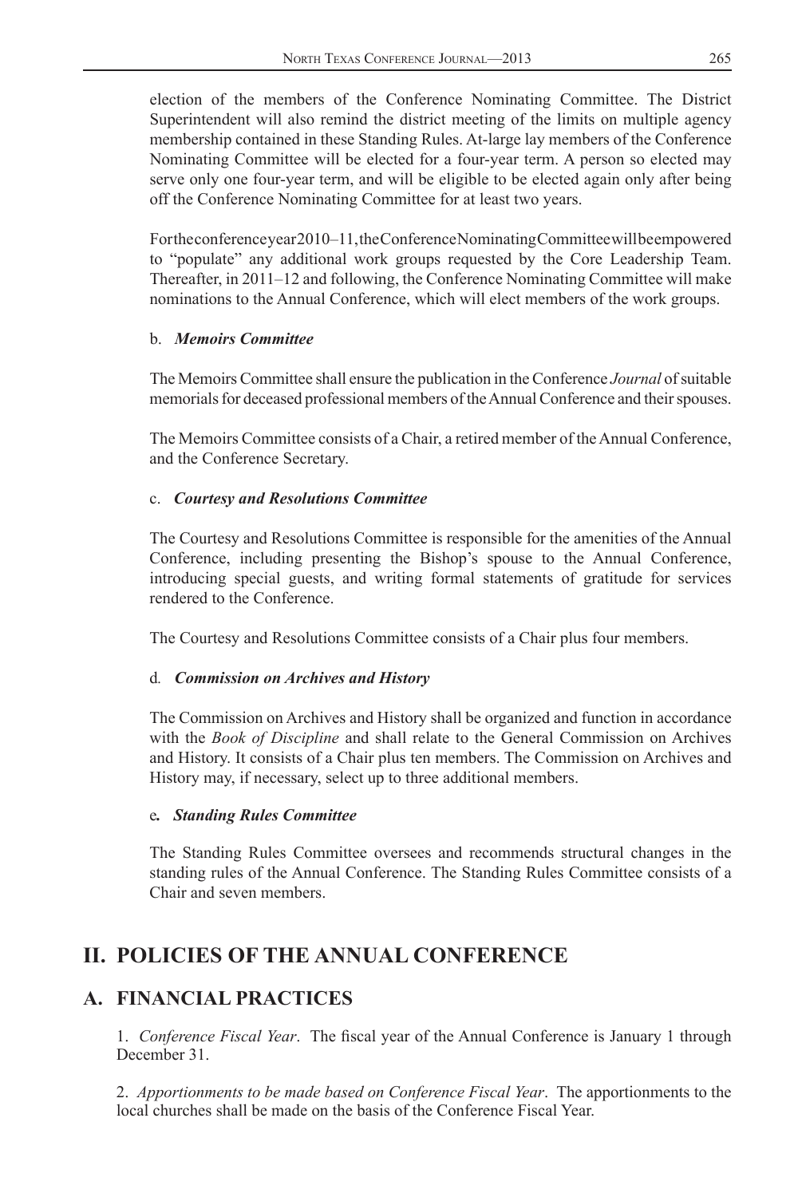election of the members of the Conference Nominating Committee. The District Superintendent will also remind the district meeting of the limits on multiple agency membership contained in these Standing Rules. At-large lay members of the Conference Nominating Committee will be elected for a four-year term. A person so elected may serve only one four-year term, and will be eligible to be elected again only after being off the Conference Nominating Committee for at least two years.

For the conference year 2010–11, the Conference Nominating Committee will be empowered to "populate" any additional work groups requested by the Core Leadership Team. Thereafter, in 2011–12 and following, the Conference Nominating Committee will make nominations to the Annual Conference, which will elect members of the work groups.

b. ***Memoirs Committee***

The Memoirs Committee shall ensure the publication in the Conference *Journal* of suitable memorials for deceased professional members of the Annual Conference and their spouses.

The Memoirs Committee consists of a Chair, a retired member of the Annual Conference, and the Conference Secretary.

c. ***Courtesy and Resolutions Committee***

The Courtesy and Resolutions Committee is responsible for the amenities of the Annual Conference, including presenting the Bishop's spouse to the Annual Conference, introducing special guests, and writing formal statements of gratitude for services rendered to the Conference.

The Courtesy and Resolutions Committee consists of a Chair plus four members.

d. ***Commission on Archives and History***

The Commission on Archives and History shall be organized and function in accordance with the *Book of Discipline* and shall relate to the General Commission on Archives and History. It consists of a Chair plus ten members. The Commission on Archives and History may, if necessary, select up to three additional members.

e. ***Standing Rules Committee***

The Standing Rules Committee oversees and recommends structural changes in the standing rules of the Annual Conference. The Standing Rules Committee consists of a Chair and seven members.

# II. POLICIES OF THE ANNUAL CONFERENCE

## A. FINANCIAL PRACTICES

1. *Conference Fiscal Year*. The fiscal year of the Annual Conference is January 1 through December 31.

2. *Apportionments to be made based on Conference Fiscal Year*. The apportionments to the local churches shall be made on the basis of the Conference Fiscal Year.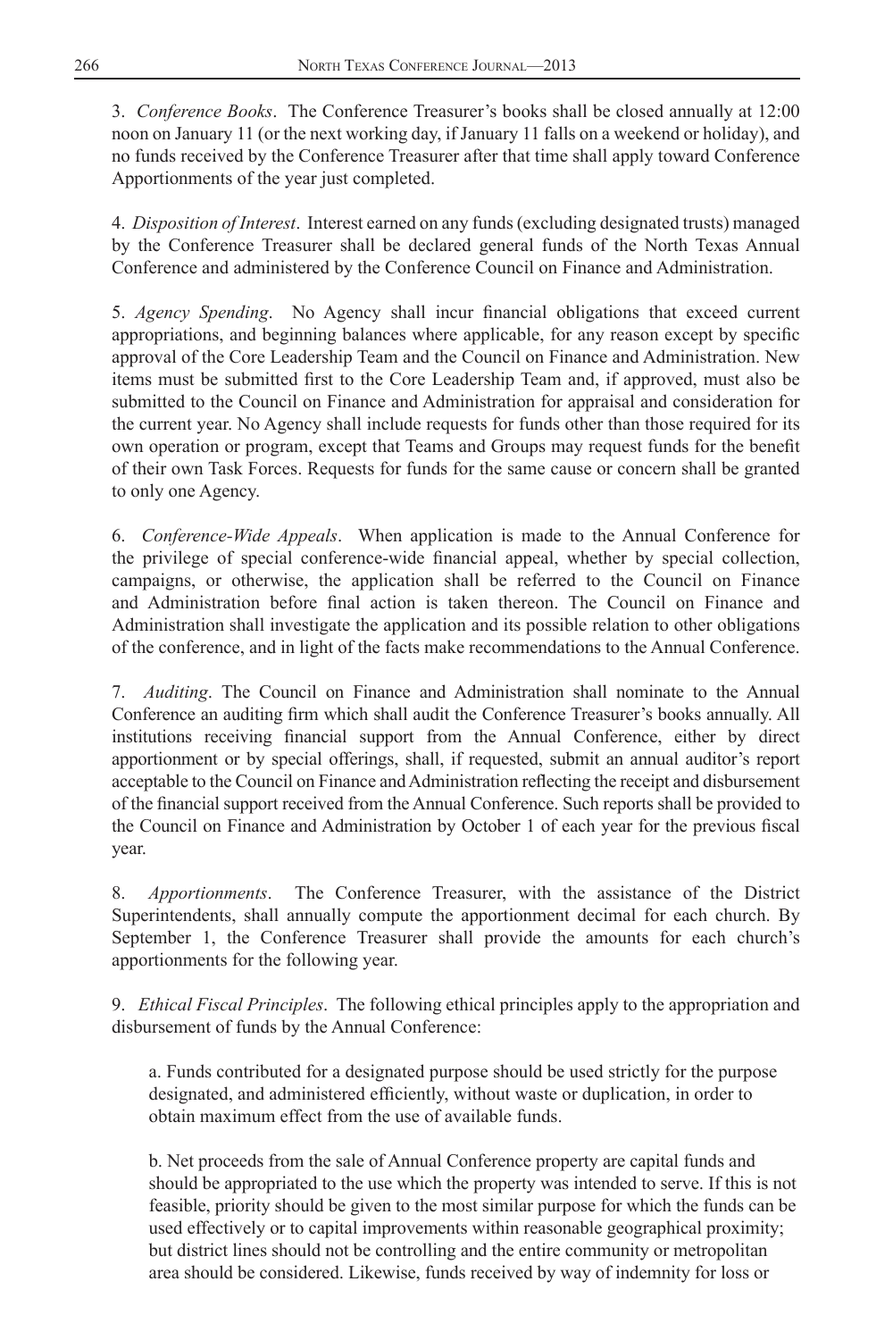3. *Conference Books*. The Conference Treasurer's books shall be closed annually at 12:00 noon on January 11 (or the next working day, if January 11 falls on a weekend or holiday), and no funds received by the Conference Treasurer after that time shall apply toward Conference Apportionments of the year just completed.

4. *Disposition of Interest*. Interest earned on any funds (excluding designated trusts) managed by the Conference Treasurer shall be declared general funds of the North Texas Annual Conference and administered by the Conference Council on Finance and Administration.

5. *Agency Spending*. No Agency shall incur financial obligations that exceed current appropriations, and beginning balances where applicable, for any reason except by specific approval of the Core Leadership Team and the Council on Finance and Administration. New items must be submitted first to the Core Leadership Team and, if approved, must also be submitted to the Council on Finance and Administration for appraisal and consideration for the current year. No Agency shall include requests for funds other than those required for its own operation or program, except that Teams and Groups may request funds for the benefit of their own Task Forces. Requests for funds for the same cause or concern shall be granted to only one Agency.

6. *Conference-Wide Appeals*. When application is made to the Annual Conference for the privilege of special conference-wide financial appeal, whether by special collection, campaigns, or otherwise, the application shall be referred to the Council on Finance and Administration before final action is taken thereon. The Council on Finance and Administration shall investigate the application and its possible relation to other obligations of the conference, and in light of the facts make recommendations to the Annual Conference.

7. *Auditing*. The Council on Finance and Administration shall nominate to the Annual Conference an auditing firm which shall audit the Conference Treasurer's books annually. All institutions receiving financial support from the Annual Conference, either by direct apportionment or by special offerings, shall, if requested, submit an annual auditor's report acceptable to the Council on Finance and Administration reflecting the receipt and disbursement of the financial support received from the Annual Conference. Such reports shall be provided to the Council on Finance and Administration by October 1 of each year for the previous fiscal year.

8. *Apportionments*. The Conference Treasurer, with the assistance of the District Superintendents, shall annually compute the apportionment decimal for each church. By September 1, the Conference Treasurer shall provide the amounts for each church's apportionments for the following year.

9. *Ethical Fiscal Principles*. The following ethical principles apply to the appropriation and disbursement of funds by the Annual Conference:

a. Funds contributed for a designated purpose should be used strictly for the purpose designated, and administered efficiently, without waste or duplication, in order to obtain maximum effect from the use of available funds.

b. Net proceeds from the sale of Annual Conference property are capital funds and should be appropriated to the use which the property was intended to serve. If this is not feasible, priority should be given to the most similar purpose for which the funds can be used effectively or to capital improvements within reasonable geographical proximity; but district lines should not be controlling and the entire community or metropolitan area should be considered. Likewise, funds received by way of indemnity for loss or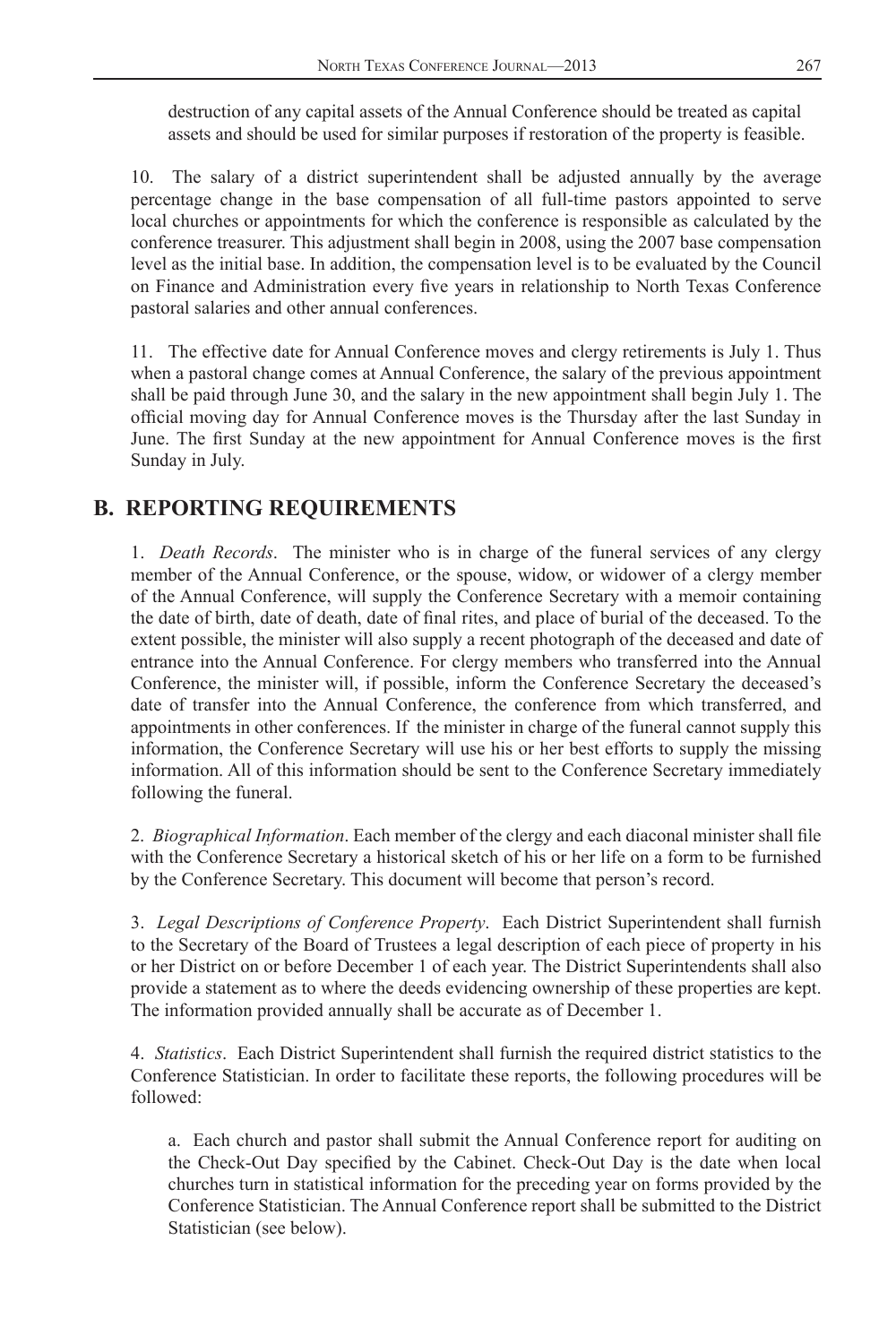destruction of any capital assets of the Annual Conference should be treated as capital assets and should be used for similar purposes if restoration of the property is feasible.

10. The salary of a district superintendent shall be adjusted annually by the average percentage change in the base compensation of all full-time pastors appointed to serve local churches or appointments for which the conference is responsible as calculated by the conference treasurer. This adjustment shall begin in 2008, using the 2007 base compensation level as the initial base. In addition, the compensation level is to be evaluated by the Council on Finance and Administration every five years in relationship to North Texas Conference pastoral salaries and other annual conferences.

11. The effective date for Annual Conference moves and clergy retirements is July 1. Thus when a pastoral change comes at Annual Conference, the salary of the previous appointment shall be paid through June 30, and the salary in the new appointment shall begin July 1. The official moving day for Annual Conference moves is the Thursday after the last Sunday in June. The first Sunday at the new appointment for Annual Conference moves is the first Sunday in July.

## B. REPORTING REQUIREMENTS

1. *Death Records*. The minister who is in charge of the funeral services of any clergy member of the Annual Conference, or the spouse, widow, or widower of a clergy member of the Annual Conference, will supply the Conference Secretary with a memoir containing the date of birth, date of death, date of final rites, and place of burial of the deceased. To the extent possible, the minister will also supply a recent photograph of the deceased and date of entrance into the Annual Conference. For clergy members who transferred into the Annual Conference, the minister will, if possible, inform the Conference Secretary the deceased's date of transfer into the Annual Conference, the conference from which transferred, and appointments in other conferences. If the minister in charge of the funeral cannot supply this information, the Conference Secretary will use his or her best efforts to supply the missing information. All of this information should be sent to the Conference Secretary immediately following the funeral.

2. *Biographical Information*. Each member of the clergy and each diaconal minister shall file with the Conference Secretary a historical sketch of his or her life on a form to be furnished by the Conference Secretary. This document will become that person's record.

3. *Legal Descriptions of Conference Property*. Each District Superintendent shall furnish to the Secretary of the Board of Trustees a legal description of each piece of property in his or her District on or before December 1 of each year. The District Superintendents shall also provide a statement as to where the deeds evidencing ownership of these properties are kept. The information provided annually shall be accurate as of December 1.

4. *Statistics*. Each District Superintendent shall furnish the required district statistics to the Conference Statistician. In order to facilitate these reports, the following procedures will be followed:

a. Each church and pastor shall submit the Annual Conference report for auditing on the Check-Out Day specified by the Cabinet. Check-Out Day is the date when local churches turn in statistical information for the preceding year on forms provided by the Conference Statistician. The Annual Conference report shall be submitted to the District Statistician (see below).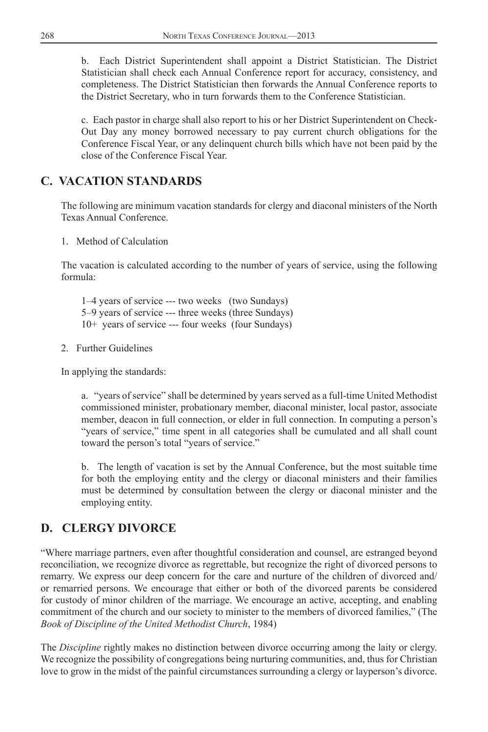b. Each District Superintendent shall appoint a District Statistician. The District Statistician shall check each Annual Conference report for accuracy, consistency, and completeness. The District Statistician then forwards the Annual Conference reports to the District Secretary, who in turn forwards them to the Conference Statistician.

c. Each pastor in charge shall also report to his or her District Superintendent on Check-Out Day any money borrowed necessary to pay current church obligations for the Conference Fiscal Year, or any delinquent church bills which have not been paid by the close of the Conference Fiscal Year.

## C. VACATION STANDARDS

The following are minimum vacation standards for clergy and diaconal ministers of the North Texas Annual Conference.

1. Method of Calculation

The vacation is calculated according to the number of years of service, using the following formula:

1–4 years of service --- two weeks (two Sundays)
5–9 years of service --- three weeks (three Sundays)
10+ years of service --- four weeks (four Sundays)

2. Further Guidelines

In applying the standards:

a. "years of service" shall be determined by years served as a full-time United Methodist commissioned minister, probationary member, diaconal minister, local pastor, associate member, deacon in full connection, or elder in full connection. In computing a person's "years of service," time spent in all categories shall be cumulated and all shall count toward the person's total "years of service."

b. The length of vacation is set by the Annual Conference, but the most suitable time for both the employing entity and the clergy or diaconal ministers and their families must be determined by consultation between the clergy or diaconal minister and the employing entity.

## D. CLERGY DIVORCE

"Where marriage partners, even after thoughtful consideration and counsel, are estranged beyond reconciliation, we recognize divorce as regrettable, but recognize the right of divorced persons to remarry. We express our deep concern for the care and nurture of the children of divorced and/or remarried persons. We encourage that either or both of the divorced parents be considered for custody of minor children of the marriage. We encourage an active, accepting, and enabling commitment of the church and our society to minister to the members of divorced families," (The *Book of Discipline of the United Methodist Church*, 1984)

The *Discipline* rightly makes no distinction between divorce occurring among the laity or clergy. We recognize the possibility of congregations being nurturing communities, and, thus for Christian love to grow in the midst of the painful circumstances surrounding a clergy or layperson's divorce.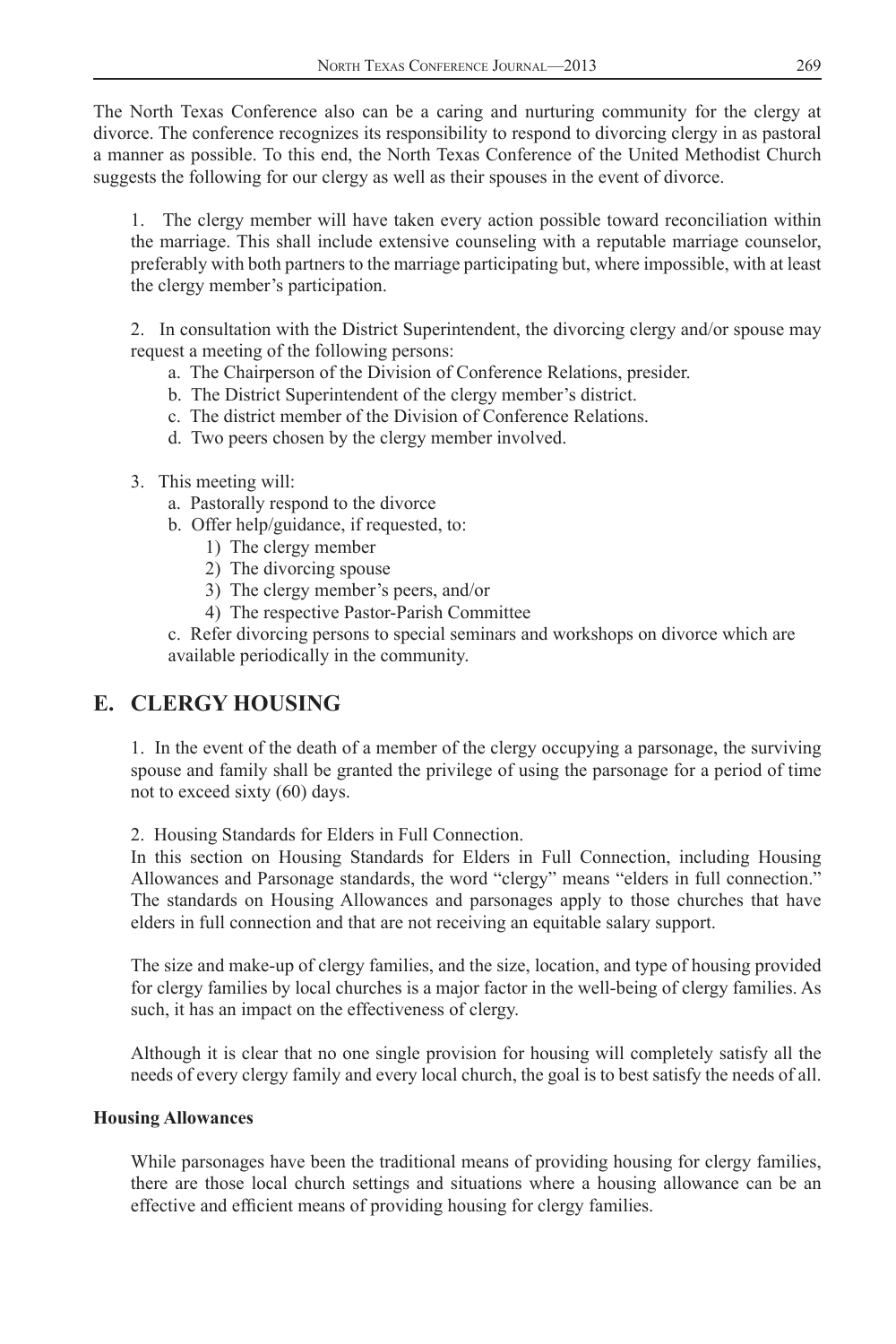The North Texas Conference also can be a caring and nurturing community for the clergy at divorce. The conference recognizes its responsibility to respond to divorcing clergy in as pastoral a manner as possible. To this end, the North Texas Conference of the United Methodist Church suggests the following for our clergy as well as their spouses in the event of divorce.

1. The clergy member will have taken every action possible toward reconciliation within the marriage. This shall include extensive counseling with a reputable marriage counselor, preferably with both partners to the marriage participating but, where impossible, with at least the clergy member's participation.

2. In consultation with the District Superintendent, the divorcing clergy and/or spouse may request a meeting of the following persons:
   a. The Chairperson of the Division of Conference Relations, presider.
   b. The District Superintendent of the clergy member's district.
   c. The district member of the Division of Conference Relations.
   d. Two peers chosen by the clergy member involved.

3. This meeting will:
   a. Pastorally respond to the divorce
   b. Offer help/guidance, if requested, to:
      1) The clergy member
      2) The divorcing spouse
      3) The clergy member's peers, and/or
      4) The respective Pastor-Parish Committee

   c. Refer divorcing persons to special seminars and workshops on divorce which are available periodically in the community.

## E. CLERGY HOUSING

1. In the event of the death of a member of the clergy occupying a parsonage, the surviving spouse and family shall be granted the privilege of using the parsonage for a period of time not to exceed sixty (60) days.

2. Housing Standards for Elders in Full Connection.
In this section on Housing Standards for Elders in Full Connection, including Housing Allowances and Parsonage standards, the word "clergy" means "elders in full connection." The standards on Housing Allowances and parsonages apply to those churches that have elders in full connection and that are not receiving an equitable salary support.

The size and make-up of clergy families, and the size, location, and type of housing provided for clergy families by local churches is a major factor in the well-being of clergy families. As such, it has an impact on the effectiveness of clergy.

Although it is clear that no one single provision for housing will completely satisfy all the needs of every clergy family and every local church, the goal is to best satisfy the needs of all.

**Housing Allowances**

While parsonages have been the traditional means of providing housing for clergy families, there are those local church settings and situations where a housing allowance can be an effective and efficient means of providing housing for clergy families.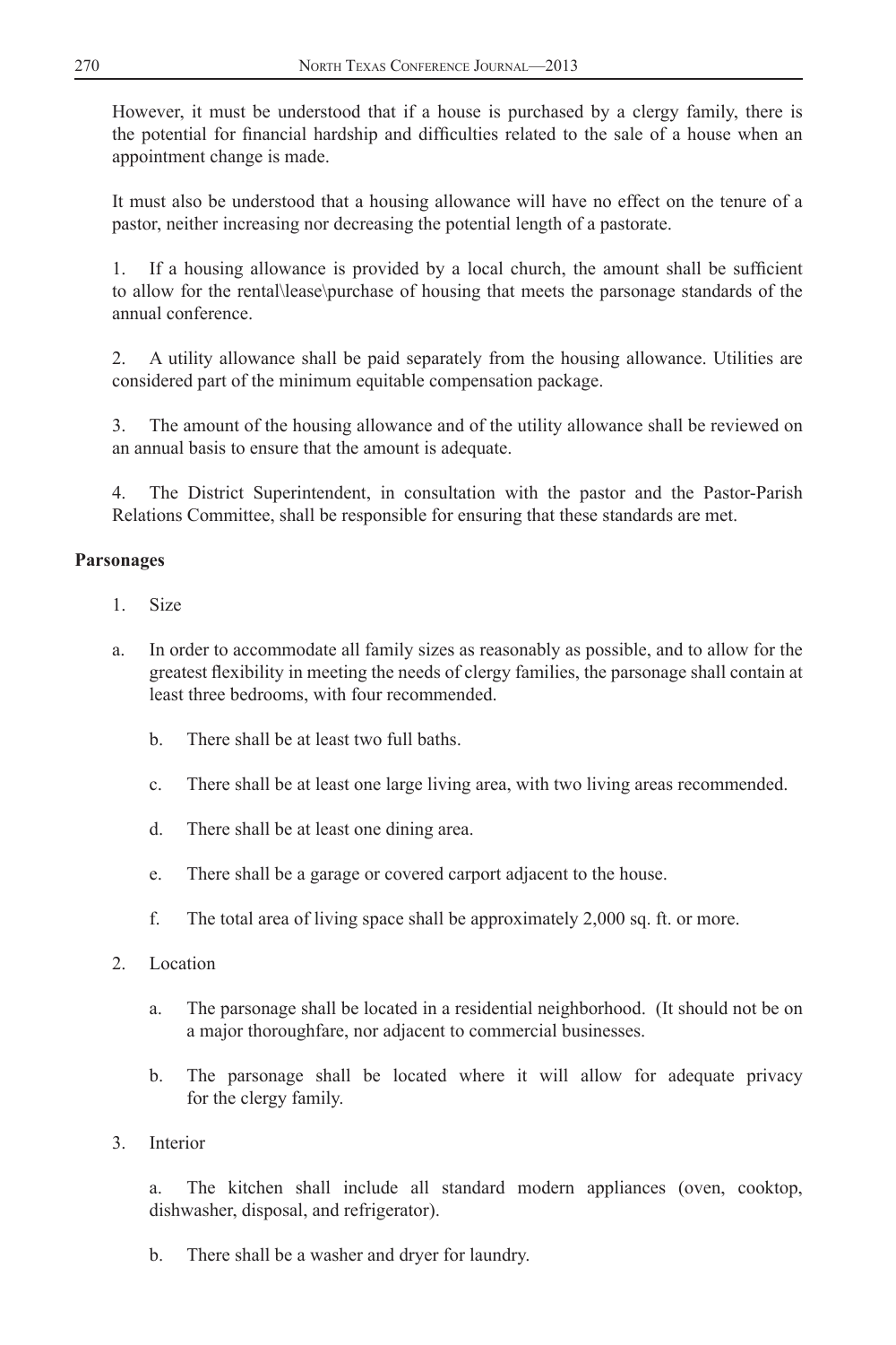However, it must be understood that if a house is purchased by a clergy family, there is the potential for financial hardship and difficulties related to the sale of a house when an appointment change is made.

It must also be understood that a housing allowance will have no effect on the tenure of a pastor, neither increasing nor decreasing the potential length of a pastorate.

1. If a housing allowance is provided by a local church, the amount shall be sufficient to allow for the rental\lease\purchase of housing that meets the parsonage standards of the annual conference.

2. A utility allowance shall be paid separately from the housing allowance. Utilities are considered part of the minimum equitable compensation package.

3. The amount of the housing allowance and of the utility allowance shall be reviewed on an annual basis to ensure that the amount is adequate.

4. The District Superintendent, in consultation with the pastor and the Pastor-Parish Relations Committee, shall be responsible for ensuring that these standards are met.

**Parsonages**

1. Size

a. In order to accommodate all family sizes as reasonably as possible, and to allow for the greatest flexibility in meeting the needs of clergy families, the parsonage shall contain at least three bedrooms, with four recommended.

b. There shall be at least two full baths.

c. There shall be at least one large living area, with two living areas recommended.

d. There shall be at least one dining area.

e. There shall be a garage or covered carport adjacent to the house.

f. The total area of living space shall be approximately 2,000 sq. ft. or more.

2. Location

a. The parsonage shall be located in a residential neighborhood. (It should not be on a major thoroughfare, nor adjacent to commercial businesses.

b. The parsonage shall be located where it will allow for adequate privacy for the clergy family.

3. Interior

a. The kitchen shall include all standard modern appliances (oven, cooktop, dishwasher, disposal, and refrigerator).

b. There shall be a washer and dryer for laundry.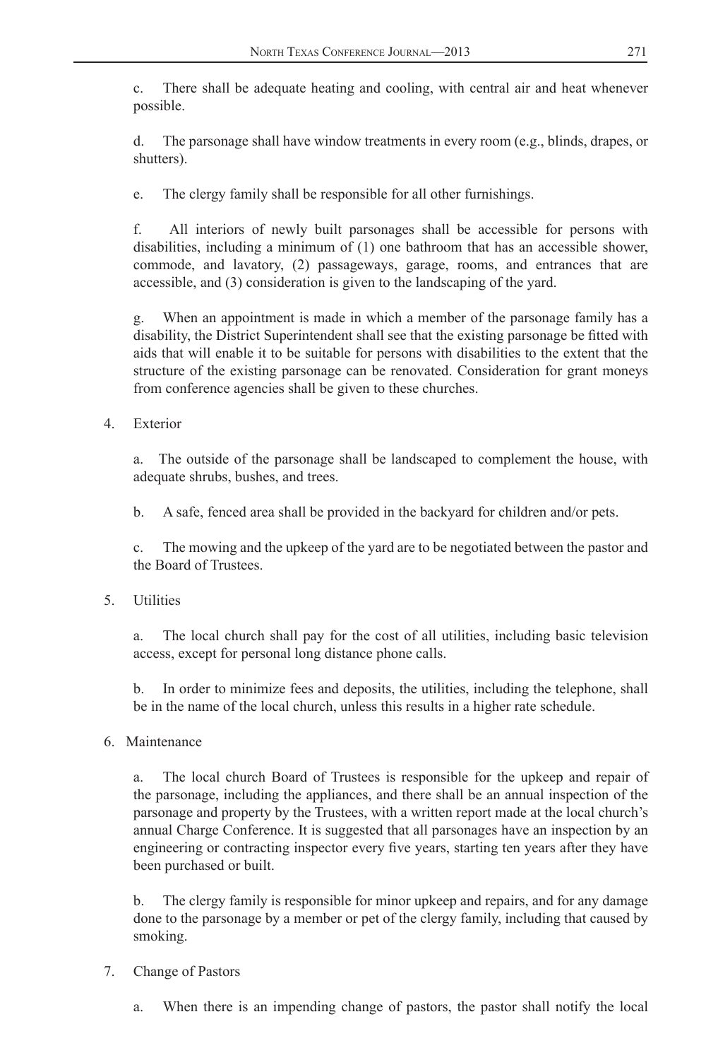c. There shall be adequate heating and cooling, with central air and heat whenever possible.

d. The parsonage shall have window treatments in every room (e.g., blinds, drapes, or shutters).

e. The clergy family shall be responsible for all other furnishings.

f. All interiors of newly built parsonages shall be accessible for persons with disabilities, including a minimum of (1) one bathroom that has an accessible shower, commode, and lavatory, (2) passageways, garage, rooms, and entrances that are accessible, and (3) consideration is given to the landscaping of the yard.

g. When an appointment is made in which a member of the parsonage family has a disability, the District Superintendent shall see that the existing parsonage be fitted with aids that will enable it to be suitable for persons with disabilities to the extent that the structure of the existing parsonage can be renovated. Consideration for grant moneys from conference agencies shall be given to these churches.

4. Exterior

a. The outside of the parsonage shall be landscaped to complement the house, with adequate shrubs, bushes, and trees.

b. A safe, fenced area shall be provided in the backyard for children and/or pets.

c. The mowing and the upkeep of the yard are to be negotiated between the pastor and the Board of Trustees.

5. Utilities

a. The local church shall pay for the cost of all utilities, including basic television access, except for personal long distance phone calls.

b. In order to minimize fees and deposits, the utilities, including the telephone, shall be in the name of the local church, unless this results in a higher rate schedule.

6. Maintenance

a. The local church Board of Trustees is responsible for the upkeep and repair of the parsonage, including the appliances, and there shall be an annual inspection of the parsonage and property by the Trustees, with a written report made at the local church's annual Charge Conference. It is suggested that all parsonages have an inspection by an engineering or contracting inspector every five years, starting ten years after they have been purchased or built.

b. The clergy family is responsible for minor upkeep and repairs, and for any damage done to the parsonage by a member or pet of the clergy family, including that caused by smoking.

7. Change of Pastors

a. When there is an impending change of pastors, the pastor shall notify the local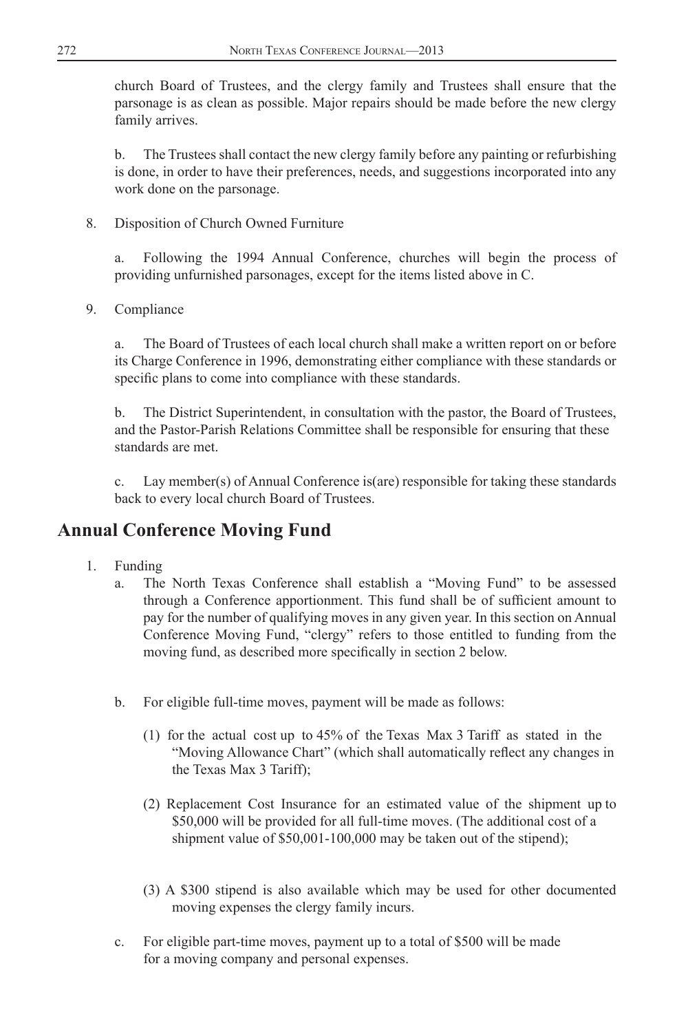church Board of Trustees, and the clergy family and Trustees shall ensure that the parsonage is as clean as possible. Major repairs should be made before the new clergy family arrives.

b. The Trustees shall contact the new clergy family before any painting or refurbishing is done, in order to have their preferences, needs, and suggestions incorporated into any work done on the parsonage.

8. Disposition of Church Owned Furniture

a. Following the 1994 Annual Conference, churches will begin the process of providing unfurnished parsonages, except for the items listed above in C.

9. Compliance

a. The Board of Trustees of each local church shall make a written report on or before its Charge Conference in 1996, demonstrating either compliance with these standards or specific plans to come into compliance with these standards.

b. The District Superintendent, in consultation with the pastor, the Board of Trustees, and the Pastor-Parish Relations Committee shall be responsible for ensuring that these standards are met.

c. Lay member(s) of Annual Conference is(are) responsible for taking these standards back to every local church Board of Trustees.

## Annual Conference Moving Fund

1. Funding
   a. The North Texas Conference shall establish a "Moving Fund" to be assessed through a Conference apportionment. This fund shall be of sufficient amount to pay for the number of qualifying moves in any given year. In this section on Annual Conference Moving Fund, "clergy" refers to those entitled to funding from the moving fund, as described more specifically in section 2 below.

   b. For eligible full-time moves, payment will be made as follows:

      (1) for the actual cost up to 45% of the Texas Max 3 Tariff as stated in the "Moving Allowance Chart" (which shall automatically reflect any changes in the Texas Max 3 Tariff);

      (2) Replacement Cost Insurance for an estimated value of the shipment up to $50,000 will be provided for all full-time moves. (The additional cost of a shipment value of $50,001-100,000 may be taken out of the stipend);

      (3) A $300 stipend is also available which may be used for other documented moving expenses the clergy family incurs.

   c. For eligible part-time moves, payment up to a total of $500 will be made for a moving company and personal expenses.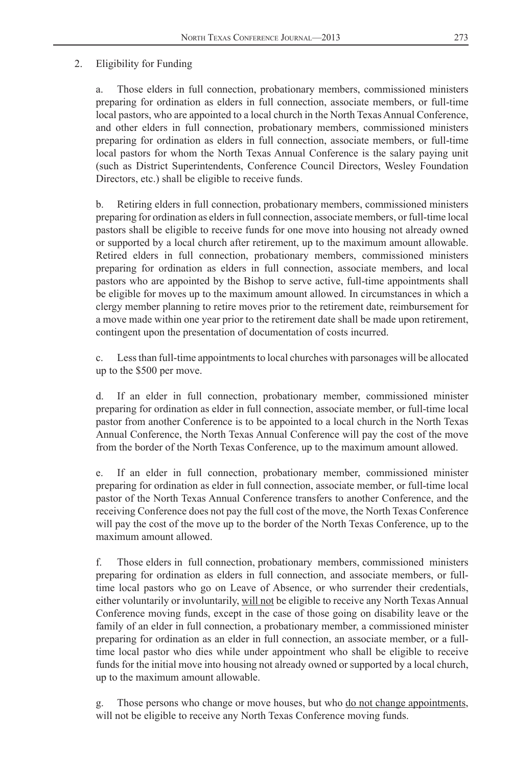2. Eligibility for Funding

a. Those elders in full connection, probationary members, commissioned ministers preparing for ordination as elders in full connection, associate members, or full-time local pastors, who are appointed to a local church in the North Texas Annual Conference, and other elders in full connection, probationary members, commissioned ministers preparing for ordination as elders in full connection, associate members, or full-time local pastors for whom the North Texas Annual Conference is the salary paying unit (such as District Superintendents, Conference Council Directors, Wesley Foundation Directors, etc.) shall be eligible to receive funds.

b. Retiring elders in full connection, probationary members, commissioned ministers preparing for ordination as elders in full connection, associate members, or full-time local pastors shall be eligible to receive funds for one move into housing not already owned or supported by a local church after retirement, up to the maximum amount allowable. Retired elders in full connection, probationary members, commissioned ministers preparing for ordination as elders in full connection, associate members, and local pastors who are appointed by the Bishop to serve active, full-time appointments shall be eligible for moves up to the maximum amount allowed. In circumstances in which a clergy member planning to retire moves prior to the retirement date, reimbursement for a move made within one year prior to the retirement date shall be made upon retirement, contingent upon the presentation of documentation of costs incurred.

c. Less than full-time appointments to local churches with parsonages will be allocated up to the $500 per move.

d. If an elder in full connection, probationary member, commissioned minister preparing for ordination as elder in full connection, associate member, or full-time local pastor from another Conference is to be appointed to a local church in the North Texas Annual Conference, the North Texas Annual Conference will pay the cost of the move from the border of the North Texas Conference, up to the maximum amount allowed.

e. If an elder in full connection, probationary member, commissioned minister preparing for ordination as elder in full connection, associate member, or full-time local pastor of the North Texas Annual Conference transfers to another Conference, and the receiving Conference does not pay the full cost of the move, the North Texas Conference will pay the cost of the move up to the border of the North Texas Conference, up to the maximum amount allowed.

f. Those elders in full connection, probationary members, commissioned ministers preparing for ordination as elders in full connection, and associate members, or full-time local pastors who go on Leave of Absence, or who surrender their credentials, either voluntarily or involuntarily, will not be eligible to receive any North Texas Annual Conference moving funds, except in the case of those going on disability leave or the family of an elder in full connection, a probationary member, a commissioned minister preparing for ordination as an elder in full connection, an associate member, or a full-time local pastor who dies while under appointment who shall be eligible to receive funds for the initial move into housing not already owned or supported by a local church, up to the maximum amount allowable.

g. Those persons who change or move houses, but who do not change appointments, will not be eligible to receive any North Texas Conference moving funds.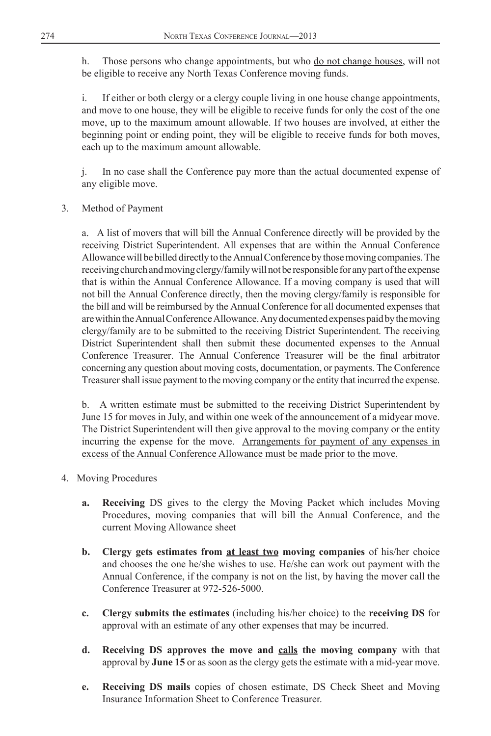h. Those persons who change appointments, but who <u>do not change houses</u>, will not be eligible to receive any North Texas Conference moving funds.

i. If either or both clergy or a clergy couple living in one house change appointments, and move to one house, they will be eligible to receive funds for only the cost of the one move, up to the maximum amount allowable. If two houses are involved, at either the beginning point or ending point, they will be eligible to receive funds for both moves, each up to the maximum amount allowable.

j. In no case shall the Conference pay more than the actual documented expense of any eligible move.

3. Method of Payment

a. A list of movers that will bill the Annual Conference directly will be provided by the receiving District Superintendent. All expenses that are within the Annual Conference Allowance will be billed directly to the Annual Conference by those moving companies. The receiving church and moving clergy/family will not be responsible for any part of the expense that is within the Annual Conference Allowance. If a moving company is used that will not bill the Annual Conference directly, then the moving clergy/family is responsible for the bill and will be reimbursed by the Annual Conference for all documented expenses that are within the Annual Conference Allowance. Any documented expenses paid by the moving clergy/family are to be submitted to the receiving District Superintendent. The receiving District Superintendent shall then submit these documented expenses to the Annual Conference Treasurer. The Annual Conference Treasurer will be the final arbitrator concerning any question about moving costs, documentation, or payments. The Conference Treasurer shall issue payment to the moving company or the entity that incurred the expense.

b. A written estimate must be submitted to the receiving District Superintendent by June 15 for moves in July, and within one week of the announcement of a midyear move. The District Superintendent will then give approval to the moving company or the entity incurring the expense for the move. <u>Arrangements for payment of any expenses in excess of the Annual Conference Allowance must be made prior to the move.</u>

4. Moving Procedures

**a. Receiving** DS gives to the clergy the Moving Packet which includes Moving Procedures, moving companies that will bill the Annual Conference, and the current Moving Allowance sheet

**b. Clergy gets estimates from <u>at least two</u> moving companies** of his/her choice and chooses the one he/she wishes to use. He/she can work out payment with the Annual Conference, if the company is not on the list, by having the mover call the Conference Treasurer at 972-526-5000.

**c. Clergy submits the estimates** (including his/her choice) to the **receiving DS** for approval with an estimate of any other expenses that may be incurred.

**d. Receiving DS approves the move and <u>calls</u> the moving company** with that approval by **June 15** or as soon as the clergy gets the estimate with a mid-year move.

**e. Receiving DS mails** copies of chosen estimate, DS Check Sheet and Moving Insurance Information Sheet to Conference Treasurer.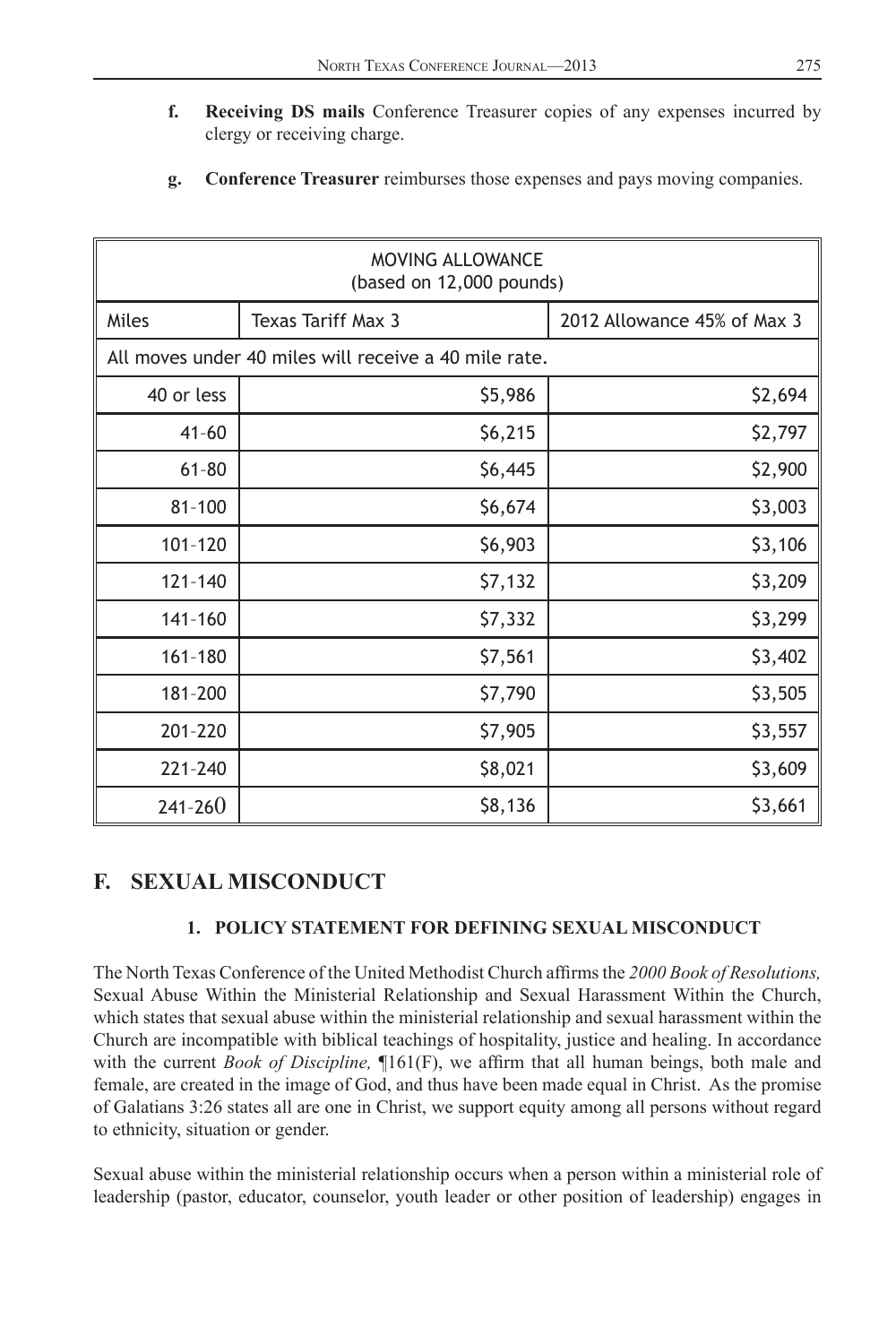- **f. Receiving DS mails** Conference Treasurer copies of any expenses incurred by clergy or receiving charge.

- **g. Conference Treasurer** reimburses those expenses and pays moving companies.

| MOVING ALLOWANCE (based on 12,000 pounds) | | |
|---|---|---|
| Miles | Texas Tariff Max 3 | 2012 Allowance 45% of Max 3 |
| All moves under 40 miles will receive a 40 mile rate. | | |
| 40 or less | $5,986 | $2,694 |
| 41-60 | $6,215 | $2,797 |
| 61-80 | $6,445 | $2,900 |
| 81-100 | $6,674 | $3,003 |
| 101-120 | $6,903 | $3,106 |
| 121-140 | $7,132 | $3,209 |
| 141-160 | $7,332 | $3,299 |
| 161-180 | $7,561 | $3,402 |
| 181-200 | $7,790 | $3,505 |
| 201-220 | $7,905 | $3,557 |
| 221-240 | $8,021 | $3,609 |
| 241-260 | $8,136 | $3,661 |

## F. SEXUAL MISCONDUCT

### 1. POLICY STATEMENT FOR DEFINING SEXUAL MISCONDUCT

The North Texas Conference of the United Methodist Church affirms the *2000 Book of Resolutions,* Sexual Abuse Within the Ministerial Relationship and Sexual Harassment Within the Church, which states that sexual abuse within the ministerial relationship and sexual harassment within the Church are incompatible with biblical teachings of hospitality, justice and healing. In accordance with the current *Book of Discipline,* ¶161(F), we affirm that all human beings, both male and female, are created in the image of God, and thus have been made equal in Christ. As the promise of Galatians 3:26 states all are one in Christ, we support equity among all persons without regard to ethnicity, situation or gender.

Sexual abuse within the ministerial relationship occurs when a person within a ministerial role of leadership (pastor, educator, counselor, youth leader or other position of leadership) engages in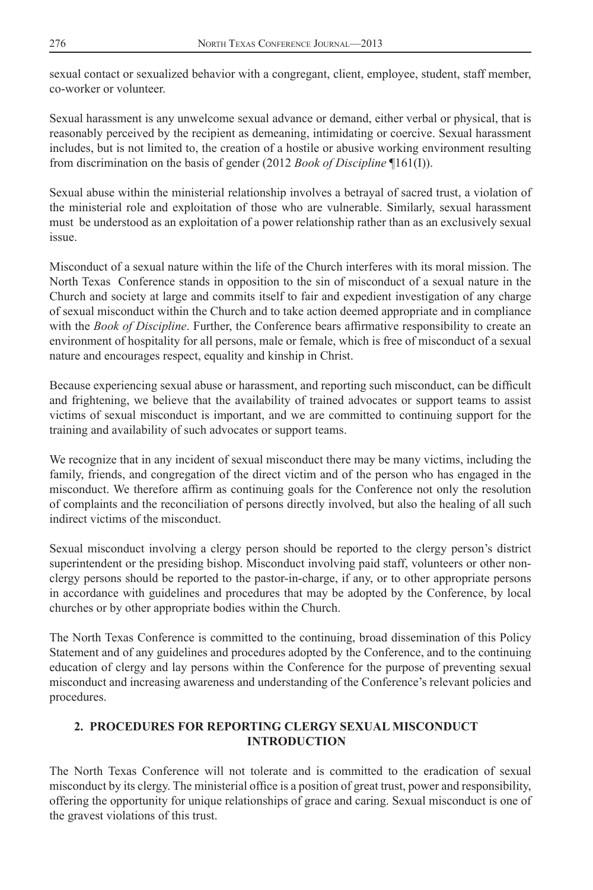sexual contact or sexualized behavior with a congregant, client, employee, student, staff member, co-worker or volunteer.

Sexual harassment is any unwelcome sexual advance or demand, either verbal or physical, that is reasonably perceived by the recipient as demeaning, intimidating or coercive. Sexual harassment includes, but is not limited to, the creation of a hostile or abusive working environment resulting from discrimination on the basis of gender (2012 *Book of Discipline* ¶161(I)).

Sexual abuse within the ministerial relationship involves a betrayal of sacred trust, a violation of the ministerial role and exploitation of those who are vulnerable. Similarly, sexual harassment must be understood as an exploitation of a power relationship rather than as an exclusively sexual issue.

Misconduct of a sexual nature within the life of the Church interferes with its moral mission. The North Texas Conference stands in opposition to the sin of misconduct of a sexual nature in the Church and society at large and commits itself to fair and expedient investigation of any charge of sexual misconduct within the Church and to take action deemed appropriate and in compliance with the *Book of Discipline*. Further, the Conference bears affirmative responsibility to create an environment of hospitality for all persons, male or female, which is free of misconduct of a sexual nature and encourages respect, equality and kinship in Christ.

Because experiencing sexual abuse or harassment, and reporting such misconduct, can be difficult and frightening, we believe that the availability of trained advocates or support teams to assist victims of sexual misconduct is important, and we are committed to continuing support for the training and availability of such advocates or support teams.

We recognize that in any incident of sexual misconduct there may be many victims, including the family, friends, and congregation of the direct victim and of the person who has engaged in the misconduct. We therefore affirm as continuing goals for the Conference not only the resolution of complaints and the reconciliation of persons directly involved, but also the healing of all such indirect victims of the misconduct.

Sexual misconduct involving a clergy person should be reported to the clergy person's district superintendent or the presiding bishop. Misconduct involving paid staff, volunteers or other non-clergy persons should be reported to the pastor-in-charge, if any, or to other appropriate persons in accordance with guidelines and procedures that may be adopted by the Conference, by local churches or by other appropriate bodies within the Church.

The North Texas Conference is committed to the continuing, broad dissemination of this Policy Statement and of any guidelines and procedures adopted by the Conference, and to the continuing education of clergy and lay persons within the Conference for the purpose of preventing sexual misconduct and increasing awareness and understanding of the Conference's relevant policies and procedures.

## 2. PROCEDURES FOR REPORTING CLERGY SEXUAL MISCONDUCT

### INTRODUCTION

The North Texas Conference will not tolerate and is committed to the eradication of sexual misconduct by its clergy. The ministerial office is a position of great trust, power and responsibility, offering the opportunity for unique relationships of grace and caring. Sexual misconduct is one of the gravest violations of this trust.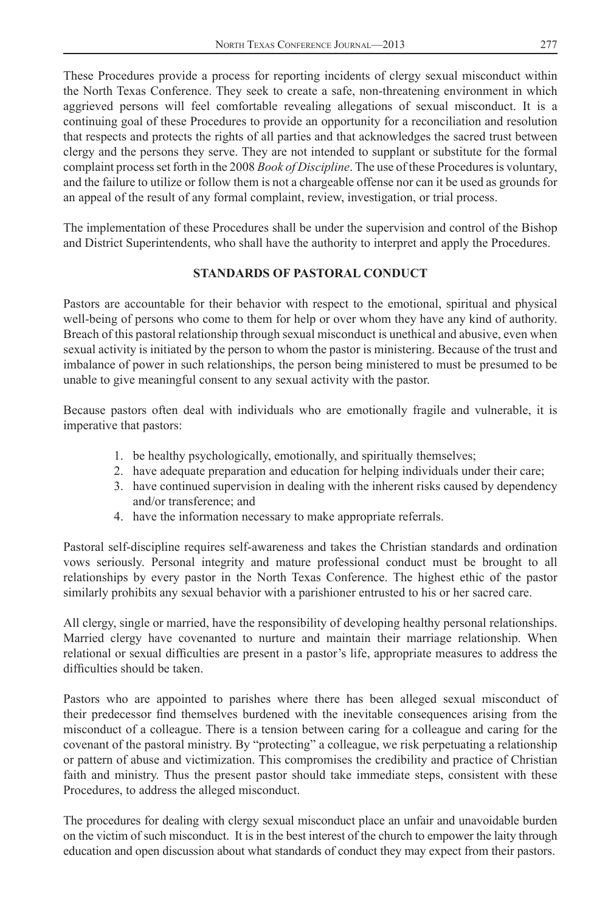These Procedures provide a process for reporting incidents of clergy sexual misconduct within the North Texas Conference. They seek to create a safe, non-threatening environment in which aggrieved persons will feel comfortable revealing allegations of sexual misconduct. It is a continuing goal of these Procedures to provide an opportunity for a reconciliation and resolution that respects and protects the rights of all parties and that acknowledges the sacred trust between clergy and the persons they serve. They are not intended to supplant or substitute for the formal complaint process set forth in the 2008 *Book of Discipline*. The use of these Procedures is voluntary, and the failure to utilize or follow them is not a chargeable offense nor can it be used as grounds for an appeal of the result of any formal complaint, review, investigation, or trial process.

The implementation of these Procedures shall be under the supervision and control of the Bishop and District Superintendents, who shall have the authority to interpret and apply the Procedures.

## STANDARDS OF PASTORAL CONDUCT

Pastors are accountable for their behavior with respect to the emotional, spiritual and physical well-being of persons who come to them for help or over whom they have any kind of authority. Breach of this pastoral relationship through sexual misconduct is unethical and abusive, even when sexual activity is initiated by the person to whom the pastor is ministering. Because of the trust and imbalance of power in such relationships, the person being ministered to must be presumed to be unable to give meaningful consent to any sexual activity with the pastor.

Because pastors often deal with individuals who are emotionally fragile and vulnerable, it is imperative that pastors:

1. be healthy psychologically, emotionally, and spiritually themselves;
2. have adequate preparation and education for helping individuals under their care;
3. have continued supervision in dealing with the inherent risks caused by dependency and/or transference; and
4. have the information necessary to make appropriate referrals.

Pastoral self-discipline requires self-awareness and takes the Christian standards and ordination vows seriously. Personal integrity and mature professional conduct must be brought to all relationships by every pastor in the North Texas Conference. The highest ethic of the pastor similarly prohibits any sexual behavior with a parishioner entrusted to his or her sacred care.

All clergy, single or married, have the responsibility of developing healthy personal relationships. Married clergy have covenanted to nurture and maintain their marriage relationship. When relational or sexual difficulties are present in a pastor's life, appropriate measures to address the difficulties should be taken.

Pastors who are appointed to parishes where there has been alleged sexual misconduct of their predecessor find themselves burdened with the inevitable consequences arising from the misconduct of a colleague. There is a tension between caring for a colleague and caring for the covenant of the pastoral ministry. By "protecting" a colleague, we risk perpetuating a relationship or pattern of abuse and victimization. This compromises the credibility and practice of Christian faith and ministry. Thus the present pastor should take immediate steps, consistent with these Procedures, to address the alleged misconduct.

The procedures for dealing with clergy sexual misconduct place an unfair and unavoidable burden on the victim of such misconduct. It is in the best interest of the church to empower the laity through education and open discussion about what standards of conduct they may expect from their pastors.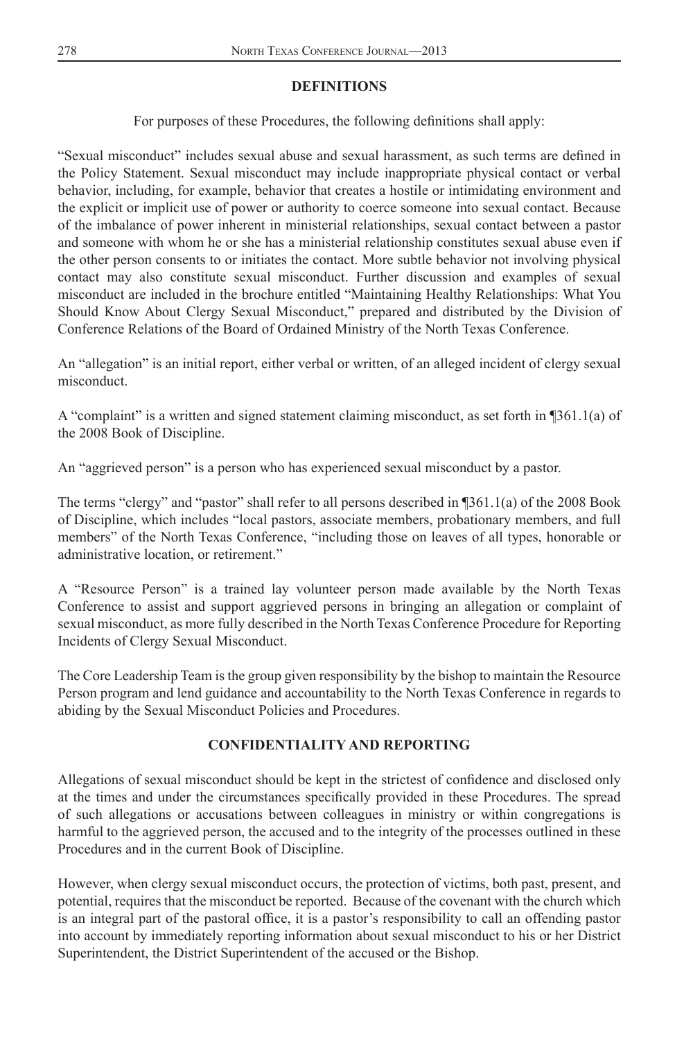## DEFINITIONS

For purposes of these Procedures, the following definitions shall apply:

"Sexual misconduct" includes sexual abuse and sexual harassment, as such terms are defined in the Policy Statement. Sexual misconduct may include inappropriate physical contact or verbal behavior, including, for example, behavior that creates a hostile or intimidating environment and the explicit or implicit use of power or authority to coerce someone into sexual contact. Because of the imbalance of power inherent in ministerial relationships, sexual contact between a pastor and someone with whom he or she has a ministerial relationship constitutes sexual abuse even if the other person consents to or initiates the contact. More subtle behavior not involving physical contact may also constitute sexual misconduct. Further discussion and examples of sexual misconduct are included in the brochure entitled "Maintaining Healthy Relationships: What You Should Know About Clergy Sexual Misconduct," prepared and distributed by the Division of Conference Relations of the Board of Ordained Ministry of the North Texas Conference.

An "allegation" is an initial report, either verbal or written, of an alleged incident of clergy sexual misconduct.

A "complaint" is a written and signed statement claiming misconduct, as set forth in ¶361.1(a) of the 2008 Book of Discipline.

An "aggrieved person" is a person who has experienced sexual misconduct by a pastor.

The terms "clergy" and "pastor" shall refer to all persons described in ¶361.1(a) of the 2008 Book of Discipline, which includes "local pastors, associate members, probationary members, and full members" of the North Texas Conference, "including those on leaves of all types, honorable or administrative location, or retirement."

A "Resource Person" is a trained lay volunteer person made available by the North Texas Conference to assist and support aggrieved persons in bringing an allegation or complaint of sexual misconduct, as more fully described in the North Texas Conference Procedure for Reporting Incidents of Clergy Sexual Misconduct.

The Core Leadership Team is the group given responsibility by the bishop to maintain the Resource Person program and lend guidance and accountability to the North Texas Conference in regards to abiding by the Sexual Misconduct Policies and Procedures.

## CONFIDENTIALITY AND REPORTING

Allegations of sexual misconduct should be kept in the strictest of confidence and disclosed only at the times and under the circumstances specifically provided in these Procedures. The spread of such allegations or accusations between colleagues in ministry or within congregations is harmful to the aggrieved person, the accused and to the integrity of the processes outlined in these Procedures and in the current Book of Discipline.

However, when clergy sexual misconduct occurs, the protection of victims, both past, present, and potential, requires that the misconduct be reported. Because of the covenant with the church which is an integral part of the pastoral office, it is a pastor's responsibility to call an offending pastor into account by immediately reporting information about sexual misconduct to his or her District Superintendent, the District Superintendent of the accused or the Bishop.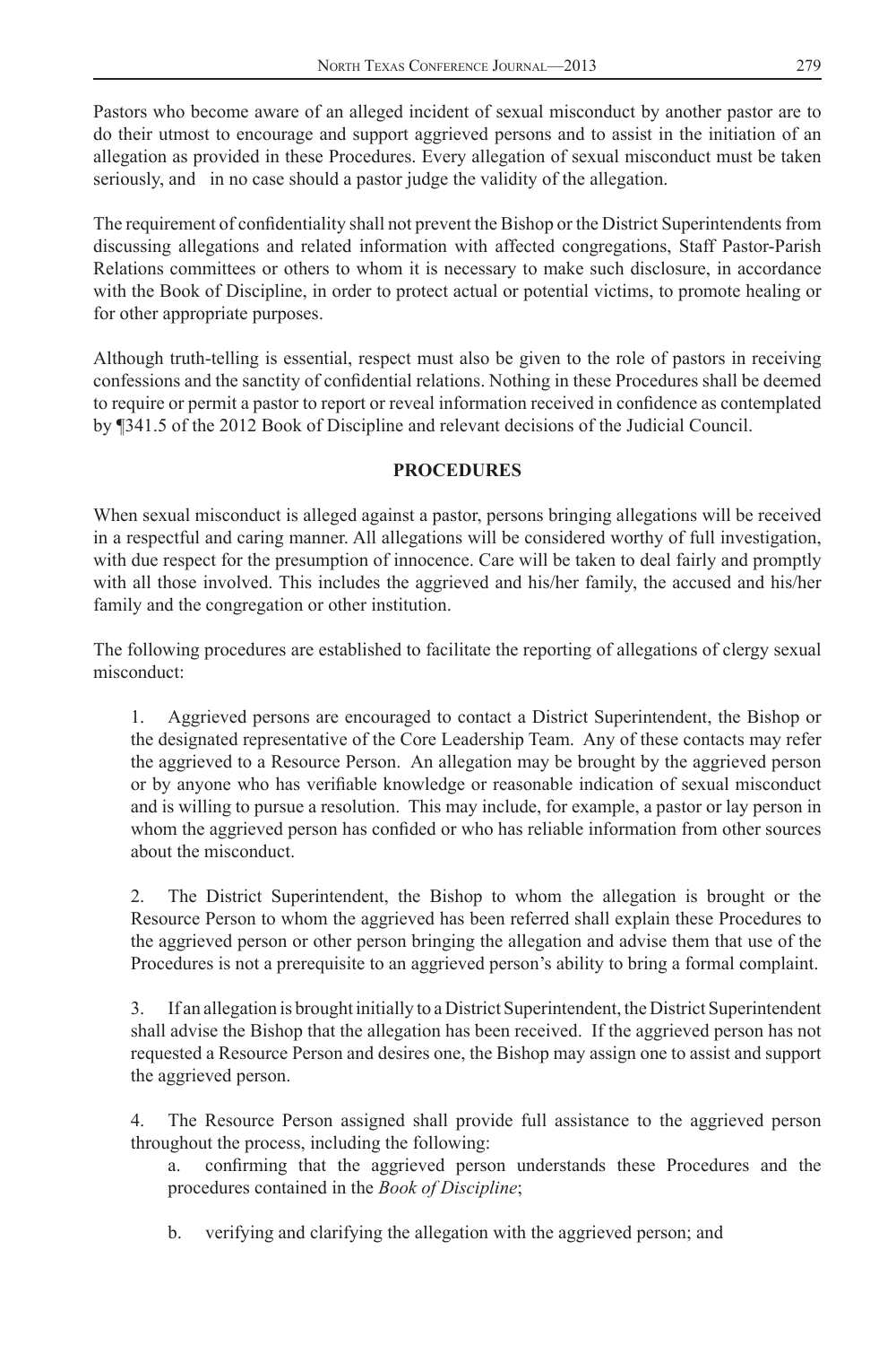Pastors who become aware of an alleged incident of sexual misconduct by another pastor are to do their utmost to encourage and support aggrieved persons and to assist in the initiation of an allegation as provided in these Procedures. Every allegation of sexual misconduct must be taken seriously, and in no case should a pastor judge the validity of the allegation.

The requirement of confidentiality shall not prevent the Bishop or the District Superintendents from discussing allegations and related information with affected congregations, Staff Pastor-Parish Relations committees or others to whom it is necessary to make such disclosure, in accordance with the Book of Discipline, in order to protect actual or potential victims, to promote healing or for other appropriate purposes.

Although truth-telling is essential, respect must also be given to the role of pastors in receiving confessions and the sanctity of confidential relations. Nothing in these Procedures shall be deemed to require or permit a pastor to report or reveal information received in confidence as contemplated by ¶341.5 of the 2012 Book of Discipline and relevant decisions of the Judicial Council.

**PROCEDURES**

When sexual misconduct is alleged against a pastor, persons bringing allegations will be received in a respectful and caring manner. All allegations will be considered worthy of full investigation, with due respect for the presumption of innocence. Care will be taken to deal fairly and promptly with all those involved. This includes the aggrieved and his/her family, the accused and his/her family and the congregation or other institution.

The following procedures are established to facilitate the reporting of allegations of clergy sexual misconduct:

1. Aggrieved persons are encouraged to contact a District Superintendent, the Bishop or the designated representative of the Core Leadership Team. Any of these contacts may refer the aggrieved to a Resource Person. An allegation may be brought by the aggrieved person or by anyone who has verifiable knowledge or reasonable indication of sexual misconduct and is willing to pursue a resolution. This may include, for example, a pastor or lay person in whom the aggrieved person has confided or who has reliable information from other sources about the misconduct.

2. The District Superintendent, the Bishop to whom the allegation is brought or the Resource Person to whom the aggrieved has been referred shall explain these Procedures to the aggrieved person or other person bringing the allegation and advise them that use of the Procedures is not a prerequisite to an aggrieved person's ability to bring a formal complaint.

3. If an allegation is brought initially to a District Superintendent, the District Superintendent shall advise the Bishop that the allegation has been received. If the aggrieved person has not requested a Resource Person and desires one, the Bishop may assign one to assist and support the aggrieved person.

4. The Resource Person assigned shall provide full assistance to the aggrieved person throughout the process, including the following:
   a. confirming that the aggrieved person understands these Procedures and the procedures contained in the *Book of Discipline*;

   b. verifying and clarifying the allegation with the aggrieved person; and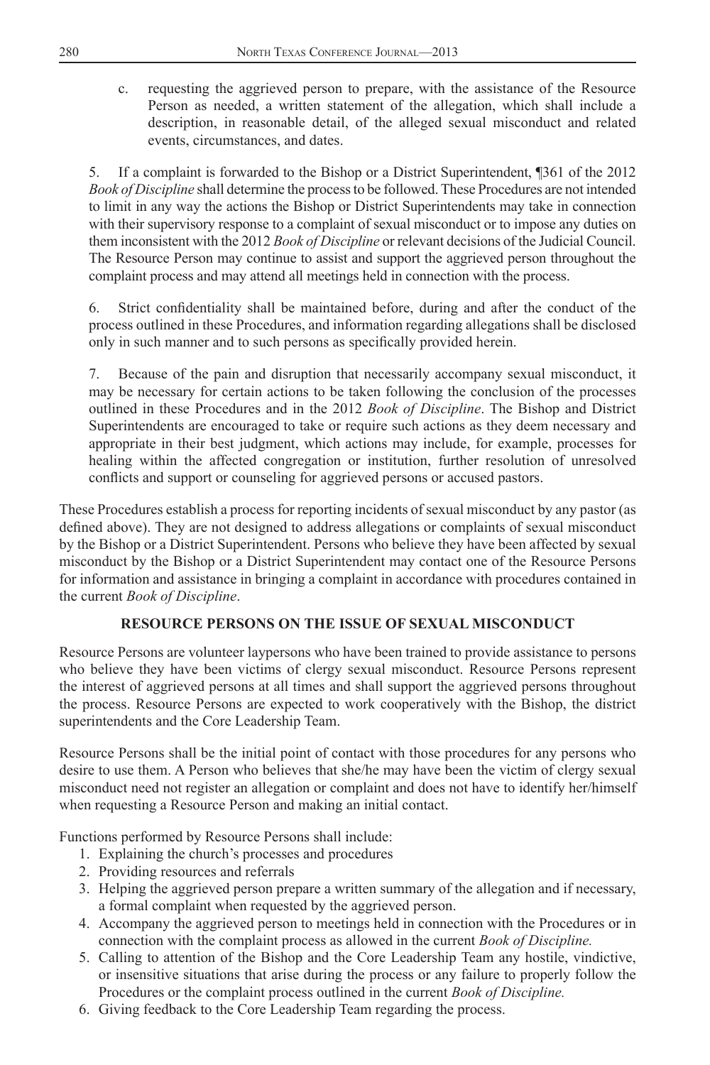c. requesting the aggrieved person to prepare, with the assistance of the Resource Person as needed, a written statement of the allegation, which shall include a description, in reasonable detail, of the alleged sexual misconduct and related events, circumstances, and dates.

5. If a complaint is forwarded to the Bishop or a District Superintendent, ¶361 of the 2012 *Book of Discipline* shall determine the process to be followed. These Procedures are not intended to limit in any way the actions the Bishop or District Superintendents may take in connection with their supervisory response to a complaint of sexual misconduct or to impose any duties on them inconsistent with the 2012 *Book of Discipline* or relevant decisions of the Judicial Council. The Resource Person may continue to assist and support the aggrieved person throughout the complaint process and may attend all meetings held in connection with the process.

6. Strict confidentiality shall be maintained before, during and after the conduct of the process outlined in these Procedures, and information regarding allegations shall be disclosed only in such manner and to such persons as specifically provided herein.

7. Because of the pain and disruption that necessarily accompany sexual misconduct, it may be necessary for certain actions to be taken following the conclusion of the processes outlined in these Procedures and in the 2012 *Book of Discipline*. The Bishop and District Superintendents are encouraged to take or require such actions as they deem necessary and appropriate in their best judgment, which actions may include, for example, processes for healing within the affected congregation or institution, further resolution of unresolved conflicts and support or counseling for aggrieved persons or accused pastors.

These Procedures establish a process for reporting incidents of sexual misconduct by any pastor (as defined above). They are not designed to address allegations or complaints of sexual misconduct by the Bishop or a District Superintendent. Persons who believe they have been affected by sexual misconduct by the Bishop or a District Superintendent may contact one of the Resource Persons for information and assistance in bringing a complaint in accordance with procedures contained in the current *Book of Discipline*.

## RESOURCE PERSONS ON THE ISSUE OF SEXUAL MISCONDUCT

Resource Persons are volunteer laypersons who have been trained to provide assistance to persons who believe they have been victims of clergy sexual misconduct. Resource Persons represent the interest of aggrieved persons at all times and shall support the aggrieved persons throughout the process. Resource Persons are expected to work cooperatively with the Bishop, the district superintendents and the Core Leadership Team.

Resource Persons shall be the initial point of contact with those procedures for any persons who desire to use them. A Person who believes that she/he may have been the victim of clergy sexual misconduct need not register an allegation or complaint and does not have to identify her/himself when requesting a Resource Person and making an initial contact.

Functions performed by Resource Persons shall include:

1. Explaining the church's processes and procedures
2. Providing resources and referrals
3. Helping the aggrieved person prepare a written summary of the allegation and if necessary, a formal complaint when requested by the aggrieved person.
4. Accompany the aggrieved person to meetings held in connection with the Procedures or in connection with the complaint process as allowed in the current *Book of Discipline.*
5. Calling to attention of the Bishop and the Core Leadership Team any hostile, vindictive, or insensitive situations that arise during the process or any failure to properly follow the Procedures or the complaint process outlined in the current *Book of Discipline.*
6. Giving feedback to the Core Leadership Team regarding the process.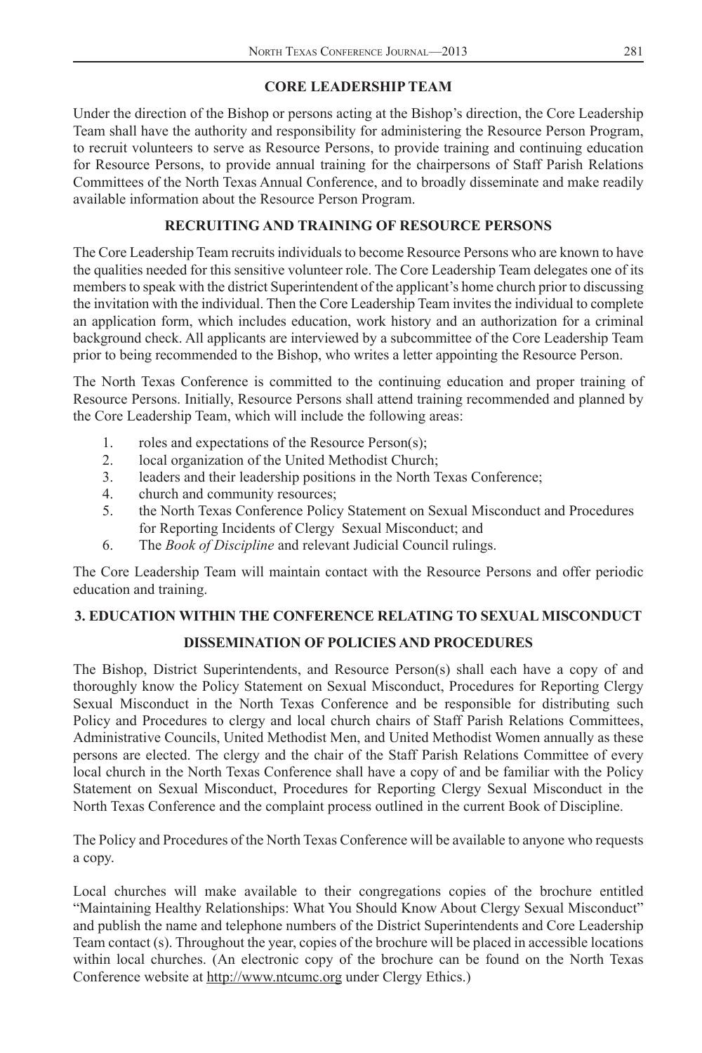## CORE LEADERSHIP TEAM

Under the direction of the Bishop or persons acting at the Bishop's direction, the Core Leadership Team shall have the authority and responsibility for administering the Resource Person Program, to recruit volunteers to serve as Resource Persons, to provide training and continuing education for Resource Persons, to provide annual training for the chairpersons of Staff Parish Relations Committees of the North Texas Annual Conference, and to broadly disseminate and make readily available information about the Resource Person Program.

## RECRUITING AND TRAINING OF RESOURCE PERSONS

The Core Leadership Team recruits individuals to become Resource Persons who are known to have the qualities needed for this sensitive volunteer role. The Core Leadership Team delegates one of its members to speak with the district Superintendent of the applicant's home church prior to discussing the invitation with the individual. Then the Core Leadership Team invites the individual to complete an application form, which includes education, work history and an authorization for a criminal background check. All applicants are interviewed by a subcommittee of the Core Leadership Team prior to being recommended to the Bishop, who writes a letter appointing the Resource Person.

The North Texas Conference is committed to the continuing education and proper training of Resource Persons. Initially, Resource Persons shall attend training recommended and planned by the Core Leadership Team, which will include the following areas:

1. roles and expectations of the Resource Person(s);
2. local organization of the United Methodist Church;
3. leaders and their leadership positions in the North Texas Conference;
4. church and community resources;
5. the North Texas Conference Policy Statement on Sexual Misconduct and Procedures for Reporting Incidents of Clergy Sexual Misconduct; and
6. The *Book of Discipline* and relevant Judicial Council rulings.

The Core Leadership Team will maintain contact with the Resource Persons and offer periodic education and training.

## 3. EDUCATION WITHIN THE CONFERENCE RELATING TO SEXUAL MISCONDUCT

## DISSEMINATION OF POLICIES AND PROCEDURES

The Bishop, District Superintendents, and Resource Person(s) shall each have a copy of and thoroughly know the Policy Statement on Sexual Misconduct, Procedures for Reporting Clergy Sexual Misconduct in the North Texas Conference and be responsible for distributing such Policy and Procedures to clergy and local church chairs of Staff Parish Relations Committees, Administrative Councils, United Methodist Men, and United Methodist Women annually as these persons are elected. The clergy and the chair of the Staff Parish Relations Committee of every local church in the North Texas Conference shall have a copy of and be familiar with the Policy Statement on Sexual Misconduct, Procedures for Reporting Clergy Sexual Misconduct in the North Texas Conference and the complaint process outlined in the current Book of Discipline.

The Policy and Procedures of the North Texas Conference will be available to anyone who requests a copy.

Local churches will make available to their congregations copies of the brochure entitled "Maintaining Healthy Relationships: What You Should Know About Clergy Sexual Misconduct" and publish the name and telephone numbers of the District Superintendents and Core Leadership Team contact (s). Throughout the year, copies of the brochure will be placed in accessible locations within local churches. (An electronic copy of the brochure can be found on the North Texas Conference website at http://www.ntcumc.org under Clergy Ethics.)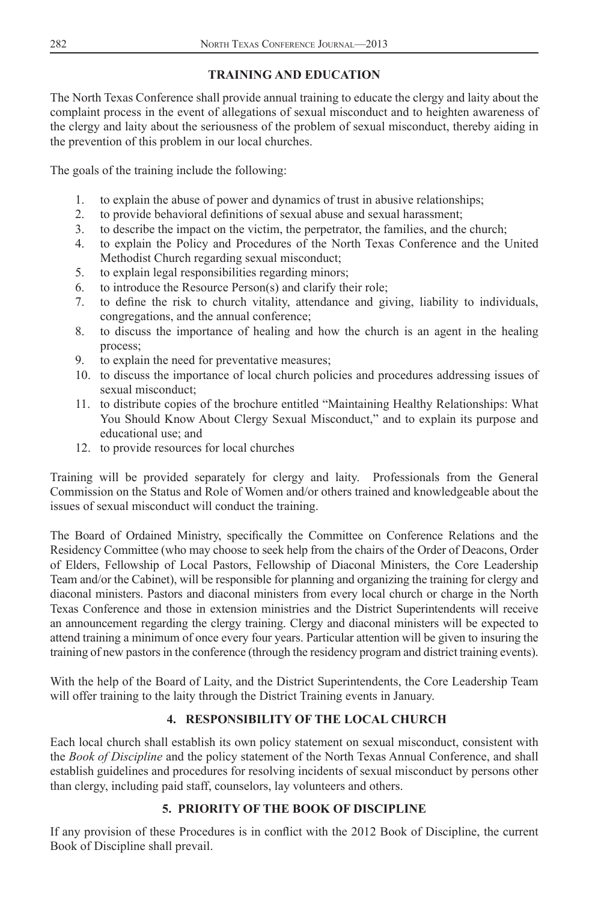## TRAINING AND EDUCATION

The North Texas Conference shall provide annual training to educate the clergy and laity about the complaint process in the event of allegations of sexual misconduct and to heighten awareness of the clergy and laity about the seriousness of the problem of sexual misconduct, thereby aiding in the prevention of this problem in our local churches.

The goals of the training include the following:

1. to explain the abuse of power and dynamics of trust in abusive relationships;
2. to provide behavioral definitions of sexual abuse and sexual harassment;
3. to describe the impact on the victim, the perpetrator, the families, and the church;
4. to explain the Policy and Procedures of the North Texas Conference and the United Methodist Church regarding sexual misconduct;
5. to explain legal responsibilities regarding minors;
6. to introduce the Resource Person(s) and clarify their role;
7. to define the risk to church vitality, attendance and giving, liability to individuals, congregations, and the annual conference;
8. to discuss the importance of healing and how the church is an agent in the healing process;
9. to explain the need for preventative measures;
10. to discuss the importance of local church policies and procedures addressing issues of sexual misconduct;
11. to distribute copies of the brochure entitled "Maintaining Healthy Relationships: What You Should Know About Clergy Sexual Misconduct," and to explain its purpose and educational use; and
12. to provide resources for local churches

Training will be provided separately for clergy and laity. Professionals from the General Commission on the Status and Role of Women and/or others trained and knowledgeable about the issues of sexual misconduct will conduct the training.

The Board of Ordained Ministry, specifically the Committee on Conference Relations and the Residency Committee (who may choose to seek help from the chairs of the Order of Deacons, Order of Elders, Fellowship of Local Pastors, Fellowship of Diaconal Ministers, the Core Leadership Team and/or the Cabinet), will be responsible for planning and organizing the training for clergy and diaconal ministers. Pastors and diaconal ministers from every local church or charge in the North Texas Conference and those in extension ministries and the District Superintendents will receive an announcement regarding the clergy training. Clergy and diaconal ministers will be expected to attend training a minimum of once every four years. Particular attention will be given to insuring the training of new pastors in the conference (through the residency program and district training events).

With the help of the Board of Laity, and the District Superintendents, the Core Leadership Team will offer training to the laity through the District Training events in January.

## 4. RESPONSIBILITY OF THE LOCAL CHURCH

Each local church shall establish its own policy statement on sexual misconduct, consistent with the *Book of Discipline* and the policy statement of the North Texas Annual Conference, and shall establish guidelines and procedures for resolving incidents of sexual misconduct by persons other than clergy, including paid staff, counselors, lay volunteers and others.

## 5. PRIORITY OF THE BOOK OF DISCIPLINE

If any provision of these Procedures is in conflict with the 2012 Book of Discipline, the current Book of Discipline shall prevail.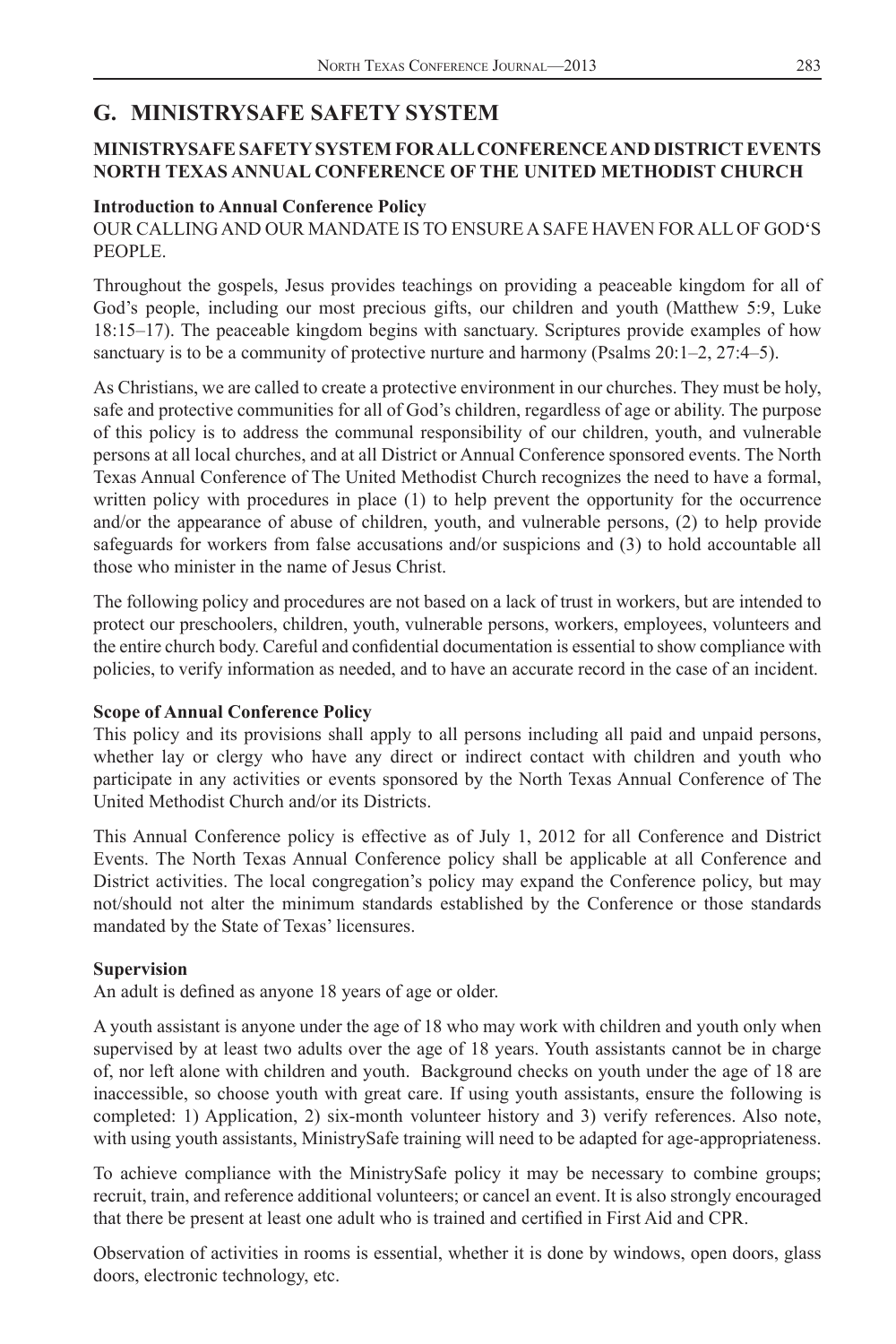## G. MINISTRYSAFE SAFETY SYSTEM

**MINISTRYSAFE SAFETY SYSTEM FOR ALL CONFERENCE AND DISTRICT EVENTS NORTH TEXAS ANNUAL CONFERENCE OF THE UNITED METHODIST CHURCH**

**Introduction to Annual Conference Policy**

OUR CALLING AND OUR MANDATE IS TO ENSURE A SAFE HAVEN FOR ALL OF GOD'S PEOPLE.

Throughout the gospels, Jesus provides teachings on providing a peaceable kingdom for all of God's people, including our most precious gifts, our children and youth (Matthew 5:9, Luke 18:15–17). The peaceable kingdom begins with sanctuary. Scriptures provide examples of how sanctuary is to be a community of protective nurture and harmony (Psalms 20:1–2, 27:4–5).

As Christians, we are called to create a protective environment in our churches. They must be holy, safe and protective communities for all of God's children, regardless of age or ability. The purpose of this policy is to address the communal responsibility of our children, youth, and vulnerable persons at all local churches, and at all District or Annual Conference sponsored events. The North Texas Annual Conference of The United Methodist Church recognizes the need to have a formal, written policy with procedures in place (1) to help prevent the opportunity for the occurrence and/or the appearance of abuse of children, youth, and vulnerable persons, (2) to help provide safeguards for workers from false accusations and/or suspicions and (3) to hold accountable all those who minister in the name of Jesus Christ.

The following policy and procedures are not based on a lack of trust in workers, but are intended to protect our preschoolers, children, youth, vulnerable persons, workers, employees, volunteers and the entire church body. Careful and confidential documentation is essential to show compliance with policies, to verify information as needed, and to have an accurate record in the case of an incident.

**Scope of Annual Conference Policy**

This policy and its provisions shall apply to all persons including all paid and unpaid persons, whether lay or clergy who have any direct or indirect contact with children and youth who participate in any activities or events sponsored by the North Texas Annual Conference of The United Methodist Church and/or its Districts.

This Annual Conference policy is effective as of July 1, 2012 for all Conference and District Events. The North Texas Annual Conference policy shall be applicable at all Conference and District activities. The local congregation's policy may expand the Conference policy, but may not/should not alter the minimum standards established by the Conference or those standards mandated by the State of Texas' licensures.

**Supervision**

An adult is defined as anyone 18 years of age or older.

A youth assistant is anyone under the age of 18 who may work with children and youth only when supervised by at least two adults over the age of 18 years. Youth assistants cannot be in charge of, nor left alone with children and youth. Background checks on youth under the age of 18 are inaccessible, so choose youth with great care. If using youth assistants, ensure the following is completed: 1) Application, 2) six-month volunteer history and 3) verify references. Also note, with using youth assistants, MinistrySafe training will need to be adapted for age-appropriateness.

To achieve compliance with the MinistrySafe policy it may be necessary to combine groups; recruit, train, and reference additional volunteers; or cancel an event. It is also strongly encouraged that there be present at least one adult who is trained and certified in First Aid and CPR.

Observation of activities in rooms is essential, whether it is done by windows, open doors, glass doors, electronic technology, etc.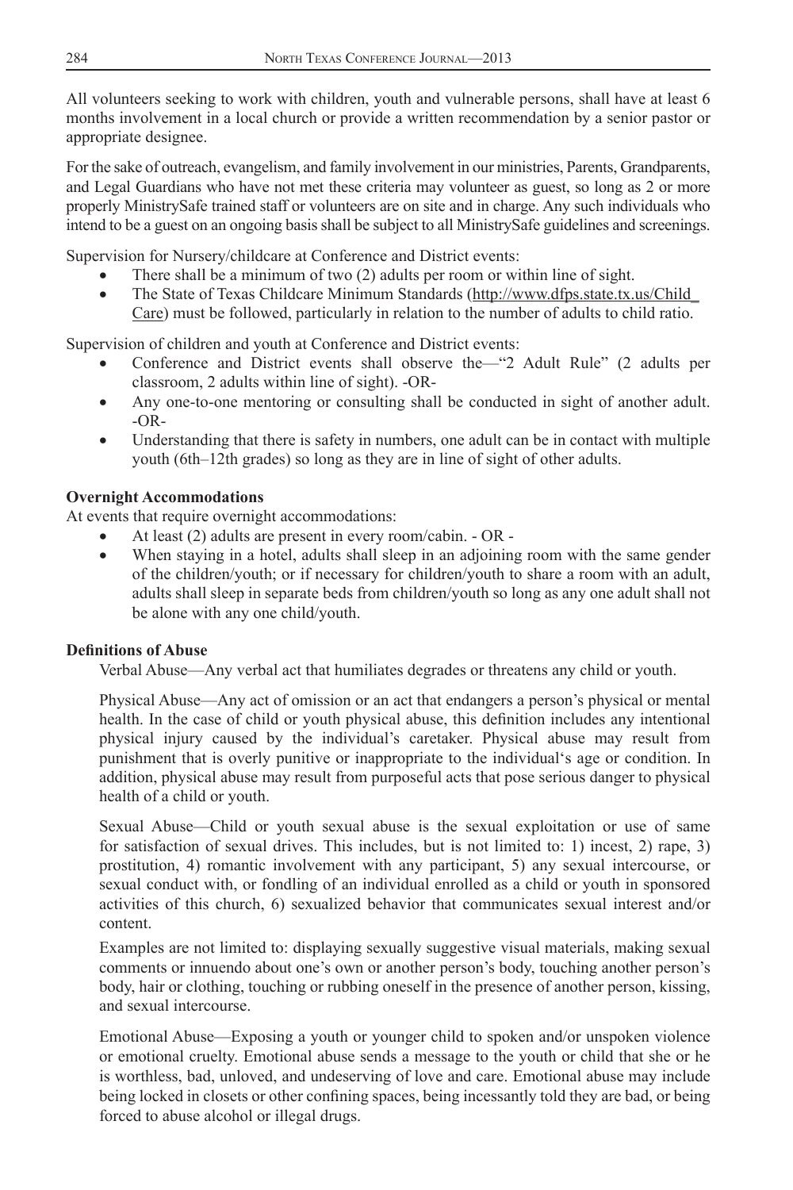All volunteers seeking to work with children, youth and vulnerable persons, shall have at least 6 months involvement in a local church or provide a written recommendation by a senior pastor or appropriate designee.

For the sake of outreach, evangelism, and family involvement in our ministries, Parents, Grandparents, and Legal Guardians who have not met these criteria may volunteer as guest, so long as 2 or more properly MinistrySafe trained staff or volunteers are on site and in charge. Any such individuals who intend to be a guest on an ongoing basis shall be subject to all MinistrySafe guidelines and screenings.

Supervision for Nursery/childcare at Conference and District events:

- There shall be a minimum of two (2) adults per room or within line of sight.
- The State of Texas Childcare Minimum Standards (http://www.dfps.state.tx.us/Child_Care) must be followed, particularly in relation to the number of adults to child ratio.

Supervision of children and youth at Conference and District events:

- Conference and District events shall observe the—"2 Adult Rule" (2 adults per classroom, 2 adults within line of sight). -OR-
- Any one-to-one mentoring or consulting shall be conducted in sight of another adult. -OR-
- Understanding that there is safety in numbers, one adult can be in contact with multiple youth (6th–12th grades) so long as they are in line of sight of other adults.

**Overnight Accommodations**

At events that require overnight accommodations:

- At least (2) adults are present in every room/cabin. - OR -
- When staying in a hotel, adults shall sleep in an adjoining room with the same gender of the children/youth; or if necessary for children/youth to share a room with an adult, adults shall sleep in separate beds from children/youth so long as any one adult shall not be alone with any one child/youth.

**Definitions of Abuse**

Verbal Abuse—Any verbal act that humiliates degrades or threatens any child or youth.

Physical Abuse—Any act of omission or an act that endangers a person's physical or mental health. In the case of child or youth physical abuse, this definition includes any intentional physical injury caused by the individual's caretaker. Physical abuse may result from punishment that is overly punitive or inappropriate to the individual's age or condition. In addition, physical abuse may result from purposeful acts that pose serious danger to physical health of a child or youth.

Sexual Abuse—Child or youth sexual abuse is the sexual exploitation or use of same for satisfaction of sexual drives. This includes, but is not limited to: 1) incest, 2) rape, 3) prostitution, 4) romantic involvement with any participant, 5) any sexual intercourse, or sexual conduct with, or fondling of an individual enrolled as a child or youth in sponsored activities of this church, 6) sexualized behavior that communicates sexual interest and/or content.

Examples are not limited to: displaying sexually suggestive visual materials, making sexual comments or innuendo about one's own or another person's body, touching another person's body, hair or clothing, touching or rubbing oneself in the presence of another person, kissing, and sexual intercourse.

Emotional Abuse—Exposing a youth or younger child to spoken and/or unspoken violence or emotional cruelty. Emotional abuse sends a message to the youth or child that she or he is worthless, bad, unloved, and undeserving of love and care. Emotional abuse may include being locked in closets or other confining spaces, being incessantly told they are bad, or being forced to abuse alcohol or illegal drugs.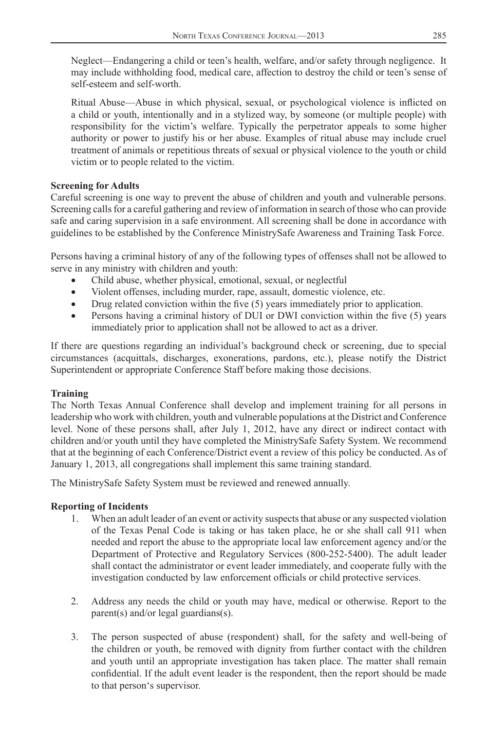Neglect—Endangering a child or teen's health, welfare, and/or safety through negligence. It may include withholding food, medical care, affection to destroy the child or teen's sense of self-esteem and self-worth.

Ritual Abuse—Abuse in which physical, sexual, or psychological violence is inflicted on a child or youth, intentionally and in a stylized way, by someone (or multiple people) with responsibility for the victim's welfare. Typically the perpetrator appeals to some higher authority or power to justify his or her abuse. Examples of ritual abuse may include cruel treatment of animals or repetitious threats of sexual or physical violence to the youth or child victim or to people related to the victim.

**Screening for Adults**

Careful screening is one way to prevent the abuse of children and youth and vulnerable persons. Screening calls for a careful gathering and review of information in search of those who can provide safe and caring supervision in a safe environment. All screening shall be done in accordance with guidelines to be established by the Conference MinistrySafe Awareness and Training Task Force.

Persons having a criminal history of any of the following types of offenses shall not be allowed to serve in any ministry with children and youth:

- Child abuse, whether physical, emotional, sexual, or neglectful
- Violent offenses, including murder, rape, assault, domestic violence, etc.
- Drug related conviction within the five (5) years immediately prior to application.
- Persons having a criminal history of DUI or DWI conviction within the five (5) years immediately prior to application shall not be allowed to act as a driver.

If there are questions regarding an individual's background check or screening, due to special circumstances (acquittals, discharges, exonerations, pardons, etc.), please notify the District Superintendent or appropriate Conference Staff before making those decisions.

**Training**

The North Texas Annual Conference shall develop and implement training for all persons in leadership who work with children, youth and vulnerable populations at the District and Conference level. None of these persons shall, after July 1, 2012, have any direct or indirect contact with children and/or youth until they have completed the MinistrySafe Safety System. We recommend that at the beginning of each Conference/District event a review of this policy be conducted. As of January 1, 2013, all congregations shall implement this same training standard.

The MinistrySafe Safety System must be reviewed and renewed annually.

**Reporting of Incidents**

1. When an adult leader of an event or activity suspects that abuse or any suspected violation of the Texas Penal Code is taking or has taken place, he or she shall call 911 when needed and report the abuse to the appropriate local law enforcement agency and/or the Department of Protective and Regulatory Services (800-252-5400). The adult leader shall contact the administrator or event leader immediately, and cooperate fully with the investigation conducted by law enforcement officials or child protective services.

2. Address any needs the child or youth may have, medical or otherwise. Report to the parent(s) and/or legal guardians(s).

3. The person suspected of abuse (respondent) shall, for the safety and well-being of the children or youth, be removed with dignity from further contact with the children and youth until an appropriate investigation has taken place. The matter shall remain confidential. If the adult event leader is the respondent, then the report should be made to that person's supervisor.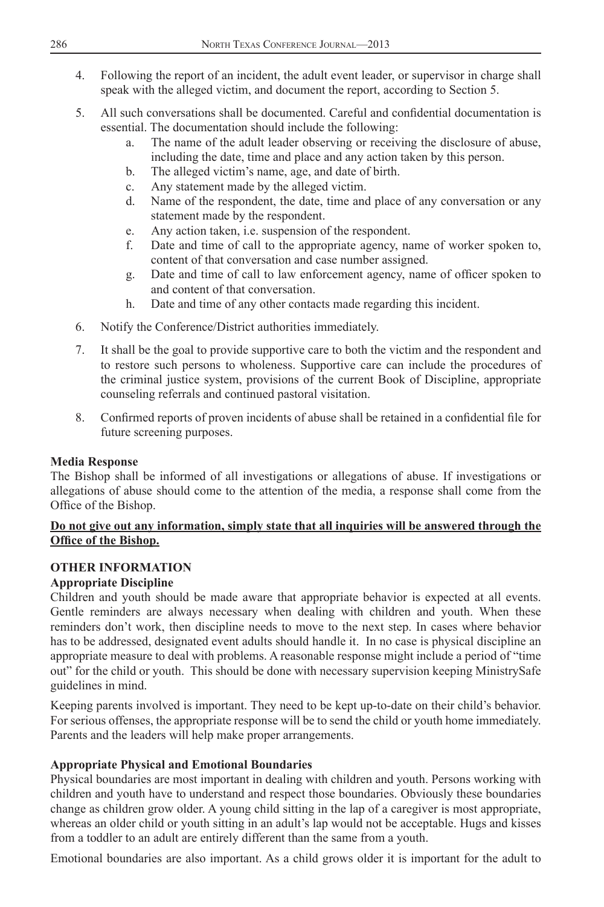4. Following the report of an incident, the adult event leader, or supervisor in charge shall speak with the alleged victim, and document the report, according to Section 5.

5. All such conversations shall be documented. Careful and confidential documentation is essential. The documentation should include the following:
   a. The name of the adult leader observing or receiving the disclosure of abuse, including the date, time and place and any action taken by this person.
   b. The alleged victim's name, age, and date of birth.
   c. Any statement made by the alleged victim.
   d. Name of the respondent, the date, time and place of any conversation or any statement made by the respondent.
   e. Any action taken, i.e. suspension of the respondent.
   f. Date and time of call to the appropriate agency, name of worker spoken to, content of that conversation and case number assigned.
   g. Date and time of call to law enforcement agency, name of officer spoken to and content of that conversation.
   h. Date and time of any other contacts made regarding this incident.

6. Notify the Conference/District authorities immediately.

7. It shall be the goal to provide supportive care to both the victim and the respondent and to restore such persons to wholeness. Supportive care can include the procedures of the criminal justice system, provisions of the current Book of Discipline, appropriate counseling referrals and continued pastoral visitation.

8. Confirmed reports of proven incidents of abuse shall be retained in a confidential file for future screening purposes.

**Media Response**

The Bishop shall be informed of all investigations or allegations of abuse. If investigations or allegations of abuse should come to the attention of the media, a response shall come from the Office of the Bishop.

**Do not give out any information, simply state that all inquiries will be answered through the Office of the Bishop.**

**OTHER INFORMATION**

**Appropriate Discipline**

Children and youth should be made aware that appropriate behavior is expected at all events. Gentle reminders are always necessary when dealing with children and youth. When these reminders don't work, then discipline needs to move to the next step. In cases where behavior has to be addressed, designated event adults should handle it. In no case is physical discipline an appropriate measure to deal with problems. A reasonable response might include a period of "time out" for the child or youth. This should be done with necessary supervision keeping MinistrySafe guidelines in mind.

Keeping parents involved is important. They need to be kept up-to-date on their child's behavior. For serious offenses, the appropriate response will be to send the child or youth home immediately. Parents and the leaders will help make proper arrangements.

**Appropriate Physical and Emotional Boundaries**

Physical boundaries are most important in dealing with children and youth. Persons working with children and youth have to understand and respect those boundaries. Obviously these boundaries change as children grow older. A young child sitting in the lap of a caregiver is most appropriate, whereas an older child or youth sitting in an adult's lap would not be acceptable. Hugs and kisses from a toddler to an adult are entirely different than the same from a youth.

Emotional boundaries are also important. As a child grows older it is important for the adult to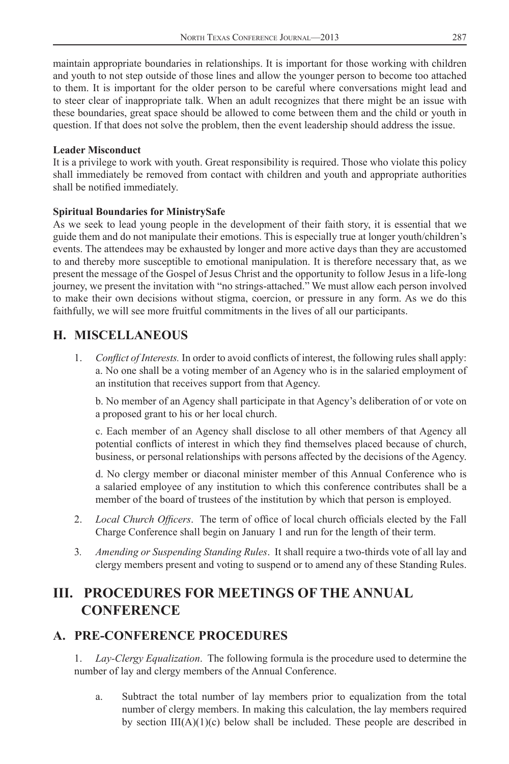maintain appropriate boundaries in relationships. It is important for those working with children and youth to not step outside of those lines and allow the younger person to become too attached to them. It is important for the older person to be careful where conversations might lead and to steer clear of inappropriate talk. When an adult recognizes that there might be an issue with these boundaries, great space should be allowed to come between them and the child or youth in question. If that does not solve the problem, then the event leadership should address the issue.

**Leader Misconduct**

It is a privilege to work with youth. Great responsibility is required. Those who violate this policy shall immediately be removed from contact with children and youth and appropriate authorities shall be notified immediately.

**Spiritual Boundaries for MinistrySafe**

As we seek to lead young people in the development of their faith story, it is essential that we guide them and do not manipulate their emotions. This is especially true at longer youth/children's events. The attendees may be exhausted by longer and more active days than they are accustomed to and thereby more susceptible to emotional manipulation. It is therefore necessary that, as we present the message of the Gospel of Jesus Christ and the opportunity to follow Jesus in a life-long journey, we present the invitation with "no strings-attached." We must allow each person involved to make their own decisions without stigma, coercion, or pressure in any form. As we do this faithfully, we will see more fruitful commitments in the lives of all our participants.

## H. MISCELLANEOUS

1. *Conflict of Interests.* In order to avoid conflicts of interest, the following rules shall apply:
   a. No one shall be a voting member of an Agency who is in the salaried employment of an institution that receives support from that Agency.

   b. No member of an Agency shall participate in that Agency's deliberation of or vote on a proposed grant to his or her local church.

   c. Each member of an Agency shall disclose to all other members of that Agency all potential conflicts of interest in which they find themselves placed because of church, business, or personal relationships with persons affected by the decisions of the Agency.

   d. No clergy member or diaconal minister member of this Annual Conference who is a salaried employee of any institution to which this conference contributes shall be a member of the board of trustees of the institution by which that person is employed.

2. *Local Church Officers*. The term of office of local church officials elected by the Fall Charge Conference shall begin on January 1 and run for the length of their term.

3. *Amending or Suspending Standing Rules*. It shall require a two-thirds vote of all lay and clergy members present and voting to suspend or to amend any of these Standing Rules.

# III. PROCEDURES FOR MEETINGS OF THE ANNUAL CONFERENCE

## A. PRE-CONFERENCE PROCEDURES

1. *Lay-Clergy Equalization*. The following formula is the procedure used to determine the number of lay and clergy members of the Annual Conference.

   a. Subtract the total number of lay members prior to equalization from the total number of clergy members. In making this calculation, the lay members required by section III(A)(1)(c) below shall be included. These people are described in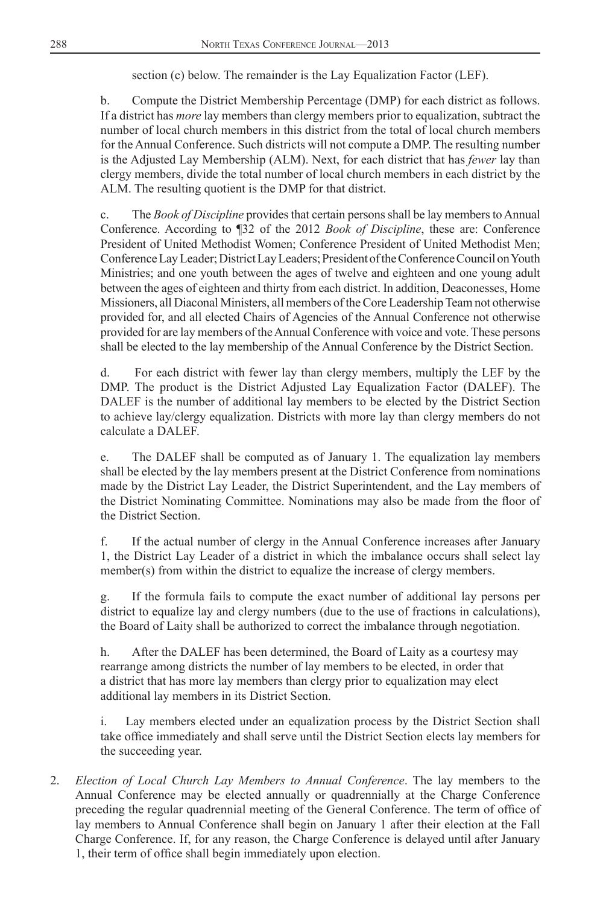section (c) below. The remainder is the Lay Equalization Factor (LEF).

b. Compute the District Membership Percentage (DMP) for each district as follows. If a district has *more* lay members than clergy members prior to equalization, subtract the number of local church members in this district from the total of local church members for the Annual Conference. Such districts will not compute a DMP. The resulting number is the Adjusted Lay Membership (ALM). Next, for each district that has *fewer* lay than clergy members, divide the total number of local church members in each district by the ALM. The resulting quotient is the DMP for that district.

c. The *Book of Discipline* provides that certain persons shall be lay members to Annual Conference. According to ¶32 of the 2012 *Book of Discipline*, these are: Conference President of United Methodist Women; Conference President of United Methodist Men; Conference Lay Leader; District Lay Leaders; President of the Conference Council on Youth Ministries; and one youth between the ages of twelve and eighteen and one young adult between the ages of eighteen and thirty from each district. In addition, Deaconesses, Home Missioners, all Diaconal Ministers, all members of the Core Leadership Team not otherwise provided for, and all elected Chairs of Agencies of the Annual Conference not otherwise provided for are lay members of the Annual Conference with voice and vote. These persons shall be elected to the lay membership of the Annual Conference by the District Section.

d. For each district with fewer lay than clergy members, multiply the LEF by the DMP. The product is the District Adjusted Lay Equalization Factor (DALEF). The DALEF is the number of additional lay members to be elected by the District Section to achieve lay/clergy equalization. Districts with more lay than clergy members do not calculate a DALEF.

e. The DALEF shall be computed as of January 1. The equalization lay members shall be elected by the lay members present at the District Conference from nominations made by the District Lay Leader, the District Superintendent, and the Lay members of the District Nominating Committee. Nominations may also be made from the floor of the District Section.

f. If the actual number of clergy in the Annual Conference increases after January 1, the District Lay Leader of a district in which the imbalance occurs shall select lay member(s) from within the district to equalize the increase of clergy members.

g. If the formula fails to compute the exact number of additional lay persons per district to equalize lay and clergy numbers (due to the use of fractions in calculations), the Board of Laity shall be authorized to correct the imbalance through negotiation.

h. After the DALEF has been determined, the Board of Laity as a courtesy may rearrange among districts the number of lay members to be elected, in order that a district that has more lay members than clergy prior to equalization may elect additional lay members in its District Section.

i. Lay members elected under an equalization process by the District Section shall take office immediately and shall serve until the District Section elects lay members for the succeeding year.

2. *Election of Local Church Lay Members to Annual Conference*. The lay members to the Annual Conference may be elected annually or quadrennially at the Charge Conference preceding the regular quadrennial meeting of the General Conference. The term of office of lay members to Annual Conference shall begin on January 1 after their election at the Fall Charge Conference. If, for any reason, the Charge Conference is delayed until after January 1, their term of office shall begin immediately upon election.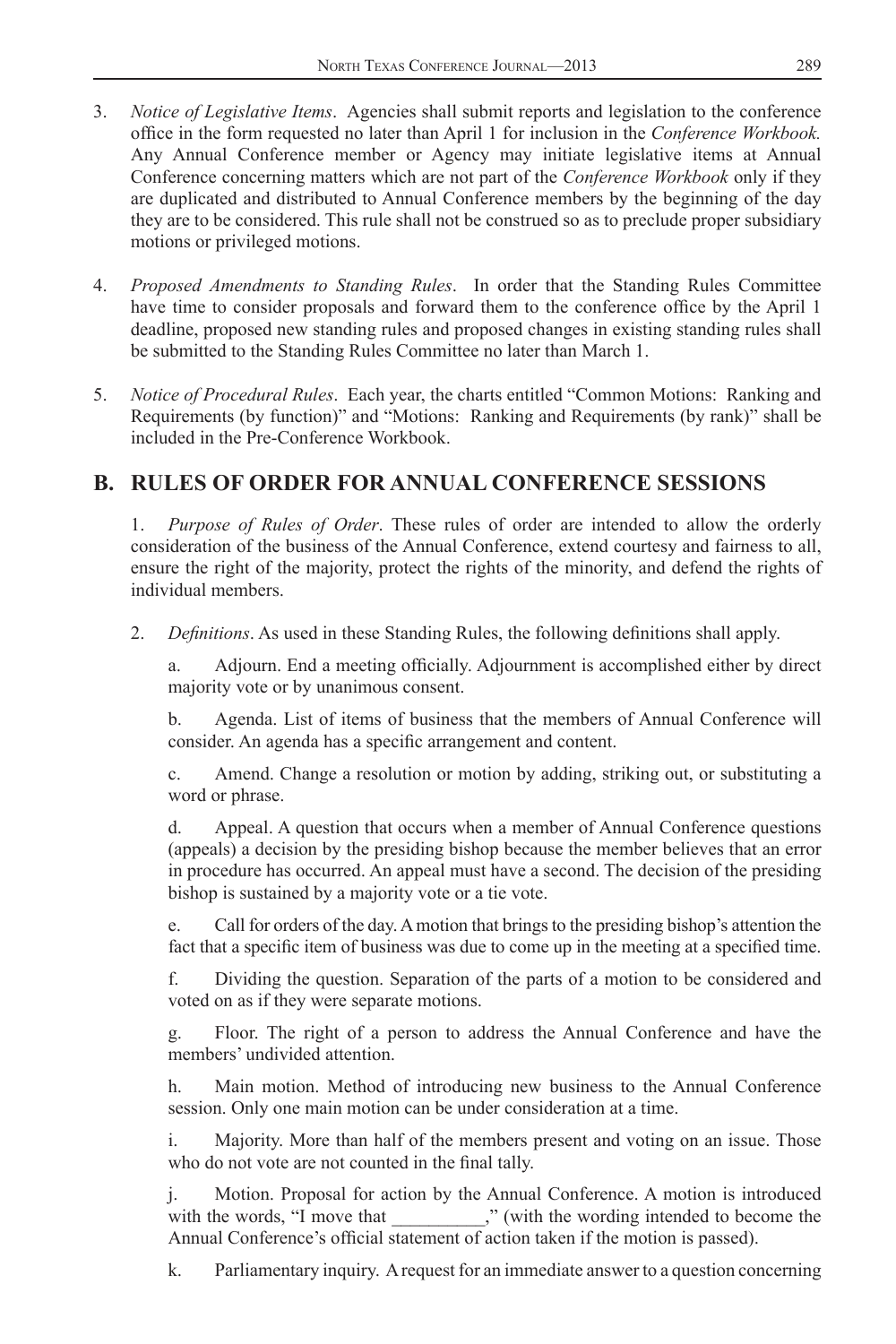3. *Notice of Legislative Items*. Agencies shall submit reports and legislation to the conference office in the form requested no later than April 1 for inclusion in the *Conference Workbook.* Any Annual Conference member or Agency may initiate legislative items at Annual Conference concerning matters which are not part of the *Conference Workbook* only if they are duplicated and distributed to Annual Conference members by the beginning of the day they are to be considered. This rule shall not be construed so as to preclude proper subsidiary motions or privileged motions.

4. *Proposed Amendments to Standing Rules*. In order that the Standing Rules Committee have time to consider proposals and forward them to the conference office by the April 1 deadline, proposed new standing rules and proposed changes in existing standing rules shall be submitted to the Standing Rules Committee no later than March 1.

5. *Notice of Procedural Rules*. Each year, the charts entitled "Common Motions: Ranking and Requirements (by function)" and "Motions: Ranking and Requirements (by rank)" shall be included in the Pre-Conference Workbook.

## B. RULES OF ORDER FOR ANNUAL CONFERENCE SESSIONS

1. *Purpose of Rules of Order*. These rules of order are intended to allow the orderly consideration of the business of the Annual Conference, extend courtesy and fairness to all, ensure the right of the majority, protect the rights of the minority, and defend the rights of individual members.

2. *Definitions*. As used in these Standing Rules, the following definitions shall apply.

   a. Adjourn. End a meeting officially. Adjournment is accomplished either by direct majority vote or by unanimous consent.

   b. Agenda. List of items of business that the members of Annual Conference will consider. An agenda has a specific arrangement and content.

   c. Amend. Change a resolution or motion by adding, striking out, or substituting a word or phrase.

   d. Appeal. A question that occurs when a member of Annual Conference questions (appeals) a decision by the presiding bishop because the member believes that an error in procedure has occurred. An appeal must have a second. The decision of the presiding bishop is sustained by a majority vote or a tie vote.

   e. Call for orders of the day. A motion that brings to the presiding bishop's attention the fact that a specific item of business was due to come up in the meeting at a specified time.

   f. Dividing the question. Separation of the parts of a motion to be considered and voted on as if they were separate motions.

   g. Floor. The right of a person to address the Annual Conference and have the members' undivided attention.

   h. Main motion. Method of introducing new business to the Annual Conference session. Only one main motion can be under consideration at a time.

   i. Majority. More than half of the members present and voting on an issue. Those who do not vote are not counted in the final tally.

   j. Motion. Proposal for action by the Annual Conference. A motion is introduced with the words, "I move that __________," (with the wording intended to become the Annual Conference's official statement of action taken if the motion is passed).

   k. Parliamentary inquiry. A request for an immediate answer to a question concerning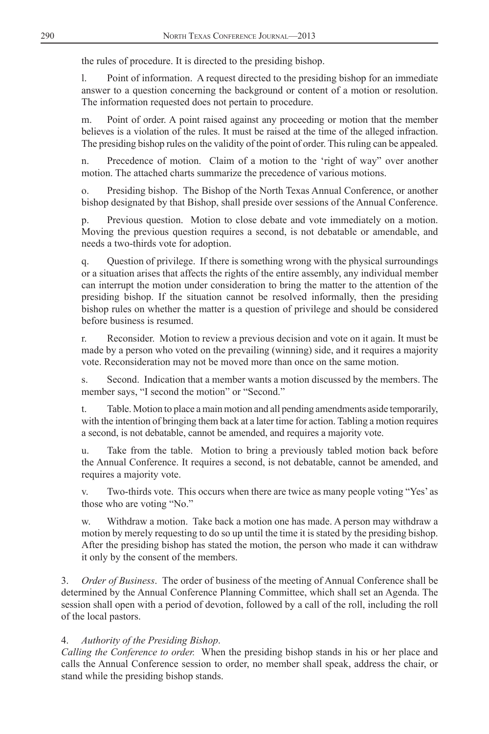the rules of procedure. It is directed to the presiding bishop.

l. Point of information. A request directed to the presiding bishop for an immediate answer to a question concerning the background or content of a motion or resolution. The information requested does not pertain to procedure.

m. Point of order. A point raised against any proceeding or motion that the member believes is a violation of the rules. It must be raised at the time of the alleged infraction. The presiding bishop rules on the validity of the point of order. This ruling can be appealed.

n. Precedence of motion. Claim of a motion to the 'right of way" over another motion. The attached charts summarize the precedence of various motions.

o. Presiding bishop. The Bishop of the North Texas Annual Conference, or another bishop designated by that Bishop, shall preside over sessions of the Annual Conference.

p. Previous question. Motion to close debate and vote immediately on a motion. Moving the previous question requires a second, is not debatable or amendable, and needs a two-thirds vote for adoption.

q. Question of privilege. If there is something wrong with the physical surroundings or a situation arises that affects the rights of the entire assembly, any individual member can interrupt the motion under consideration to bring the matter to the attention of the presiding bishop. If the situation cannot be resolved informally, then the presiding bishop rules on whether the matter is a question of privilege and should be considered before business is resumed.

r. Reconsider. Motion to review a previous decision and vote on it again. It must be made by a person who voted on the prevailing (winning) side, and it requires a majority vote. Reconsideration may not be moved more than once on the same motion.

s. Second. Indication that a member wants a motion discussed by the members. The member says, "I second the motion" or "Second."

t. Table. Motion to place a main motion and all pending amendments aside temporarily, with the intention of bringing them back at a later time for action. Tabling a motion requires a second, is not debatable, cannot be amended, and requires a majority vote.

u. Take from the table. Motion to bring a previously tabled motion back before the Annual Conference. It requires a second, is not debatable, cannot be amended, and requires a majority vote.

v. Two-thirds vote. This occurs when there are twice as many people voting "Yes' as those who are voting "No."

w. Withdraw a motion. Take back a motion one has made. A person may withdraw a motion by merely requesting to do so up until the time it is stated by the presiding bishop. After the presiding bishop has stated the motion, the person who made it can withdraw it only by the consent of the members.

3. *Order of Business*. The order of business of the meeting of Annual Conference shall be determined by the Annual Conference Planning Committee, which shall set an Agenda. The session shall open with a period of devotion, followed by a call of the roll, including the roll of the local pastors.

4. *Authority of the Presiding Bishop*.

*Calling the Conference to order.* When the presiding bishop stands in his or her place and calls the Annual Conference session to order, no member shall speak, address the chair, or stand while the presiding bishop stands.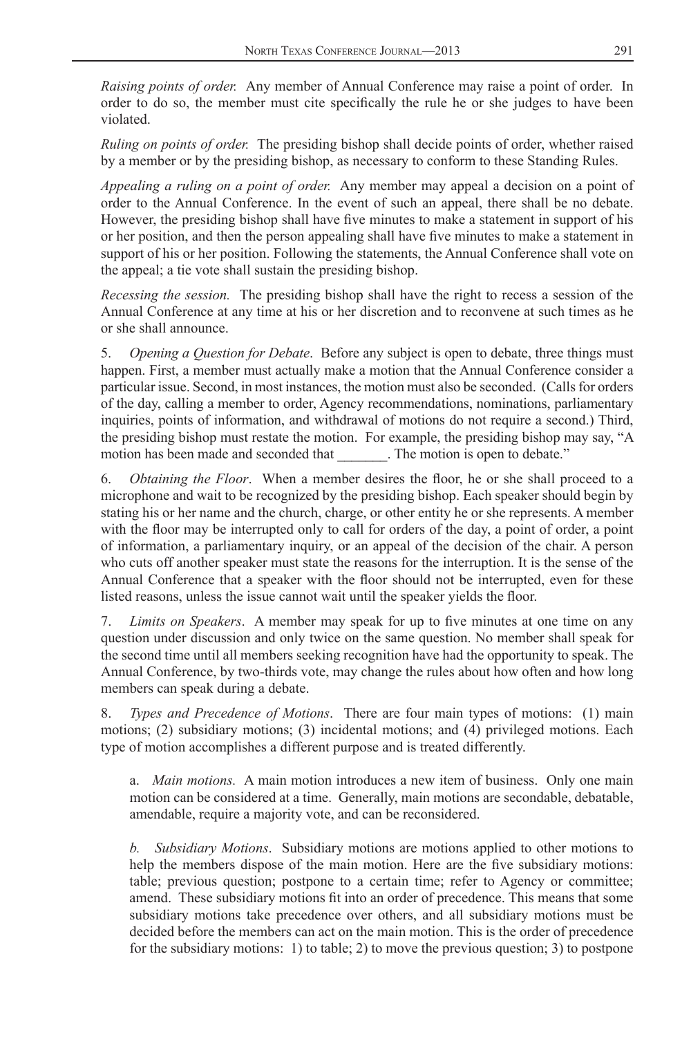*Raising points of order.* Any member of Annual Conference may raise a point of order. In order to do so, the member must cite specifically the rule he or she judges to have been violated.

*Ruling on points of order.* The presiding bishop shall decide points of order, whether raised by a member or by the presiding bishop, as necessary to conform to these Standing Rules.

*Appealing a ruling on a point of order.* Any member may appeal a decision on a point of order to the Annual Conference. In the event of such an appeal, there shall be no debate. However, the presiding bishop shall have five minutes to make a statement in support of his or her position, and then the person appealing shall have five minutes to make a statement in support of his or her position. Following the statements, the Annual Conference shall vote on the appeal; a tie vote shall sustain the presiding bishop.

*Recessing the session.* The presiding bishop shall have the right to recess a session of the Annual Conference at any time at his or her discretion and to reconvene at such times as he or she shall announce.

5. *Opening a Question for Debate*. Before any subject is open to debate, three things must happen. First, a member must actually make a motion that the Annual Conference consider a particular issue. Second, in most instances, the motion must also be seconded. (Calls for orders of the day, calling a member to order, Agency recommendations, nominations, parliamentary inquiries, points of information, and withdrawal of motions do not require a second.) Third, the presiding bishop must restate the motion. For example, the presiding bishop may say, "A motion has been made and seconded that _______. The motion is open to debate."

6. *Obtaining the Floor*. When a member desires the floor, he or she shall proceed to a microphone and wait to be recognized by the presiding bishop. Each speaker should begin by stating his or her name and the church, charge, or other entity he or she represents. A member with the floor may be interrupted only to call for orders of the day, a point of order, a point of information, a parliamentary inquiry, or an appeal of the decision of the chair. A person who cuts off another speaker must state the reasons for the interruption. It is the sense of the Annual Conference that a speaker with the floor should not be interrupted, even for these listed reasons, unless the issue cannot wait until the speaker yields the floor.

7. *Limits on Speakers*. A member may speak for up to five minutes at one time on any question under discussion and only twice on the same question. No member shall speak for the second time until all members seeking recognition have had the opportunity to speak. The Annual Conference, by two-thirds vote, may change the rules about how often and how long members can speak during a debate.

8. *Types and Precedence of Motions*. There are four main types of motions: (1) main motions; (2) subsidiary motions; (3) incidental motions; and (4) privileged motions. Each type of motion accomplishes a different purpose and is treated differently.

a. *Main motions.* A main motion introduces a new item of business. Only one main motion can be considered at a time. Generally, main motions are secondable, debatable, amendable, require a majority vote, and can be reconsidered.

*b. Subsidiary Motions*. Subsidiary motions are motions applied to other motions to help the members dispose of the main motion. Here are the five subsidiary motions: table; previous question; postpone to a certain time; refer to Agency or committee; amend. These subsidiary motions fit into an order of precedence. This means that some subsidiary motions take precedence over others, and all subsidiary motions must be decided before the members can act on the main motion. This is the order of precedence for the subsidiary motions: 1) to table; 2) to move the previous question; 3) to postpone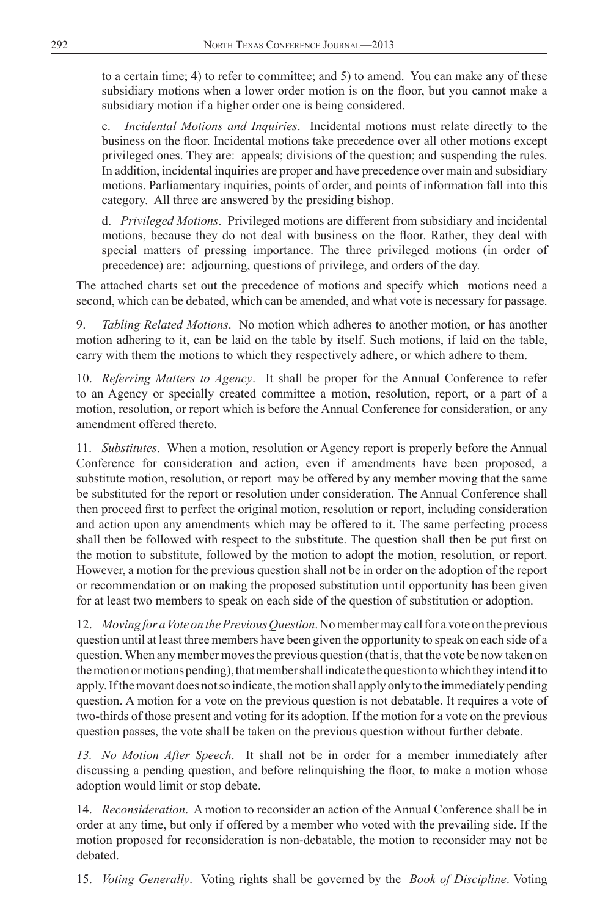to a certain time; 4) to refer to committee; and 5) to amend. You can make any of these subsidiary motions when a lower order motion is on the floor, but you cannot make a subsidiary motion if a higher order one is being considered.

c. *Incidental Motions and Inquiries*. Incidental motions must relate directly to the business on the floor. Incidental motions take precedence over all other motions except privileged ones. They are: appeals; divisions of the question; and suspending the rules. In addition, incidental inquiries are proper and have precedence over main and subsidiary motions. Parliamentary inquiries, points of order, and points of information fall into this category. All three are answered by the presiding bishop.

d. *Privileged Motions*. Privileged motions are different from subsidiary and incidental motions, because they do not deal with business on the floor. Rather, they deal with special matters of pressing importance. The three privileged motions (in order of precedence) are: adjourning, questions of privilege, and orders of the day.

The attached charts set out the precedence of motions and specify which motions need a second, which can be debated, which can be amended, and what vote is necessary for passage.

9. *Tabling Related Motions*. No motion which adheres to another motion, or has another motion adhering to it, can be laid on the table by itself. Such motions, if laid on the table, carry with them the motions to which they respectively adhere, or which adhere to them.

10. *Referring Matters to Agency*. It shall be proper for the Annual Conference to refer to an Agency or specially created committee a motion, resolution, report, or a part of a motion, resolution, or report which is before the Annual Conference for consideration, or any amendment offered thereto.

11. *Substitutes*. When a motion, resolution or Agency report is properly before the Annual Conference for consideration and action, even if amendments have been proposed, a substitute motion, resolution, or report may be offered by any member moving that the same be substituted for the report or resolution under consideration. The Annual Conference shall then proceed first to perfect the original motion, resolution or report, including consideration and action upon any amendments which may be offered to it. The same perfecting process shall then be followed with respect to the substitute. The question shall then be put first on the motion to substitute, followed by the motion to adopt the motion, resolution, or report. However, a motion for the previous question shall not be in order on the adoption of the report or recommendation or on making the proposed substitution until opportunity has been given for at least two members to speak on each side of the question of substitution or adoption.

12. *Moving for a Vote on the Previous Question*. No member may call for a vote on the previous question until at least three members have been given the opportunity to speak on each side of a question. When any member moves the previous question (that is, that the vote be now taken on the motion or motions pending), that member shall indicate the question to which they intend it to apply. If the movant does not so indicate, the motion shall apply only to the immediately pending question. A motion for a vote on the previous question is not debatable. It requires a vote of two-thirds of those present and voting for its adoption. If the motion for a vote on the previous question passes, the vote shall be taken on the previous question without further debate.

*13. No Motion After Speech*. It shall not be in order for a member immediately after discussing a pending question, and before relinquishing the floor, to make a motion whose adoption would limit or stop debate.

14. *Reconsideration*. A motion to reconsider an action of the Annual Conference shall be in order at any time, but only if offered by a member who voted with the prevailing side. If the motion proposed for reconsideration is non-debatable, the motion to reconsider may not be debated.

15. *Voting Generally*. Voting rights shall be governed by the *Book of Discipline*. Voting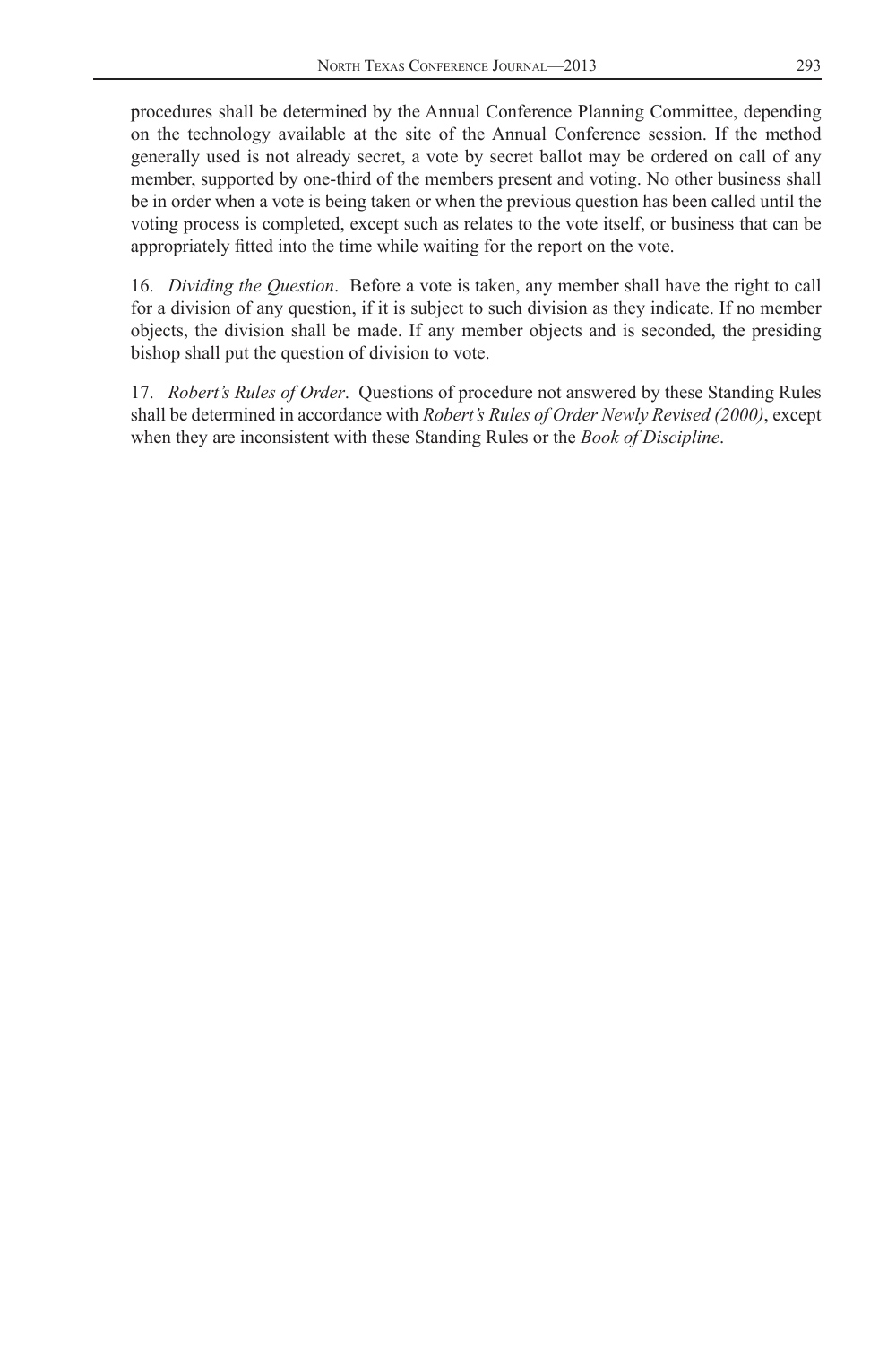procedures shall be determined by the Annual Conference Planning Committee, depending on the technology available at the site of the Annual Conference session. If the method generally used is not already secret, a vote by secret ballot may be ordered on call of any member, supported by one-third of the members present and voting. No other business shall be in order when a vote is being taken or when the previous question has been called until the voting process is completed, except such as relates to the vote itself, or business that can be appropriately fitted into the time while waiting for the report on the vote.

16. *Dividing the Question*. Before a vote is taken, any member shall have the right to call for a division of any question, if it is subject to such division as they indicate. If no member objects, the division shall be made. If any member objects and is seconded, the presiding bishop shall put the question of division to vote.

17. *Robert's Rules of Order*. Questions of procedure not answered by these Standing Rules shall be determined in accordance with *Robert's Rules of Order Newly Revised (2000)*, except when they are inconsistent with these Standing Rules or the *Book of Discipline*.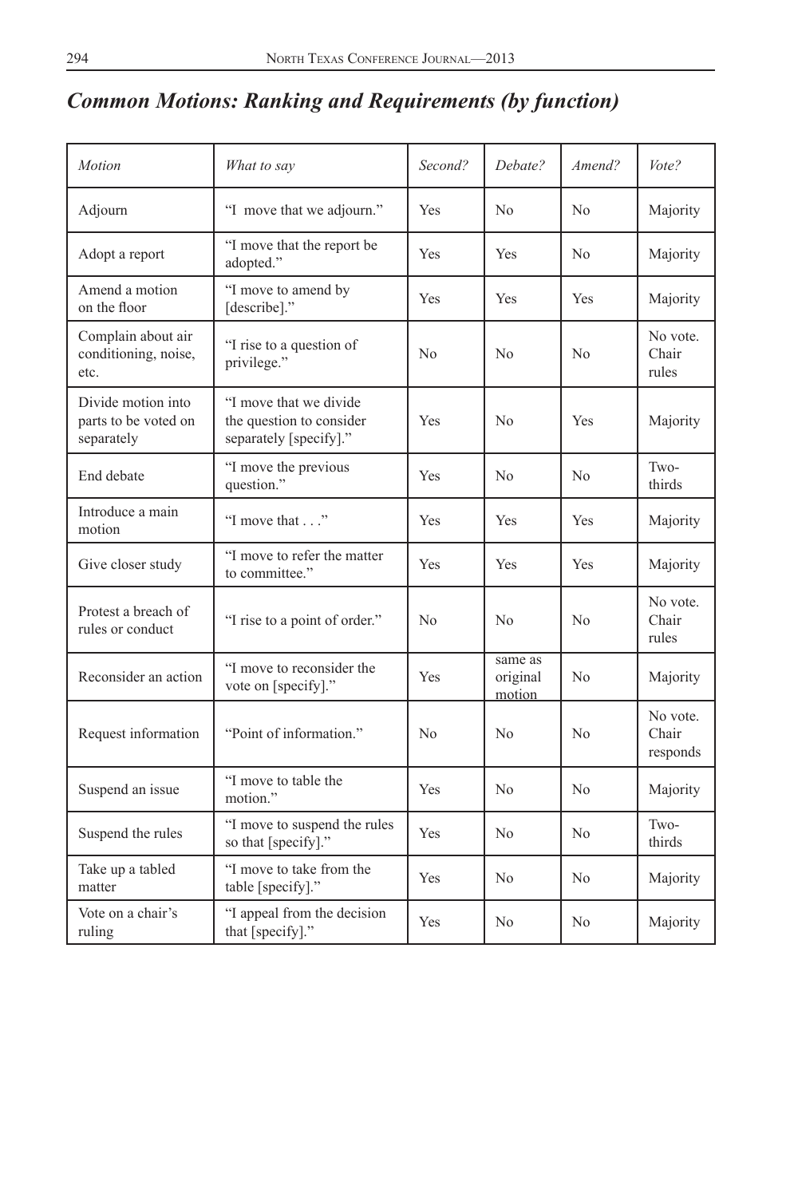## *Common Motions: Ranking and Requirements (by function)*

| *Motion* | *What to say* | *Second?* | *Debate?* | *Amend?* | *Vote?* |
|---|---|---|---|---|---|
| Adjourn | "I move that we adjourn." | Yes | No | No | Majority |
| Adopt a report | "I move that the report be adopted." | Yes | Yes | No | Majority |
| Amend a motion on the floor | "I move to amend by [describe]." | Yes | Yes | Yes | Majority |
| Complain about air conditioning, noise, etc. | "I rise to a question of privilege." | No | No | No | No vote. Chair rules |
| Divide motion into parts to be voted on separately | "I move that we divide the question to consider separately [specify]." | Yes | No | Yes | Majority |
| End debate | "I move the previous question." | Yes | No | No | Two-thirds |
| Introduce a main motion | "I move that . . ." | Yes | Yes | Yes | Majority |
| Give closer study | "I move to refer the matter to committee." | Yes | Yes | Yes | Majority |
| Protest a breach of rules or conduct | "I rise to a point of order." | No | No | No | No vote. Chair rules |
| Reconsider an action | "I move to reconsider the vote on [specify]." | Yes | same as original motion | No | Majority |
| Request information | "Point of information." | No | No | No | No vote. Chair responds |
| Suspend an issue | "I move to table the motion." | Yes | No | No | Majority |
| Suspend the rules | "I move to suspend the rules so that [specify]." | Yes | No | No | Two-thirds |
| Take up a tabled matter | "I move to take from the table [specify]." | Yes | No | No | Majority |
| Vote on a chair's ruling | "I appeal from the decision that [specify]." | Yes | No | No | Majority |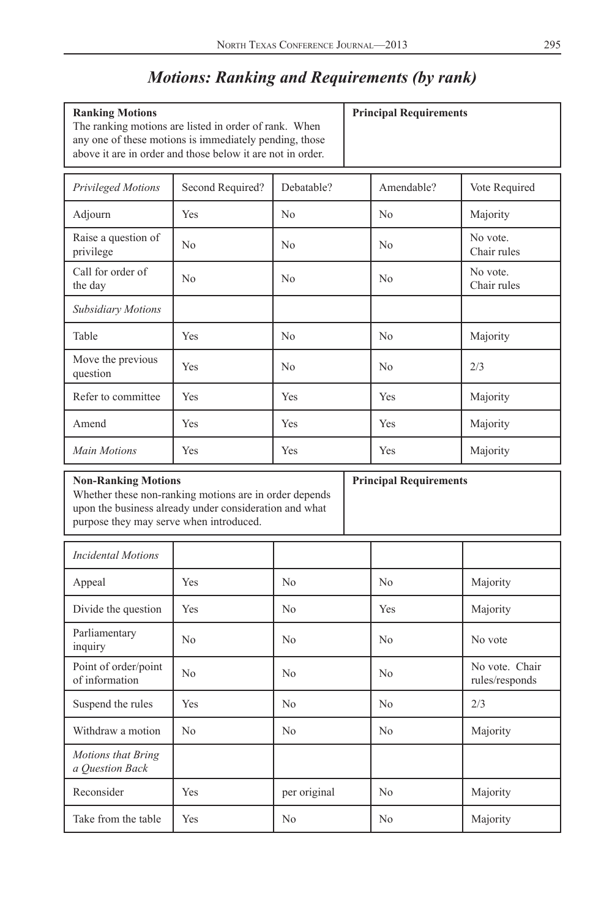# *Motions: Ranking and Requirements (by rank)*

| **Ranking Motions**<br>The ranking motions are listed in order of rank. When any one of these motions is immediately pending, those above it are in order and those below it are not in order. | **Principal Requirements** | | | |
|---|---|---|---|---|
| *Privileged Motions* | Second Required? | Debatable? | Amendable? | Vote Required |
| Adjourn | Yes | No | No | Majority |
| Raise a question of privilege | No | No | No | No vote. Chair rules |
| Call for order of the day | No | No | No | No vote. Chair rules |
| *Subsidiary Motions* | | | | |
| Table | Yes | No | No | Majority |
| Move the previous question | Yes | No | No | 2/3 |
| Refer to committee | Yes | Yes | Yes | Majority |
| Amend | Yes | Yes | Yes | Majority |
| *Main Motions* | Yes | Yes | Yes | Majority |

| **Non-Ranking Motions**<br>Whether these non-ranking motions are in order depends upon the business already under consideration and what purpose they may serve when introduced. | **Principal Requirements** | | | |
|---|---|---|---|---|
| *Incidental Motions* | | | | |
| Appeal | Yes | No | No | Majority |
| Divide the question | Yes | No | Yes | Majority |
| Parliamentary inquiry | No | No | No | No vote |
| Point of order/point of information | No | No | No | No vote. Chair rules/responds |
| Suspend the rules | Yes | No | No | 2/3 |
| Withdraw a motion | No | No | No | Majority |
| *Motions that Bring a Question Back* | | | | |
| Reconsider | Yes | per original | No | Majority |
| Take from the table | Yes | No | No | Majority |